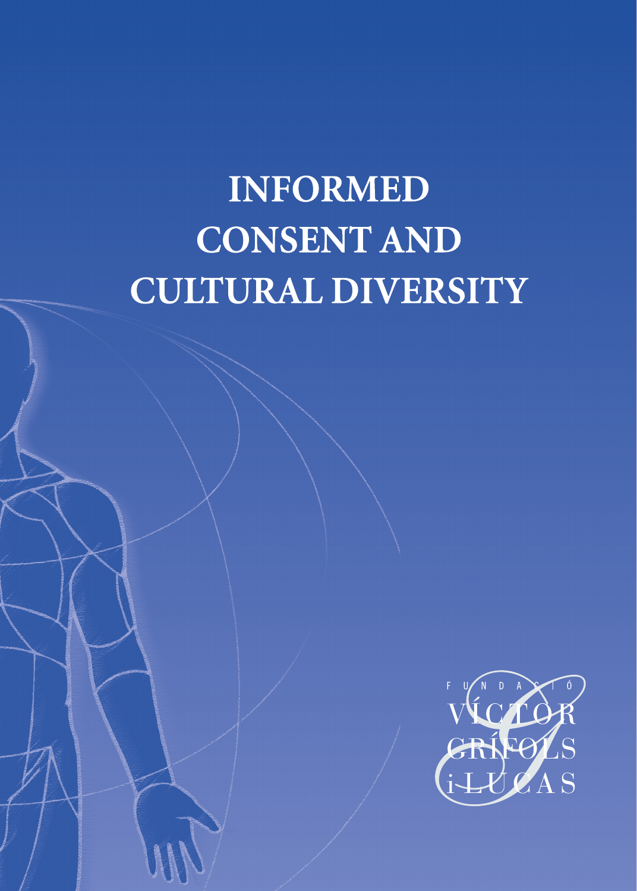# INFORMED CONSENT AND CULTURAL DIVERSITY

FUNDACIÓ VÍCTOR GRÍFOLS i LUCAS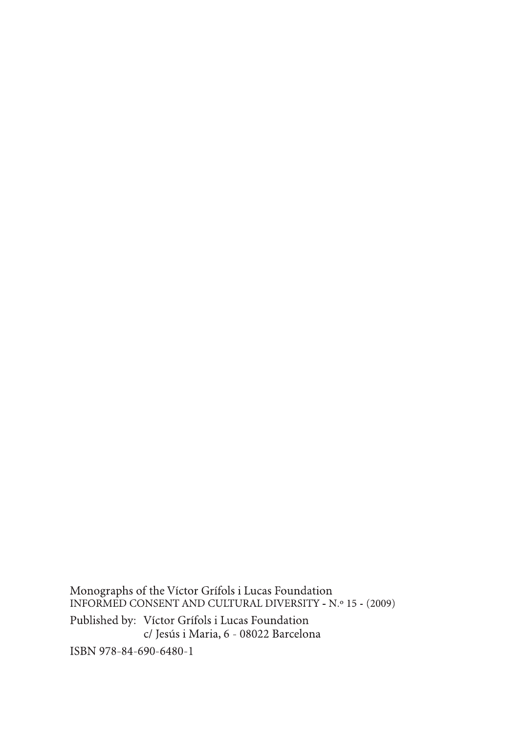Monographs of the Víctor Grífols i Lucas Foundation
INFORMED CONSENT AND CULTURAL DIVERSITY - N.º 15 - (2009)

Published by: Víctor Grífols i Lucas Foundation
c/ Jesús i Maria, 6 - 08022 Barcelona

ISBN 978-84-690-6480-1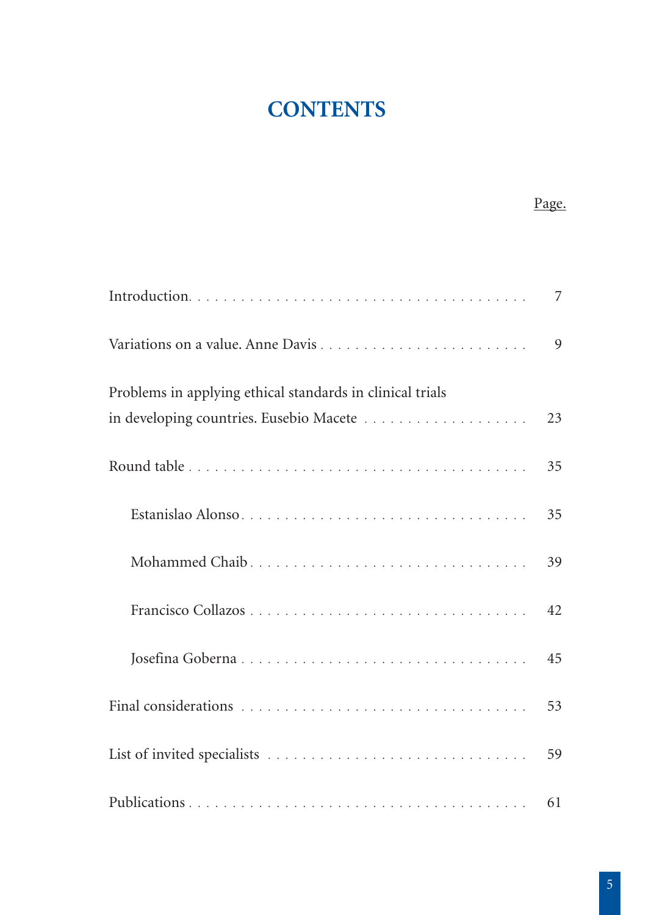# CONTENTS

| | Page. |
|---|---|
| Introduction | 7 |
| Variations on a value. Anne Davis | 9 |
| Problems in applying ethical standards in clinical trials in developing countries. Eusebio Macete | 23 |
| Round table | 35 |
| Estanislao Alonso | 35 |
| Mohammed Chaib | 39 |
| Francisco Collazos | 42 |
| Josefina Goberna | 45 |
| Final considerations | 53 |
| List of invited specialists | 59 |
| Publications | 61 |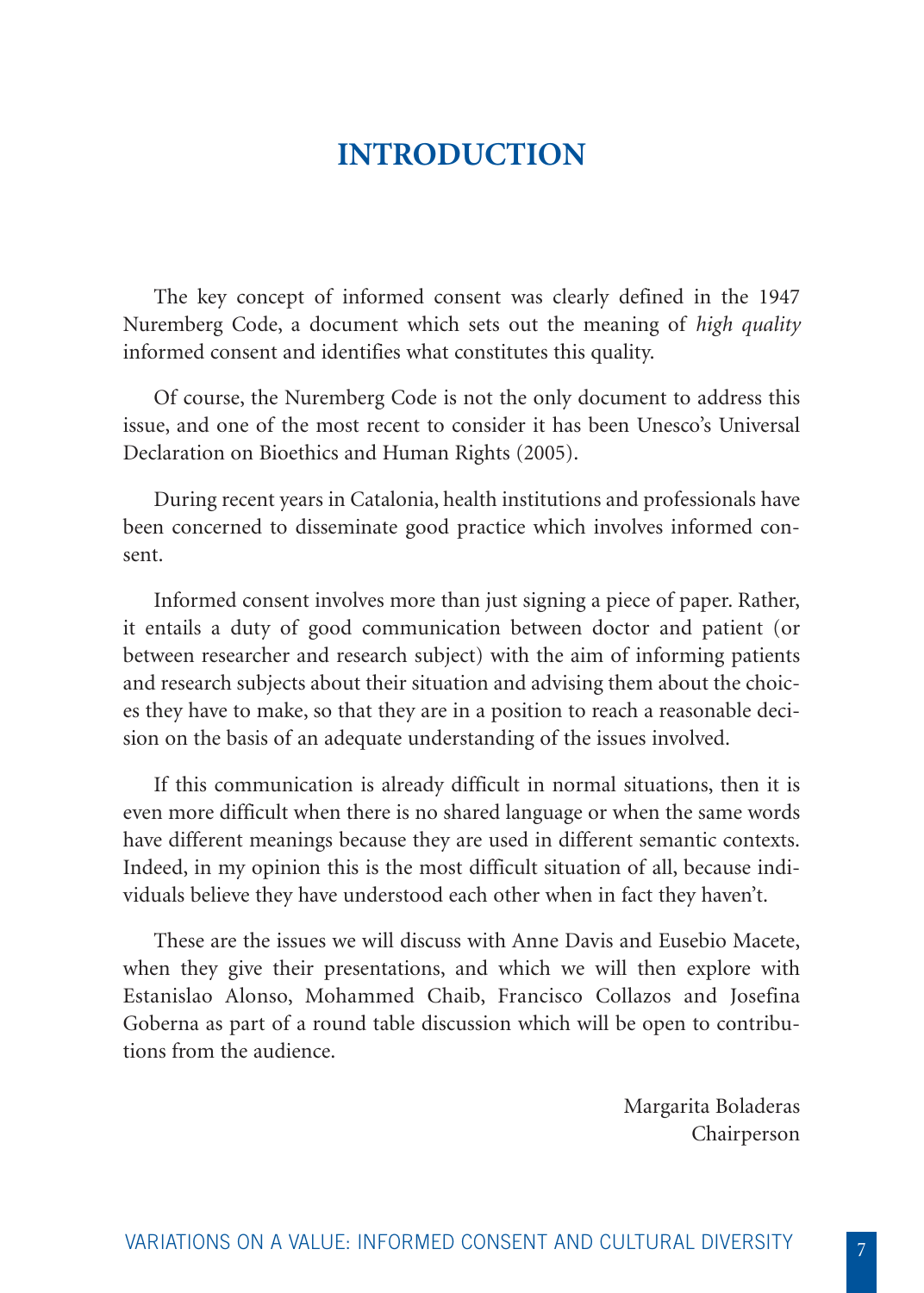# INTRODUCTION

The key concept of informed consent was clearly defined in the 1947 Nuremberg Code, a document which sets out the meaning of *high quality* informed consent and identifies what constitutes this quality.

Of course, the Nuremberg Code is not the only document to address this issue, and one of the most recent to consider it has been Unesco's Universal Declaration on Bioethics and Human Rights (2005).

During recent years in Catalonia, health institutions and professionals have been concerned to disseminate good practice which involves informed consent.

Informed consent involves more than just signing a piece of paper. Rather, it entails a duty of good communication between doctor and patient (or between researcher and research subject) with the aim of informing patients and research subjects about their situation and advising them about the choices they have to make, so that they are in a position to reach a reasonable decision on the basis of an adequate understanding of the issues involved.

If this communication is already difficult in normal situations, then it is even more difficult when there is no shared language or when the same words have different meanings because they are used in different semantic contexts. Indeed, in my opinion this is the most difficult situation of all, because individuals believe they have understood each other when in fact they haven't.

These are the issues we will discuss with Anne Davis and Eusebio Macete, when they give their presentations, and which we will then explore with Estanislao Alonso, Mohammed Chaib, Francisco Collazos and Josefina Goberna as part of a round table discussion which will be open to contributions from the audience.

Margarita Boladeras
Chairperson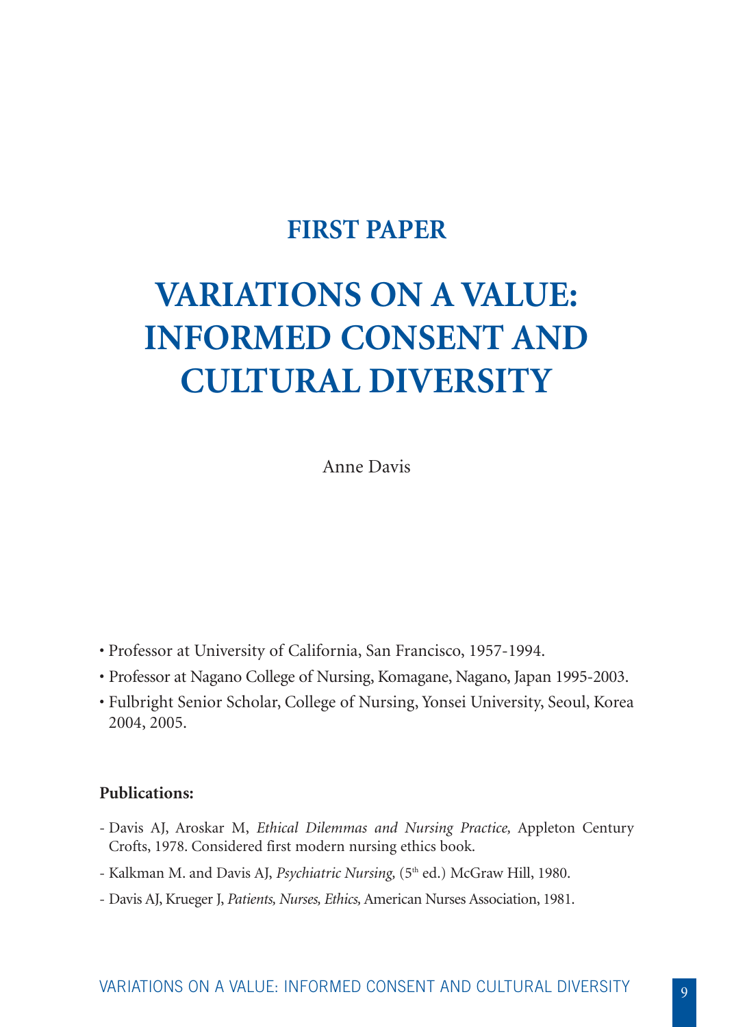## FIRST PAPER

# VARIATIONS ON A VALUE: INFORMED CONSENT AND CULTURAL DIVERSITY

Anne Davis

- Professor at University of California, San Francisco, 1957-1994.
- Professor at Nagano College of Nursing, Komagane, Nagano, Japan 1995-2003.
- Fulbright Senior Scholar, College of Nursing, Yonsei University, Seoul, Korea 2004, 2005.

**Publications:**

- Davis AJ, Aroskar M, *Ethical Dilemmas and Nursing Practice,* Appleton Century Crofts, 1978. Considered first modern nursing ethics book.
- Kalkman M. and Davis AJ, *Psychiatric Nursing,* (5th ed.) McGraw Hill, 1980.
- Davis AJ, Krueger J, *Patients, Nurses, Ethics,* American Nurses Association, 1981.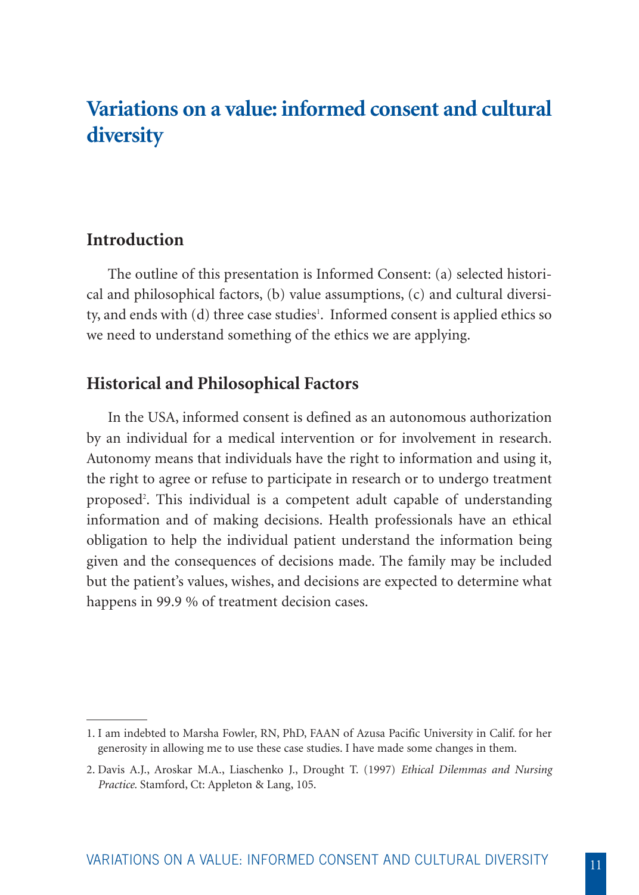# Variations on a value: informed consent and cultural diversity

## Introduction

The outline of this presentation is Informed Consent: (a) selected historical and philosophical factors, (b) value assumptions, (c) and cultural diversity, and ends with (d) three case studies[1]. Informed consent is applied ethics so we need to understand something of the ethics we are applying.

## Historical and Philosophical Factors

In the USA, informed consent is defined as an autonomous authorization by an individual for a medical intervention or for involvement in research. Autonomy means that individuals have the right to information and using it, the right to agree or refuse to participate in research or to undergo treatment proposed[2]. This individual is a competent adult capable of understanding information and of making decisions. Health professionals have an ethical obligation to help the individual patient understand the information being given and the consequences of decisions made. The family may be included but the patient's values, wishes, and decisions are expected to determine what happens in 99.9 % of treatment decision cases.

---

1. I am indebted to Marsha Fowler, RN, PhD, FAAN of Azusa Pacific University in Calif. for her generosity in allowing me to use these case studies. I have made some changes in them.

2. Davis A.J., Aroskar M.A., Liaschenko J., Drought T. (1997) *Ethical Dilemmas and Nursing Practice*. Stamford, Ct: Appleton & Lang, 105.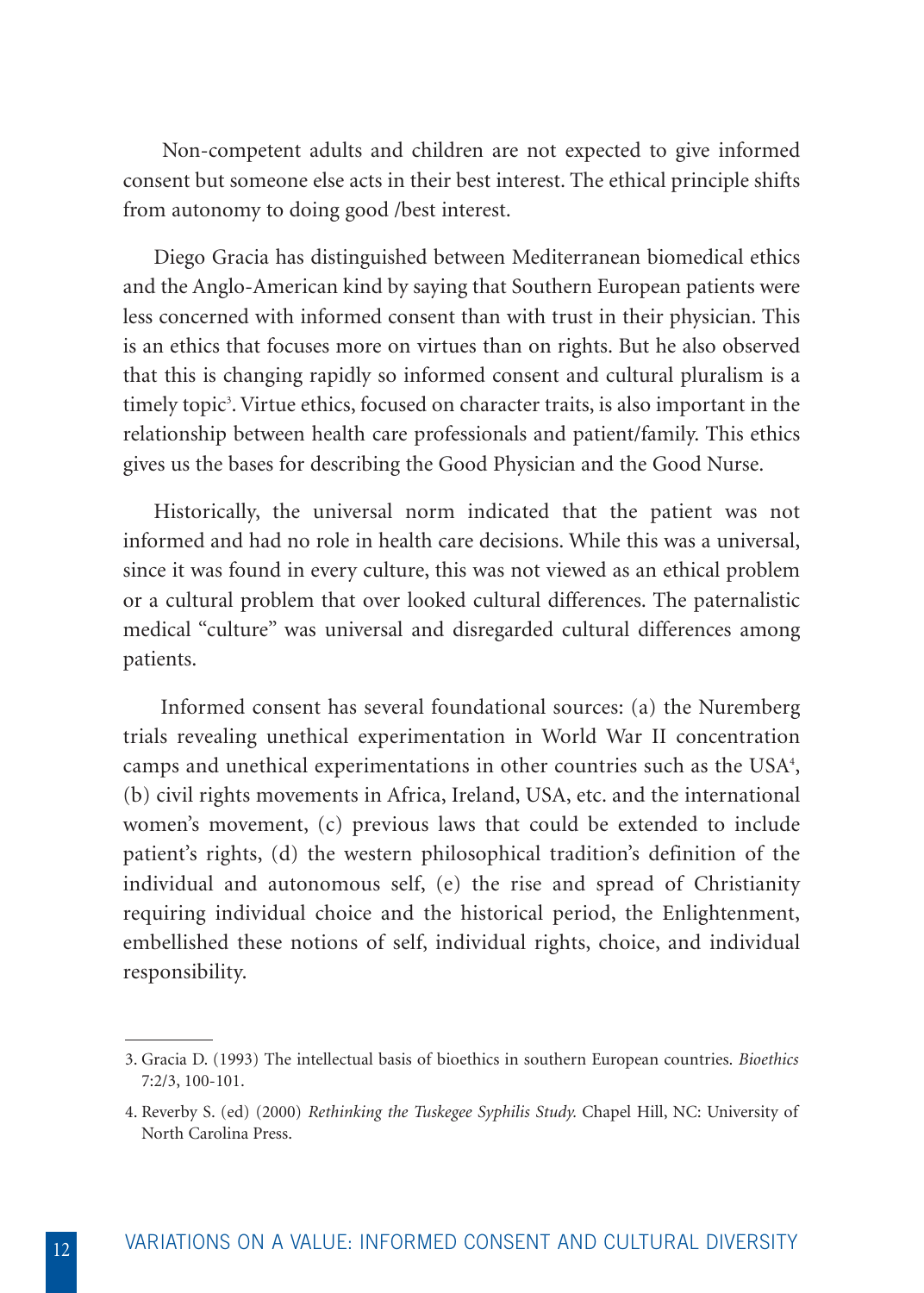Non-competent adults and children are not expected to give informed consent but someone else acts in their best interest. The ethical principle shifts from autonomy to doing good /best interest.

Diego Gracia has distinguished between Mediterranean biomedical ethics and the Anglo-American kind by saying that Southern European patients were less concerned with informed consent than with trust in their physician. This is an ethics that focuses more on virtues than on rights. But he also observed that this is changing rapidly so informed consent and cultural pluralism is a timely topic[3]. Virtue ethics, focused on character traits, is also important in the relationship between health care professionals and patient/family. This ethics gives us the bases for describing the Good Physician and the Good Nurse.

Historically, the universal norm indicated that the patient was not informed and had no role in health care decisions. While this was a universal, since it was found in every culture, this was not viewed as an ethical problem or a cultural problem that over looked cultural differences. The paternalistic medical "culture" was universal and disregarded cultural differences among patients.

Informed consent has several foundational sources: (a) the Nuremberg trials revealing unethical experimentation in World War II concentration camps and unethical experimentations in other countries such as the USA[4], (b) civil rights movements in Africa, Ireland, USA, etc. and the international women's movement, (c) previous laws that could be extended to include patient's rights, (d) the western philosophical tradition's definition of the individual and autonomous self, (e) the rise and spread of Christianity requiring individual choice and the historical period, the Enlightenment, embellished these notions of self, individual rights, choice, and individual responsibility.

---

3. Gracia D. (1993) The intellectual basis of bioethics in southern European countries. *Bioethics* 7:2/3, 100-101.

4. Reverby S. (ed) (2000) *Rethinking the Tuskegee Syphilis Study.* Chapel Hill, NC: University of North Carolina Press.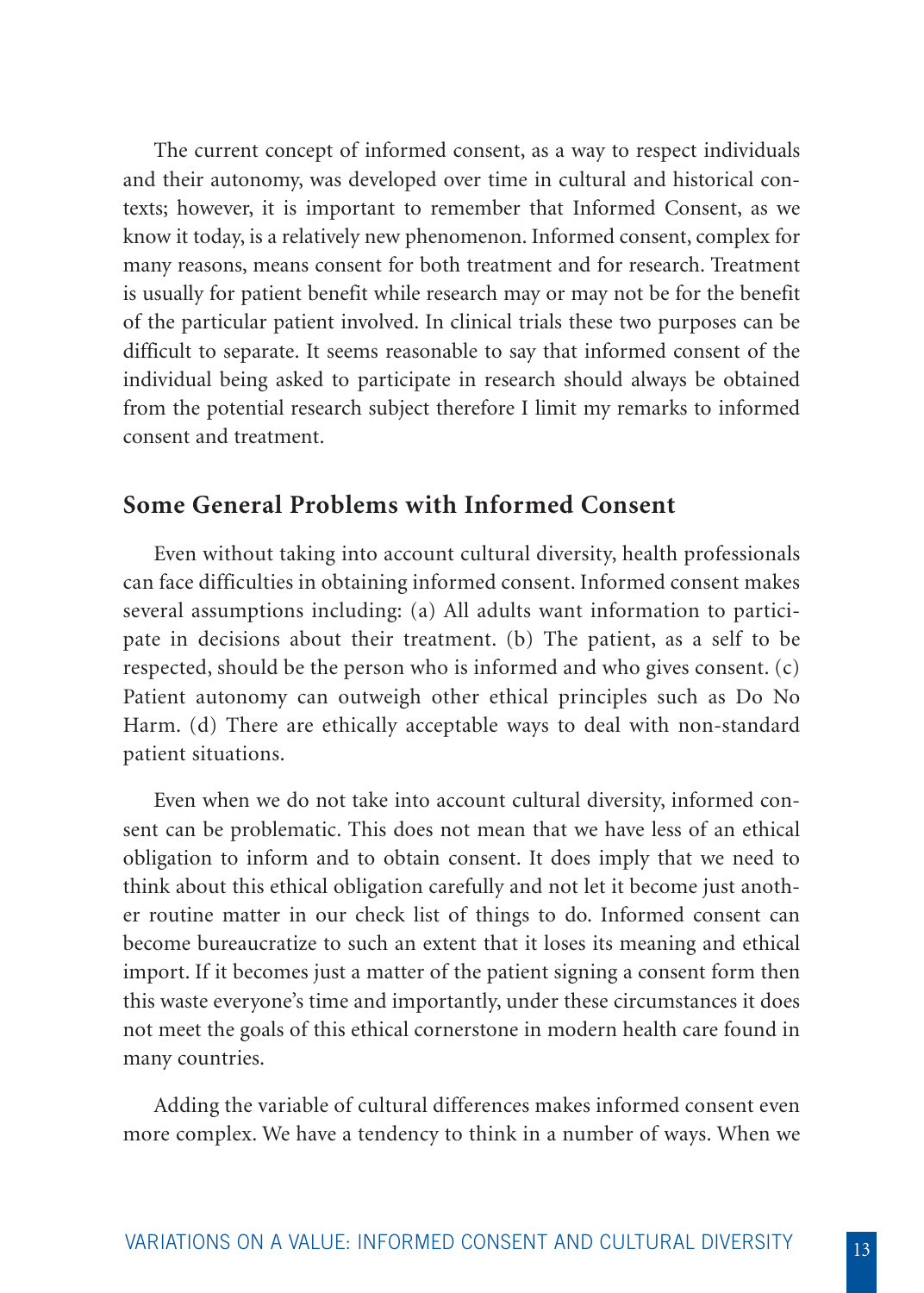The current concept of informed consent, as a way to respect individuals and their autonomy, was developed over time in cultural and historical contexts; however, it is important to remember that Informed Consent, as we know it today, is a relatively new phenomenon. Informed consent, complex for many reasons, means consent for both treatment and for research. Treatment is usually for patient benefit while research may or may not be for the benefit of the particular patient involved. In clinical trials these two purposes can be difficult to separate. It seems reasonable to say that informed consent of the individual being asked to participate in research should always be obtained from the potential research subject therefore I limit my remarks to informed consent and treatment.

## Some General Problems with Informed Consent

Even without taking into account cultural diversity, health professionals can face difficulties in obtaining informed consent. Informed consent makes several assumptions including: (a) All adults want information to participate in decisions about their treatment. (b) The patient, as a self to be respected, should be the person who is informed and who gives consent. (c) Patient autonomy can outweigh other ethical principles such as Do No Harm. (d) There are ethically acceptable ways to deal with non-standard patient situations.

Even when we do not take into account cultural diversity, informed consent can be problematic. This does not mean that we have less of an ethical obligation to inform and to obtain consent. It does imply that we need to think about this ethical obligation carefully and not let it become just another routine matter in our check list of things to do. Informed consent can become bureaucratize to such an extent that it loses its meaning and ethical import. If it becomes just a matter of the patient signing a consent form then this waste everyone's time and importantly, under these circumstances it does not meet the goals of this ethical cornerstone in modern health care found in many countries.

Adding the variable of cultural differences makes informed consent even more complex. We have a tendency to think in a number of ways. When we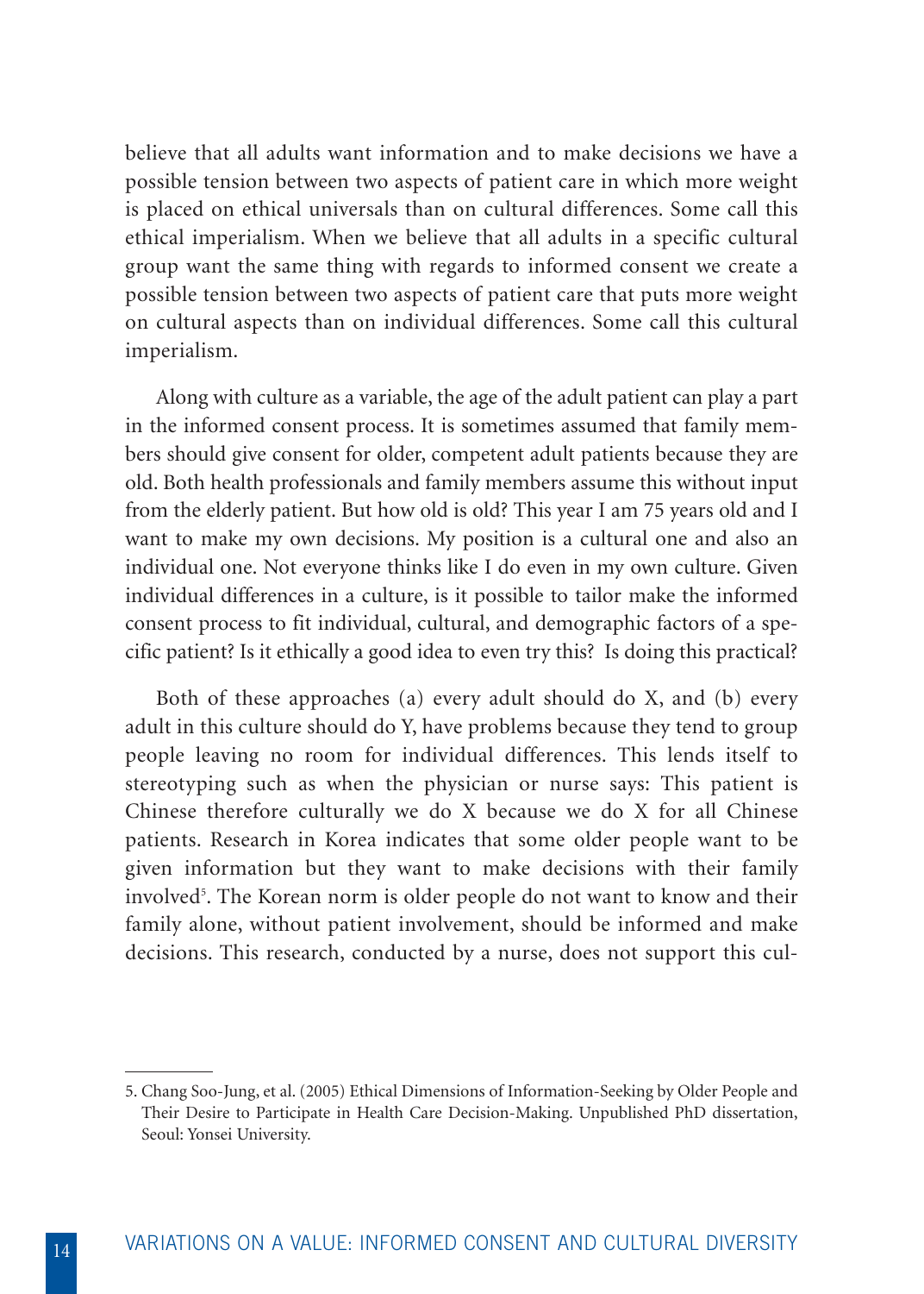believe that all adults want information and to make decisions we have a possible tension between two aspects of patient care in which more weight is placed on ethical universals than on cultural differences. Some call this ethical imperialism. When we believe that all adults in a specific cultural group want the same thing with regards to informed consent we create a possible tension between two aspects of patient care that puts more weight on cultural aspects than on individual differences. Some call this cultural imperialism.

Along with culture as a variable, the age of the adult patient can play a part in the informed consent process. It is sometimes assumed that family members should give consent for older, competent adult patients because they are old. Both health professionals and family members assume this without input from the elderly patient. But how old is old? This year I am 75 years old and I want to make my own decisions. My position is a cultural one and also an individual one. Not everyone thinks like I do even in my own culture. Given individual differences in a culture, is it possible to tailor make the informed consent process to fit individual, cultural, and demographic factors of a specific patient? Is it ethically a good idea to even try this? Is doing this practical?

Both of these approaches (a) every adult should do X, and (b) every adult in this culture should do Y, have problems because they tend to group people leaving no room for individual differences. This lends itself to stereotyping such as when the physician or nurse says: This patient is Chinese therefore culturally we do X because we do X for all Chinese patients. Research in Korea indicates that some older people want to be given information but they want to make decisions with their family involved[5]. The Korean norm is older people do not want to know and their family alone, without patient involvement, should be informed and make decisions. This research, conducted by a nurse, does not support this cul-

5. Chang Soo-Jung, et al. (2005) Ethical Dimensions of Information-Seeking by Older People and Their Desire to Participate in Health Care Decision-Making. Unpublished PhD dissertation, Seoul: Yonsei University.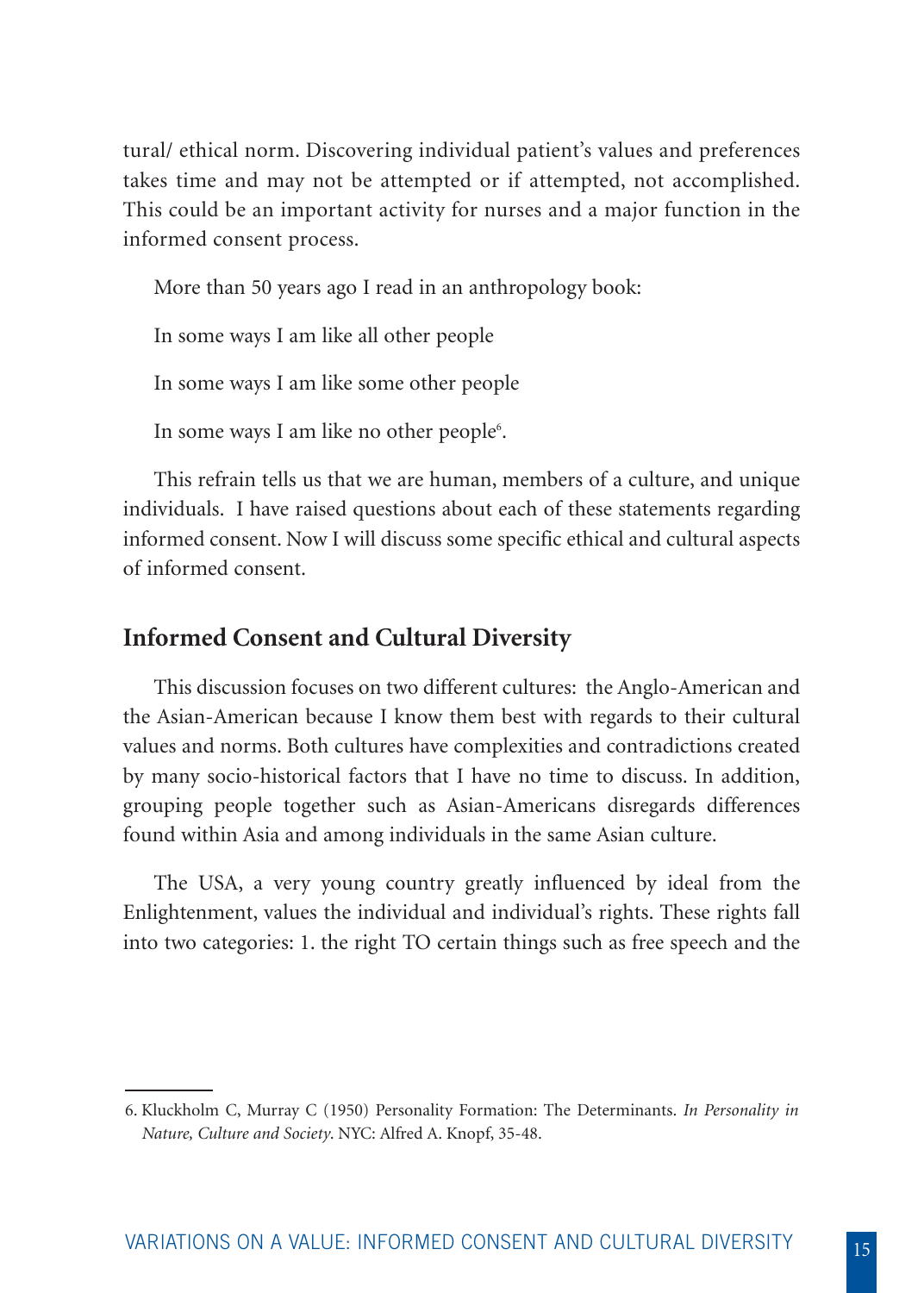tural/ ethical norm. Discovering individual patient's values and preferences takes time and may not be attempted or if attempted, not accomplished. This could be an important activity for nurses and a major function in the informed consent process.

More than 50 years ago I read in an anthropology book:

In some ways I am like all other people

In some ways I am like some other people

In some ways I am like no other people[6].

This refrain tells us that we are human, members of a culture, and unique individuals. I have raised questions about each of these statements regarding informed consent. Now I will discuss some specific ethical and cultural aspects of informed consent.

## Informed Consent and Cultural Diversity

This discussion focuses on two different cultures: the Anglo-American and the Asian-American because I know them best with regards to their cultural values and norms. Both cultures have complexities and contradictions created by many socio-historical factors that I have no time to discuss. In addition, grouping people together such as Asian-Americans disregards differences found within Asia and among individuals in the same Asian culture.

The USA, a very young country greatly influenced by ideal from the Enlightenment, values the individual and individual's rights. These rights fall into two categories: 1. the right TO certain things such as free speech and the

---

6. Kluckholm C, Murray C (1950) Personality Formation: The Determinants. *In Personality in Nature, Culture and Society*. NYC: Alfred A. Knopf, 35-48.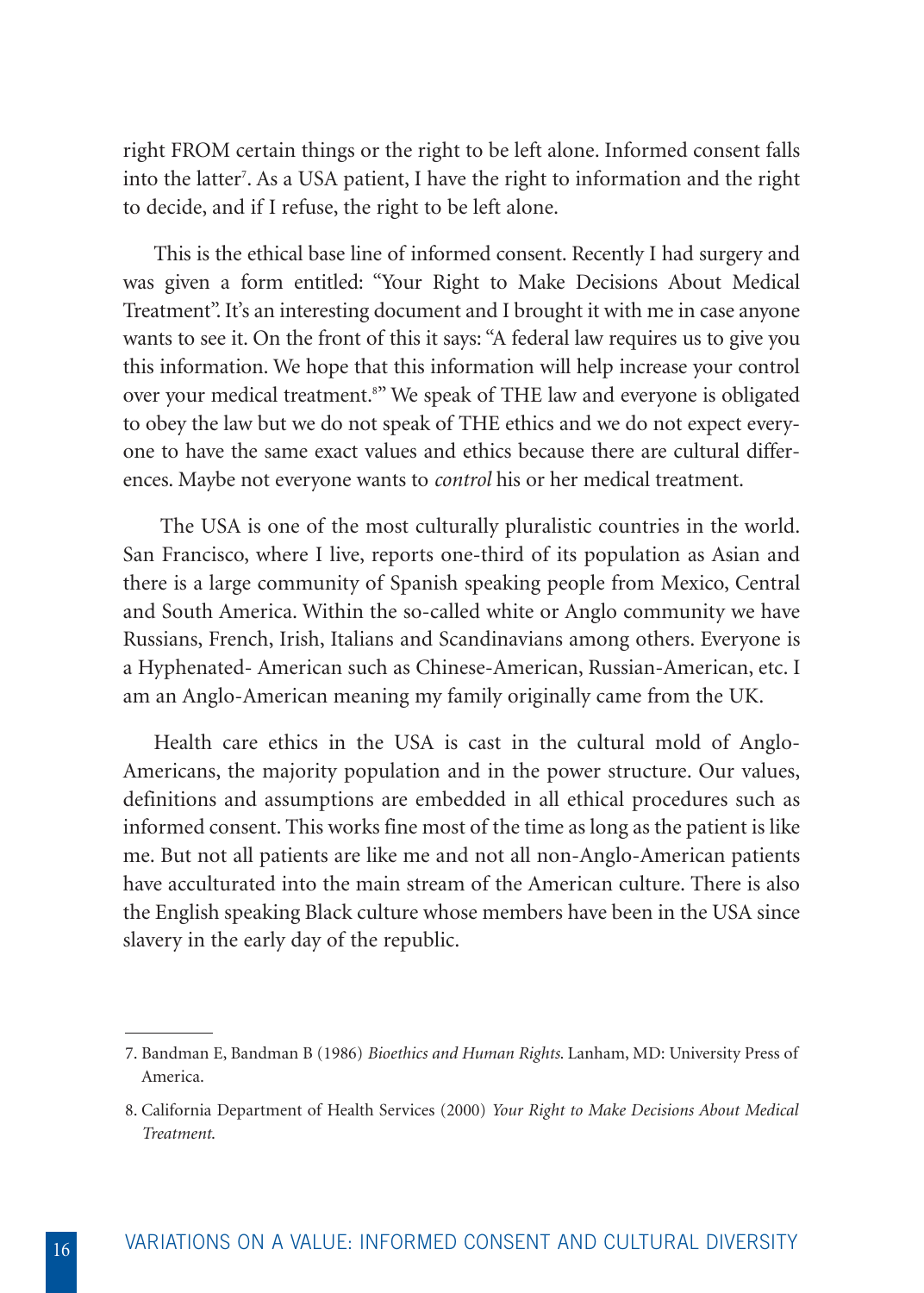right FROM certain things or the right to be left alone. Informed consent falls into the latter[7]. As a USA patient, I have the right to information and the right to decide, and if I refuse, the right to be left alone.

This is the ethical base line of informed consent. Recently I had surgery and was given a form entitled: "Your Right to Make Decisions About Medical Treatment". It's an interesting document and I brought it with me in case anyone wants to see it. On the front of this it says: "A federal law requires us to give you this information. We hope that this information will help increase your control over your medical treatment.[8]" We speak of THE law and everyone is obligated to obey the law but we do not speak of THE ethics and we do not expect everyone to have the same exact values and ethics because there are cultural differences. Maybe not everyone wants to *control* his or her medical treatment.

The USA is one of the most culturally pluralistic countries in the world. San Francisco, where I live, reports one-third of its population as Asian and there is a large community of Spanish speaking people from Mexico, Central and South America. Within the so-called white or Anglo community we have Russians, French, Irish, Italians and Scandinavians among others. Everyone is a Hyphenated- American such as Chinese-American, Russian-American, etc. I am an Anglo-American meaning my family originally came from the UK.

Health care ethics in the USA is cast in the cultural mold of Anglo-Americans, the majority population and in the power structure. Our values, definitions and assumptions are embedded in all ethical procedures such as informed consent. This works fine most of the time as long as the patient is like me. But not all patients are like me and not all non-Anglo-American patients have acculturated into the main stream of the American culture. There is also the English speaking Black culture whose members have been in the USA since slavery in the early day of the republic.

---

7. Bandman E, Bandman B (1986) *Bioethics and Human Rights.* Lanham, MD: University Press of America.

8. California Department of Health Services (2000) *Your Right to Make Decisions About Medical Treatment.*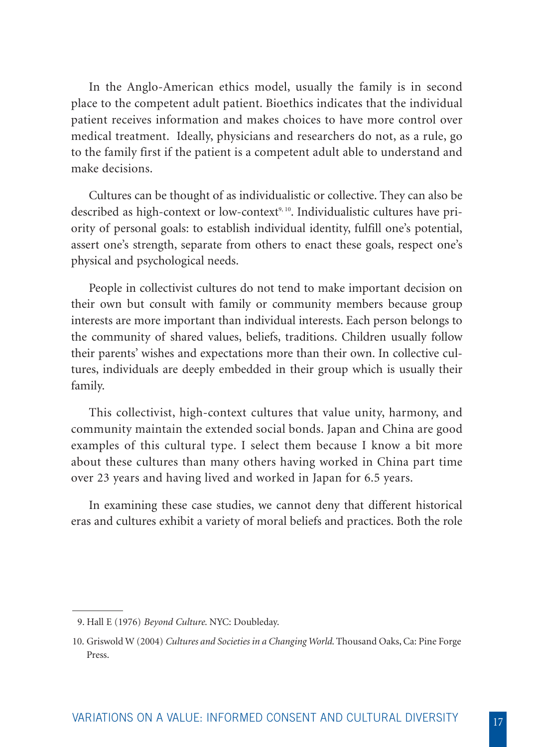In the Anglo-American ethics model, usually the family is in second place to the competent adult patient. Bioethics indicates that the individual patient receives information and makes choices to have more control over medical treatment. Ideally, physicians and researchers do not, as a rule, go to the family first if the patient is a competent adult able to understand and make decisions.

Cultures can be thought of as individualistic or collective. They can also be described as high-context or low-context[9, 10]. Individualistic cultures have priority of personal goals: to establish individual identity, fulfill one's potential, assert one's strength, separate from others to enact these goals, respect one's physical and psychological needs.

People in collectivist cultures do not tend to make important decision on their own but consult with family or community members because group interests are more important than individual interests. Each person belongs to the community of shared values, beliefs, traditions. Children usually follow their parents' wishes and expectations more than their own. In collective cultures, individuals are deeply embedded in their group which is usually their family.

This collectivist, high-context cultures that value unity, harmony, and community maintain the extended social bonds. Japan and China are good examples of this cultural type. I select them because I know a bit more about these cultures than many others having worked in China part time over 23 years and having lived and worked in Japan for 6.5 years.

In examining these case studies, we cannot deny that different historical eras and cultures exhibit a variety of moral beliefs and practices. Both the role

9. Hall E (1976) *Beyond Culture*. NYC: Doubleday.

10. Griswold W (2004) *Cultures and Societies in a Changing World*. Thousand Oaks, Ca: Pine Forge Press.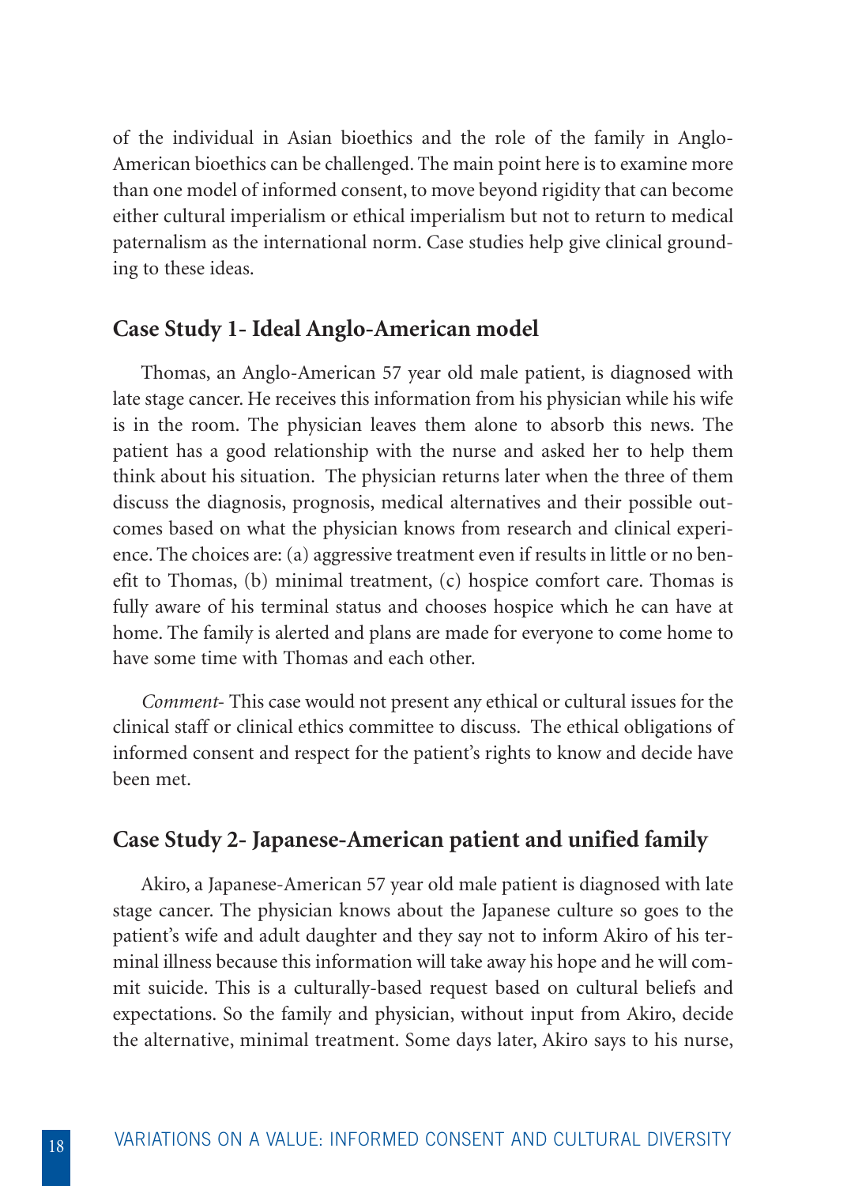of the individual in Asian bioethics and the role of the family in Anglo-American bioethics can be challenged. The main point here is to examine more than one model of informed consent, to move beyond rigidity that can become either cultural imperialism or ethical imperialism but not to return to medical paternalism as the international norm. Case studies help give clinical grounding to these ideas.

## Case Study 1- Ideal Anglo-American model

Thomas, an Anglo-American 57 year old male patient, is diagnosed with late stage cancer. He receives this information from his physician while his wife is in the room. The physician leaves them alone to absorb this news. The patient has a good relationship with the nurse and asked her to help them think about his situation. The physician returns later when the three of them discuss the diagnosis, prognosis, medical alternatives and their possible outcomes based on what the physician knows from research and clinical experience. The choices are: (a) aggressive treatment even if results in little or no benefit to Thomas, (b) minimal treatment, (c) hospice comfort care. Thomas is fully aware of his terminal status and chooses hospice which he can have at home. The family is alerted and plans are made for everyone to come home to have some time with Thomas and each other.

*Comment*- This case would not present any ethical or cultural issues for the clinical staff or clinical ethics committee to discuss. The ethical obligations of informed consent and respect for the patient's rights to know and decide have been met.

## Case Study 2- Japanese-American patient and unified family

Akiro, a Japanese-American 57 year old male patient is diagnosed with late stage cancer. The physician knows about the Japanese culture so goes to the patient's wife and adult daughter and they say not to inform Akiro of his terminal illness because this information will take away his hope and he will commit suicide. This is a culturally-based request based on cultural beliefs and expectations. So the family and physician, without input from Akiro, decide the alternative, minimal treatment. Some days later, Akiro says to his nurse,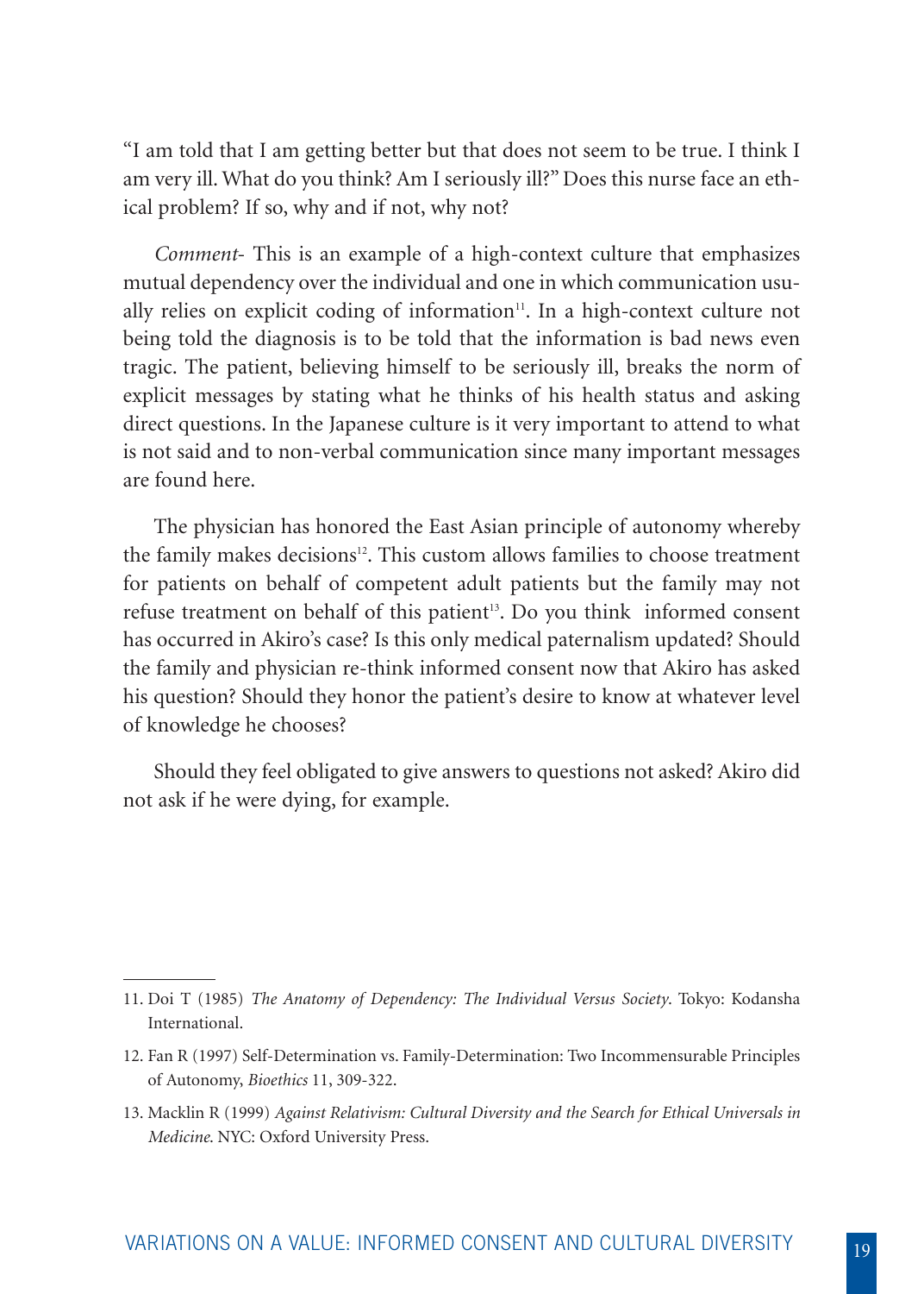"I am told that I am getting better but that does not seem to be true. I think I am very ill. What do you think? Am I seriously ill?" Does this nurse face an ethical problem? If so, why and if not, why not?

*Comment*- This is an example of a high-context culture that emphasizes mutual dependency over the individual and one in which communication usually relies on explicit coding of information[11]. In a high-context culture not being told the diagnosis is to be told that the information is bad news even tragic. The patient, believing himself to be seriously ill, breaks the norm of explicit messages by stating what he thinks of his health status and asking direct questions. In the Japanese culture is it very important to attend to what is not said and to non-verbal communication since many important messages are found here.

The physician has honored the East Asian principle of autonomy whereby the family makes decisions[12]. This custom allows families to choose treatment for patients on behalf of competent adult patients but the family may not refuse treatment on behalf of this patient[13]. Do you think informed consent has occurred in Akiro's case? Is this only medical paternalism updated? Should the family and physician re-think informed consent now that Akiro has asked his question? Should they honor the patient's desire to know at whatever level of knowledge he chooses?

Should they feel obligated to give answers to questions not asked? Akiro did not ask if he were dying, for example.

---

11. Doi T (1985) *The Anatomy of Dependency: The Individual Versus Society*. Tokyo: Kodansha International.

12. Fan R (1997) Self-Determination vs. Family-Determination: Two Incommensurable Principles of Autonomy, *Bioethics* 11, 309-322.

13. Macklin R (1999) *Against Relativism: Cultural Diversity and the Search for Ethical Universals in Medicine*. NYC: Oxford University Press.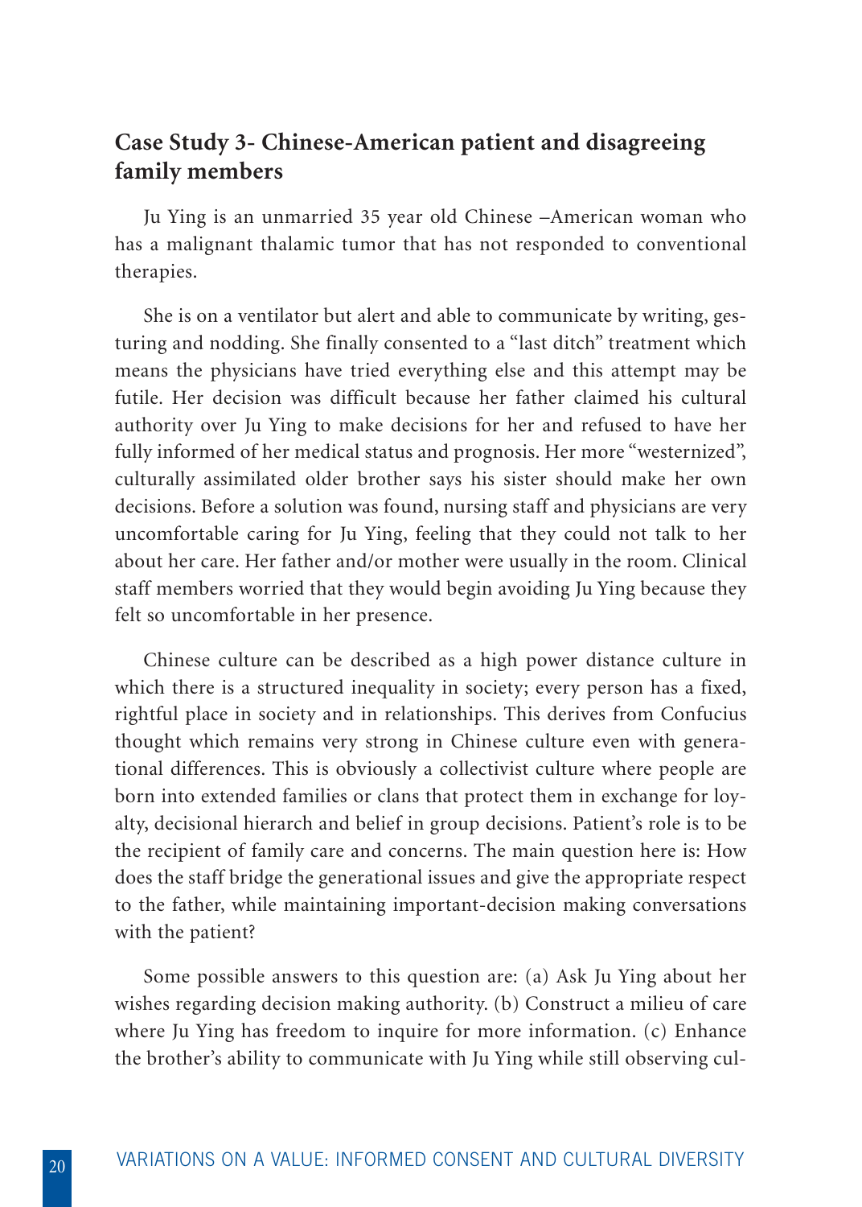## Case Study 3- Chinese-American patient and disagreeing family members

Ju Ying is an unmarried 35 year old Chinese –American woman who has a malignant thalamic tumor that has not responded to conventional therapies.

She is on a ventilator but alert and able to communicate by writing, gesturing and nodding. She finally consented to a "last ditch" treatment which means the physicians have tried everything else and this attempt may be futile. Her decision was difficult because her father claimed his cultural authority over Ju Ying to make decisions for her and refused to have her fully informed of her medical status and prognosis. Her more "westernized", culturally assimilated older brother says his sister should make her own decisions. Before a solution was found, nursing staff and physicians are very uncomfortable caring for Ju Ying, feeling that they could not talk to her about her care. Her father and/or mother were usually in the room. Clinical staff members worried that they would begin avoiding Ju Ying because they felt so uncomfortable in her presence.

Chinese culture can be described as a high power distance culture in which there is a structured inequality in society; every person has a fixed, rightful place in society and in relationships. This derives from Confucius thought which remains very strong in Chinese culture even with generational differences. This is obviously a collectivist culture where people are born into extended families or clans that protect them in exchange for loyalty, decisional hierarch and belief in group decisions. Patient's role is to be the recipient of family care and concerns. The main question here is: How does the staff bridge the generational issues and give the appropriate respect to the father, while maintaining important-decision making conversations with the patient?

Some possible answers to this question are: (a) Ask Ju Ying about her wishes regarding decision making authority. (b) Construct a milieu of care where Ju Ying has freedom to inquire for more information. (c) Enhance the brother's ability to communicate with Ju Ying while still observing cul-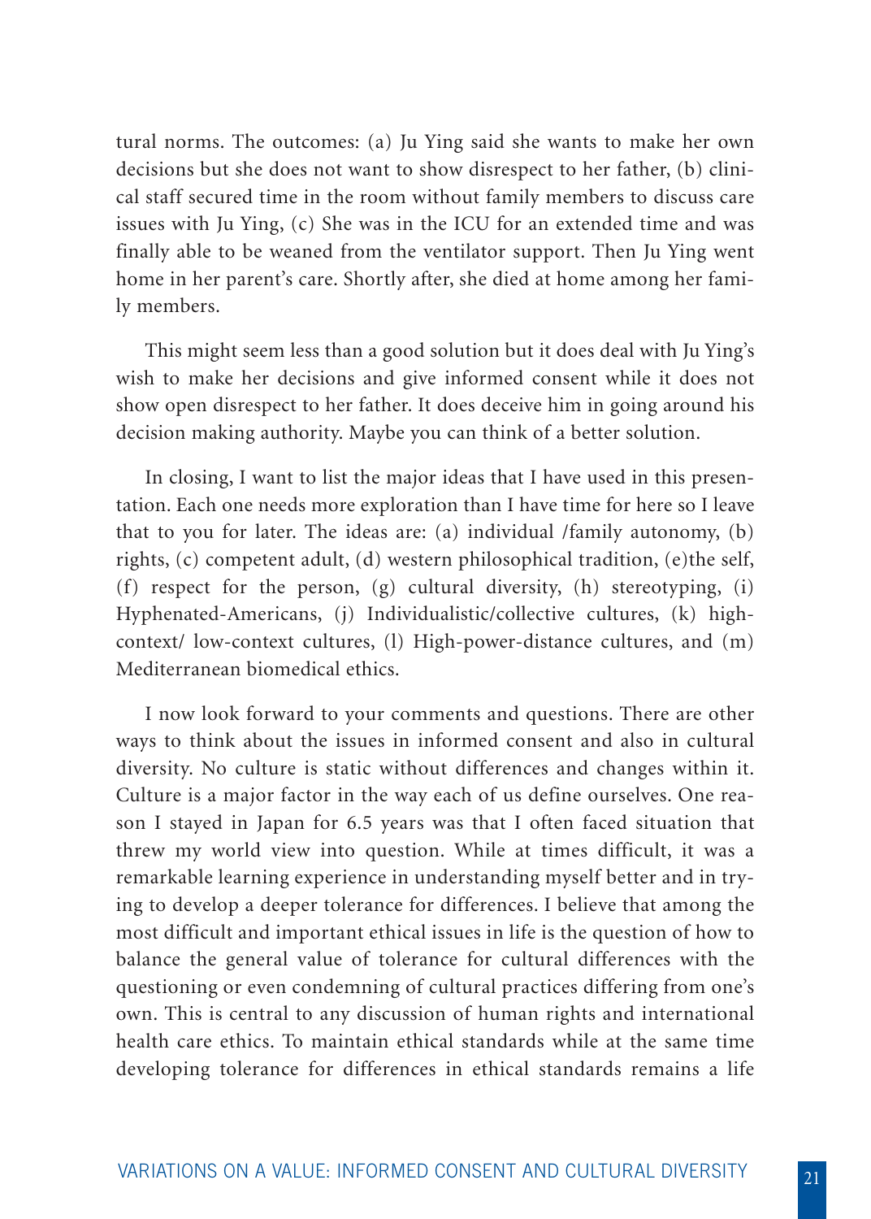tural norms. The outcomes: (a) Ju Ying said she wants to make her own decisions but she does not want to show disrespect to her father, (b) clinical staff secured time in the room without family members to discuss care issues with Ju Ying, (c) She was in the ICU for an extended time and was finally able to be weaned from the ventilator support. Then Ju Ying went home in her parent's care. Shortly after, she died at home among her family members.

This might seem less than a good solution but it does deal with Ju Ying's wish to make her decisions and give informed consent while it does not show open disrespect to her father. It does deceive him in going around his decision making authority. Maybe you can think of a better solution.

In closing, I want to list the major ideas that I have used in this presentation. Each one needs more exploration than I have time for here so I leave that to you for later. The ideas are: (a) individual /family autonomy, (b) rights, (c) competent adult, (d) western philosophical tradition, (e)the self, (f) respect for the person, (g) cultural diversity, (h) stereotyping, (i) Hyphenated-Americans, (j) Individualistic/collective cultures, (k) high-context/ low-context cultures, (l) High-power-distance cultures, and (m) Mediterranean biomedical ethics.

I now look forward to your comments and questions. There are other ways to think about the issues in informed consent and also in cultural diversity. No culture is static without differences and changes within it. Culture is a major factor in the way each of us define ourselves. One reason I stayed in Japan for 6.5 years was that I often faced situation that threw my world view into question. While at times difficult, it was a remarkable learning experience in understanding myself better and in trying to develop a deeper tolerance for differences. I believe that among the most difficult and important ethical issues in life is the question of how to balance the general value of tolerance for cultural differences with the questioning or even condemning of cultural practices differing from one's own. This is central to any discussion of human rights and international health care ethics. To maintain ethical standards while at the same time developing tolerance for differences in ethical standards remains a life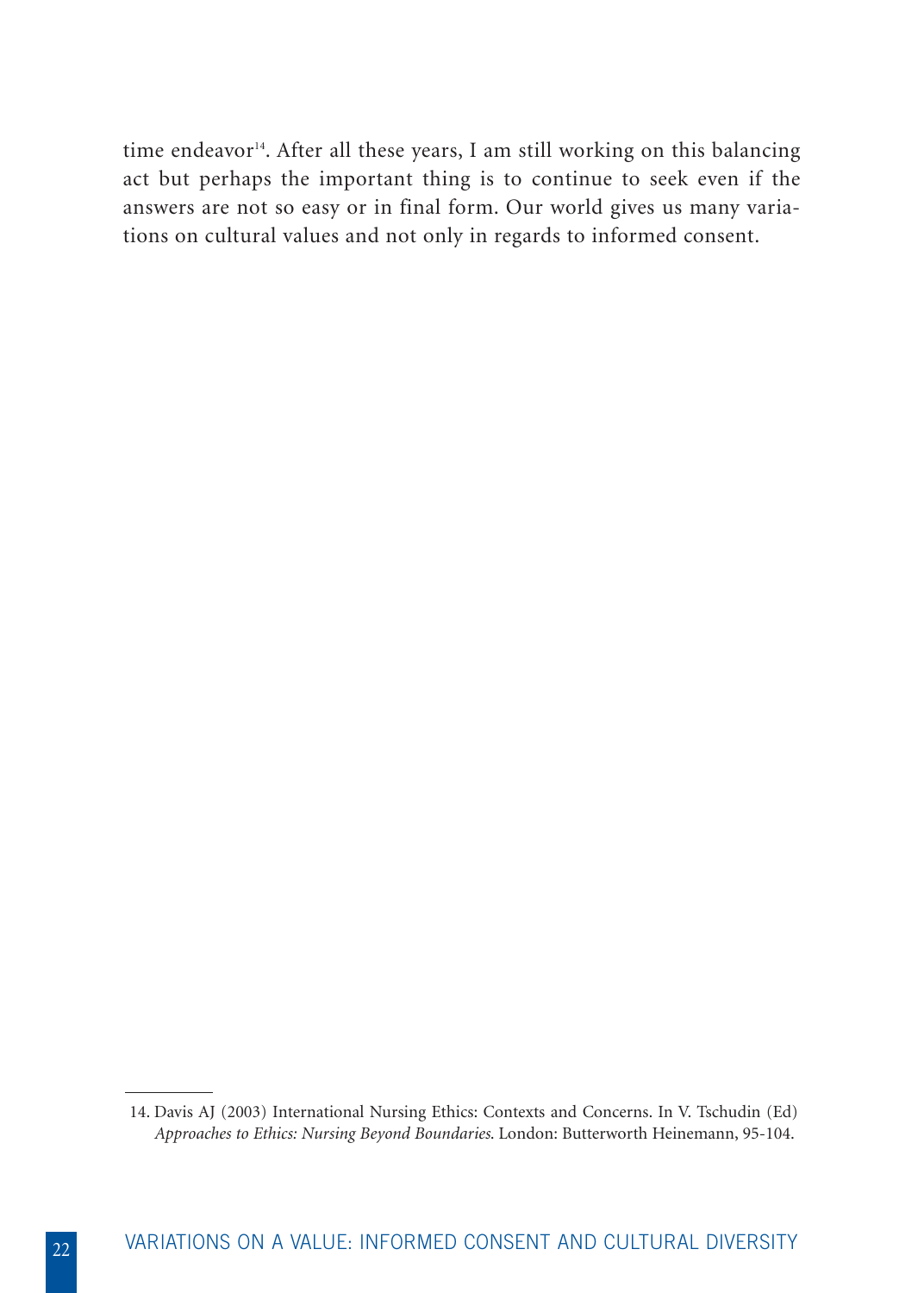time endeavor[14]. After all these years, I am still working on this balancing act but perhaps the important thing is to continue to seek even if the answers are not so easy or in final form. Our world gives us many variations on cultural values and not only in regards to informed consent.

---

14. Davis AJ (2003) International Nursing Ethics: Contexts and Concerns. In V. Tschudin (Ed) *Approaches to Ethics: Nursing Beyond Boundaries*. London: Butterworth Heinemann, 95-104.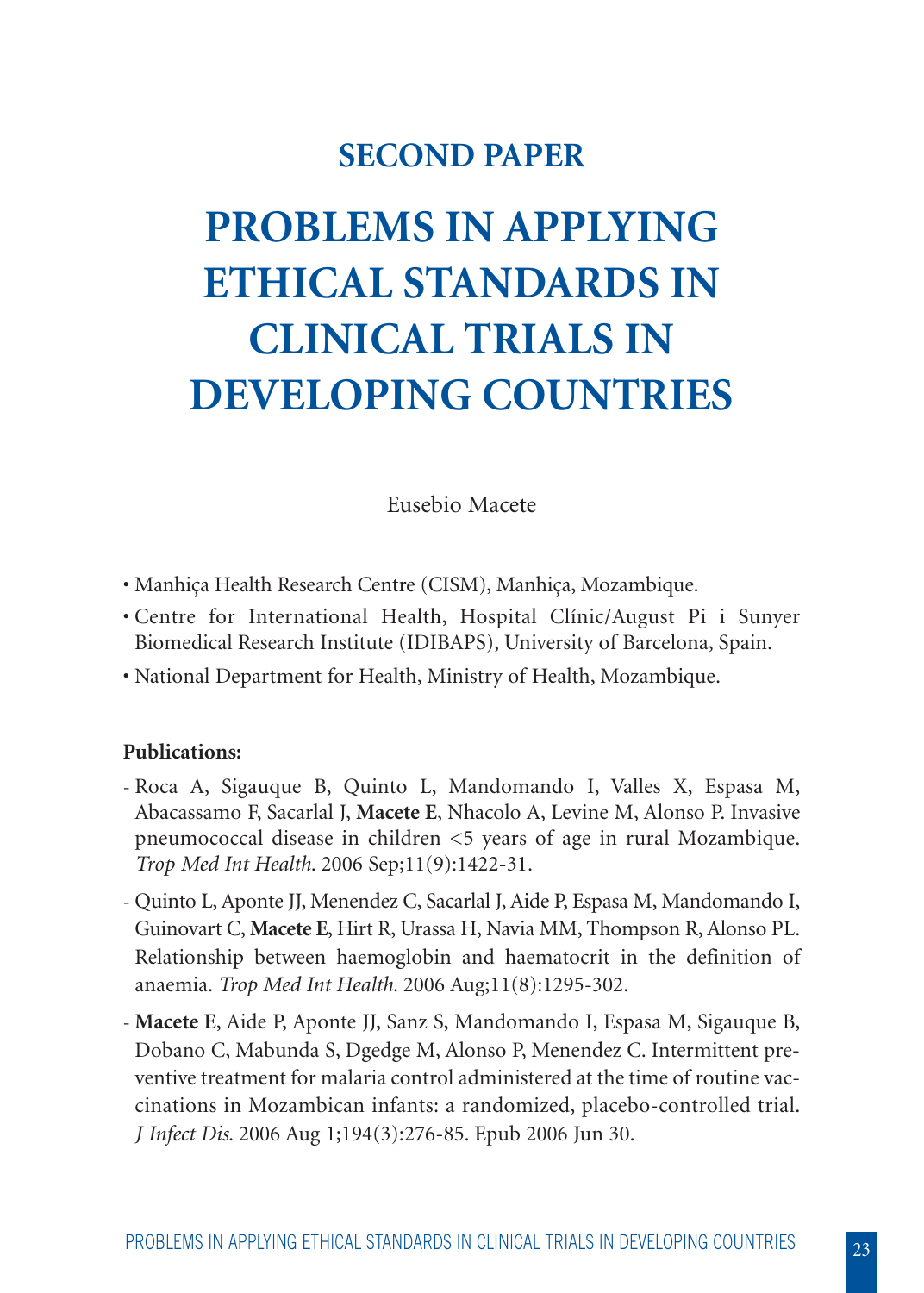## SECOND PAPER

# PROBLEMS IN APPLYING ETHICAL STANDARDS IN CLINICAL TRIALS IN DEVELOPING COUNTRIES

Eusebio Macete

- Manhiça Health Research Centre (CISM), Manhiça, Mozambique.
- Centre for International Health, Hospital Clínic/August Pi i Sunyer Biomedical Research Institute (IDIBAPS), University of Barcelona, Spain.
- National Department for Health, Ministry of Health, Mozambique.

**Publications:**

- Roca A, Sigauque B, Quinto L, Mandomando I, Valles X, Espasa M, Abacassamo F, Sacarlal J, **Macete E**, Nhacolo A, Levine M, Alonso P. Invasive pneumococcal disease in children <5 years of age in rural Mozambique. *Trop Med Int Health*. 2006 Sep;11(9):1422-31.
- Quinto L, Aponte JJ, Menendez C, Sacarlal J, Aide P, Espasa M, Mandomando I, Guinovart C, **Macete E**, Hirt R, Urassa H, Navia MM, Thompson R, Alonso PL. Relationship between haemoglobin and haematocrit in the definition of anaemia. *Trop Med Int Health*. 2006 Aug;11(8):1295-302.
- **Macete E**, Aide P, Aponte JJ, Sanz S, Mandomando I, Espasa M, Sigauque B, Dobano C, Mabunda S, Dgedge M, Alonso P, Menendez C. Intermittent preventive treatment for malaria control administered at the time of routine vaccinations in Mozambican infants: a randomized, placebo-controlled trial. *J Infect Dis*. 2006 Aug 1;194(3):276-85. Epub 2006 Jun 30.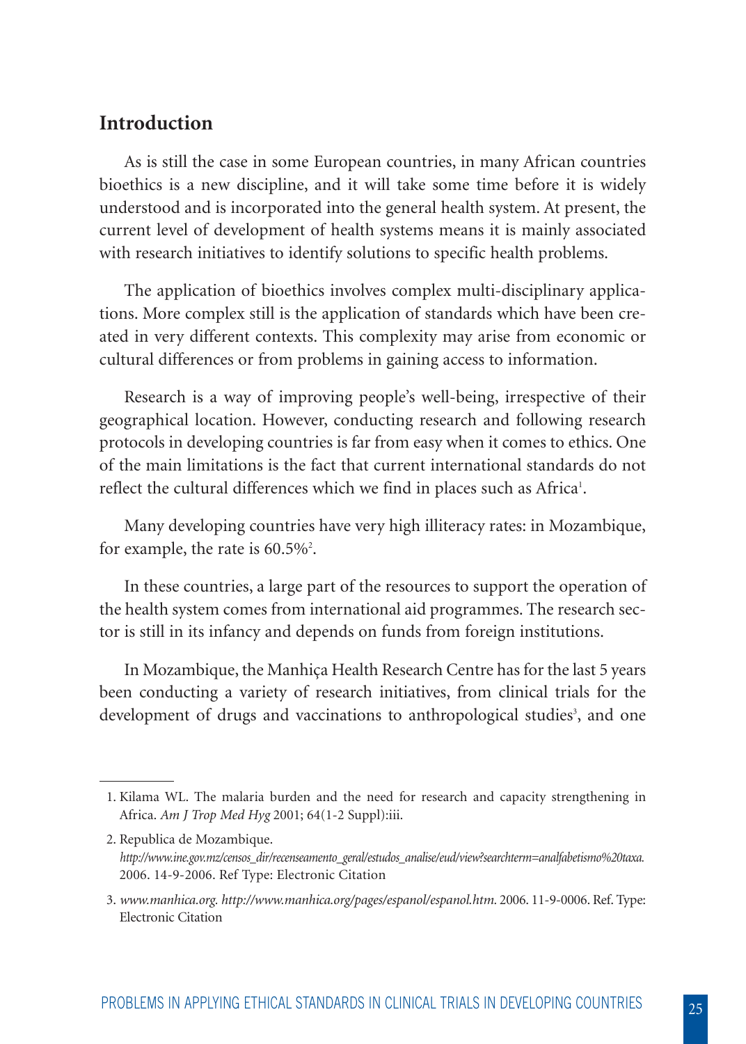## Introduction

As is still the case in some European countries, in many African countries bioethics is a new discipline, and it will take some time before it is widely understood and is incorporated into the general health system. At present, the current level of development of health systems means it is mainly associated with research initiatives to identify solutions to specific health problems.

The application of bioethics involves complex multi-disciplinary applications. More complex still is the application of standards which have been created in very different contexts. This complexity may arise from economic or cultural differences or from problems in gaining access to information.

Research is a way of improving people's well-being, irrespective of their geographical location. However, conducting research and following research protocols in developing countries is far from easy when it comes to ethics. One of the main limitations is the fact that current international standards do not reflect the cultural differences which we find in places such as Africa[1].

Many developing countries have very high illiteracy rates: in Mozambique, for example, the rate is 60.5%[2].

In these countries, a large part of the resources to support the operation of the health system comes from international aid programmes. The research sector is still in its infancy and depends on funds from foreign institutions.

In Mozambique, the Manhiça Health Research Centre has for the last 5 years been conducting a variety of research initiatives, from clinical trials for the development of drugs and vaccinations to anthropological studies[3], and one

---

1. Kilama WL. The malaria burden and the need for research and capacity strengthening in Africa. *Am J Trop Med Hyg* 2001; 64(1-2 Suppl):iii.

2. Republica de Mozambique. *http://www.ine.gov.mz/censos_dir/recenseamento_geral/estudos_analise/eud/view?searchterm=analfabetismo%20taxa.* 2006. 14-9-2006. Ref Type: Electronic Citation

3. *www.manhica.org. http://www.manhica.org/pages/espanol/espanol.htm.* 2006. 11-9-0006. Ref. Type: Electronic Citation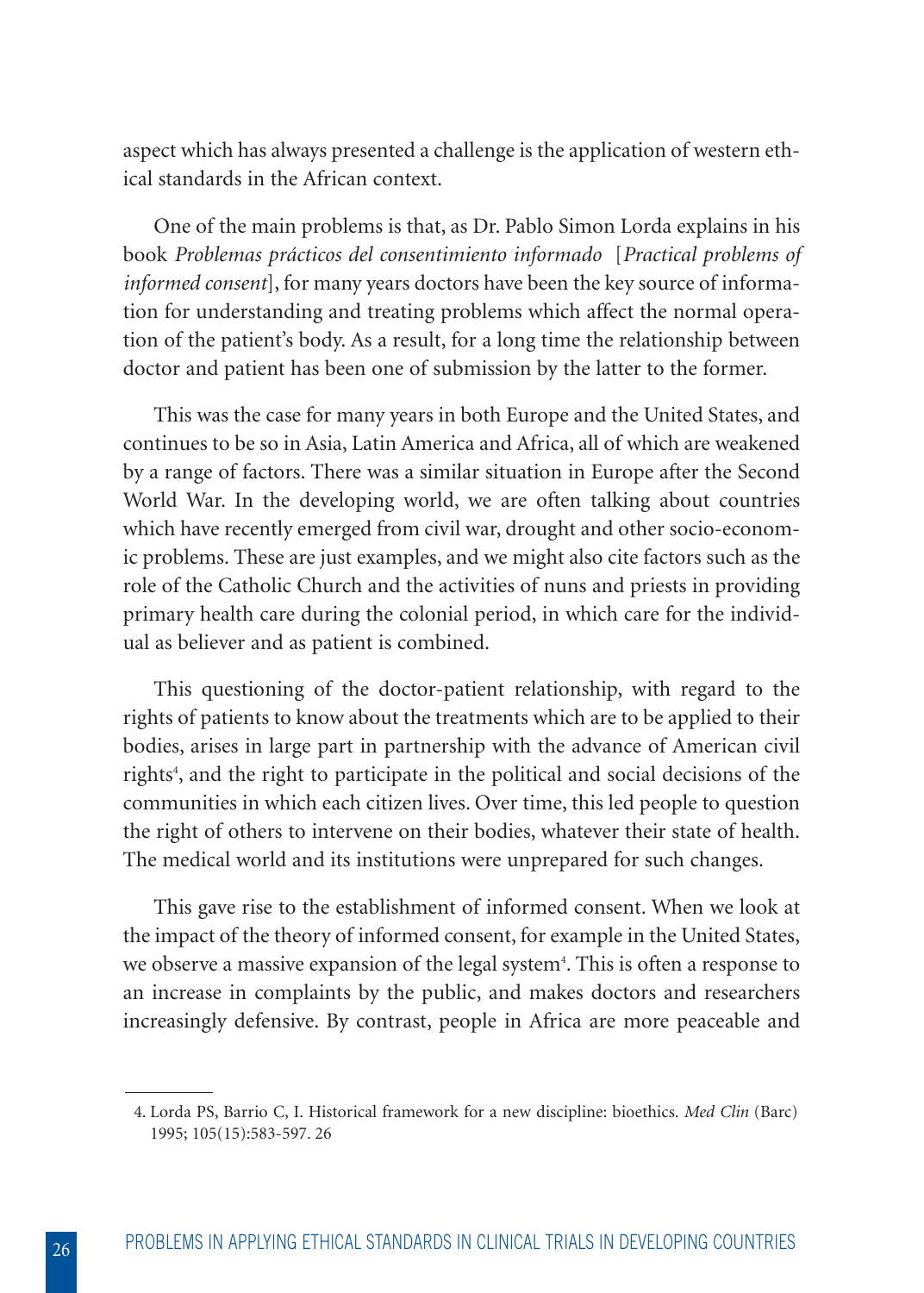aspect which has always presented a challenge is the application of western ethical standards in the African context.

One of the main problems is that, as Dr. Pablo Simon Lorda explains in his book *Problemas prácticos del consentimiento informado* [*Practical problems of informed consent*], for many years doctors have been the key source of information for understanding and treating problems which affect the normal operation of the patient's body. As a result, for a long time the relationship between doctor and patient has been one of submission by the latter to the former.

This was the case for many years in both Europe and the United States, and continues to be so in Asia, Latin America and Africa, all of which are weakened by a range of factors. There was a similar situation in Europe after the Second World War. In the developing world, we are often talking about countries which have recently emerged from civil war, drought and other socio-economic problems. These are just examples, and we might also cite factors such as the role of the Catholic Church and the activities of nuns and priests in providing primary health care during the colonial period, in which care for the individual as believer and as patient is combined.

This questioning of the doctor-patient relationship, with regard to the rights of patients to know about the treatments which are to be applied to their bodies, arises in large part in partnership with the advance of American civil rights[4], and the right to participate in the political and social decisions of the communities in which each citizen lives. Over time, this led people to question the right of others to intervene on their bodies, whatever their state of health. The medical world and its institutions were unprepared for such changes.

This gave rise to the establishment of informed consent. When we look at the impact of the theory of informed consent, for example in the United States, we observe a massive expansion of the legal system[4]. This is often a response to an increase in complaints by the public, and makes doctors and researchers increasingly defensive. By contrast, people in Africa are more peaceable and

---

4. Lorda PS, Barrio C, I. Historical framework for a new discipline: bioethics. *Med Clin* (Barc) 1995; 105(15):583-597. 26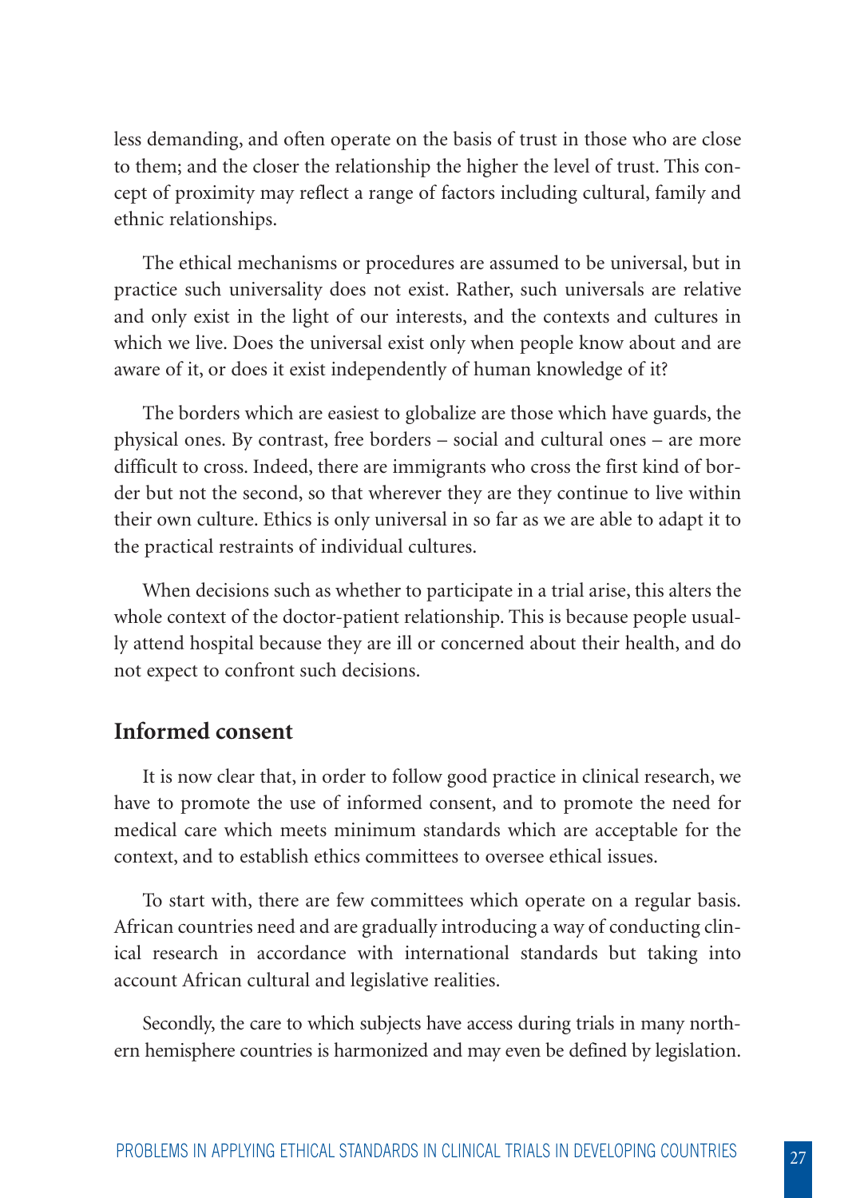less demanding, and often operate on the basis of trust in those who are close to them; and the closer the relationship the higher the level of trust. This concept of proximity may reflect a range of factors including cultural, family and ethnic relationships.

The ethical mechanisms or procedures are assumed to be universal, but in practice such universality does not exist. Rather, such universals are relative and only exist in the light of our interests, and the contexts and cultures in which we live. Does the universal exist only when people know about and are aware of it, or does it exist independently of human knowledge of it?

The borders which are easiest to globalize are those which have guards, the physical ones. By contrast, free borders – social and cultural ones – are more difficult to cross. Indeed, there are immigrants who cross the first kind of border but not the second, so that wherever they are they continue to live within their own culture. Ethics is only universal in so far as we are able to adapt it to the practical restraints of individual cultures.

When decisions such as whether to participate in a trial arise, this alters the whole context of the doctor-patient relationship. This is because people usually attend hospital because they are ill or concerned about their health, and do not expect to confront such decisions.

## Informed consent

It is now clear that, in order to follow good practice in clinical research, we have to promote the use of informed consent, and to promote the need for medical care which meets minimum standards which are acceptable for the context, and to establish ethics committees to oversee ethical issues.

To start with, there are few committees which operate on a regular basis. African countries need and are gradually introducing a way of conducting clinical research in accordance with international standards but taking into account African cultural and legislative realities.

Secondly, the care to which subjects have access during trials in many northern hemisphere countries is harmonized and may even be defined by legislation.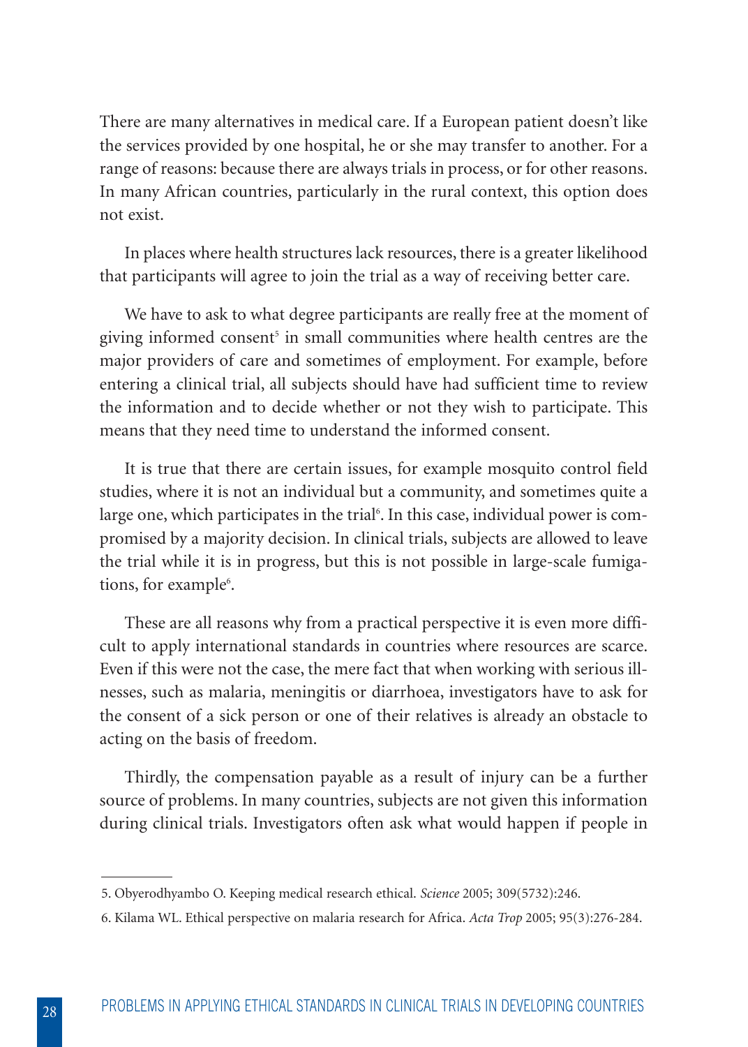There are many alternatives in medical care. If a European patient doesn't like the services provided by one hospital, he or she may transfer to another. For a range of reasons: because there are always trials in process, or for other reasons. In many African countries, particularly in the rural context, this option does not exist.

In places where health structures lack resources, there is a greater likelihood that participants will agree to join the trial as a way of receiving better care.

We have to ask to what degree participants are really free at the moment of giving informed consent[5] in small communities where health centres are the major providers of care and sometimes of employment. For example, before entering a clinical trial, all subjects should have had sufficient time to review the information and to decide whether or not they wish to participate. This means that they need time to understand the informed consent.

It is true that there are certain issues, for example mosquito control field studies, where it is not an individual but a community, and sometimes quite a large one, which participates in the trial[6]. In this case, individual power is compromised by a majority decision. In clinical trials, subjects are allowed to leave the trial while it is in progress, but this is not possible in large-scale fumigations, for example[6].

These are all reasons why from a practical perspective it is even more difficult to apply international standards in countries where resources are scarce. Even if this were not the case, the mere fact that when working with serious illnesses, such as malaria, meningitis or diarrhoea, investigators have to ask for the consent of a sick person or one of their relatives is already an obstacle to acting on the basis of freedom.

Thirdly, the compensation payable as a result of injury can be a further source of problems. In many countries, subjects are not given this information during clinical trials. Investigators often ask what would happen if people in

---

5. Obyerodhyambo O. Keeping medical research ethical. *Science* 2005; 309(5732):246.

6. Kilama WL. Ethical perspective on malaria research for Africa. *Acta Trop* 2005; 95(3):276-284.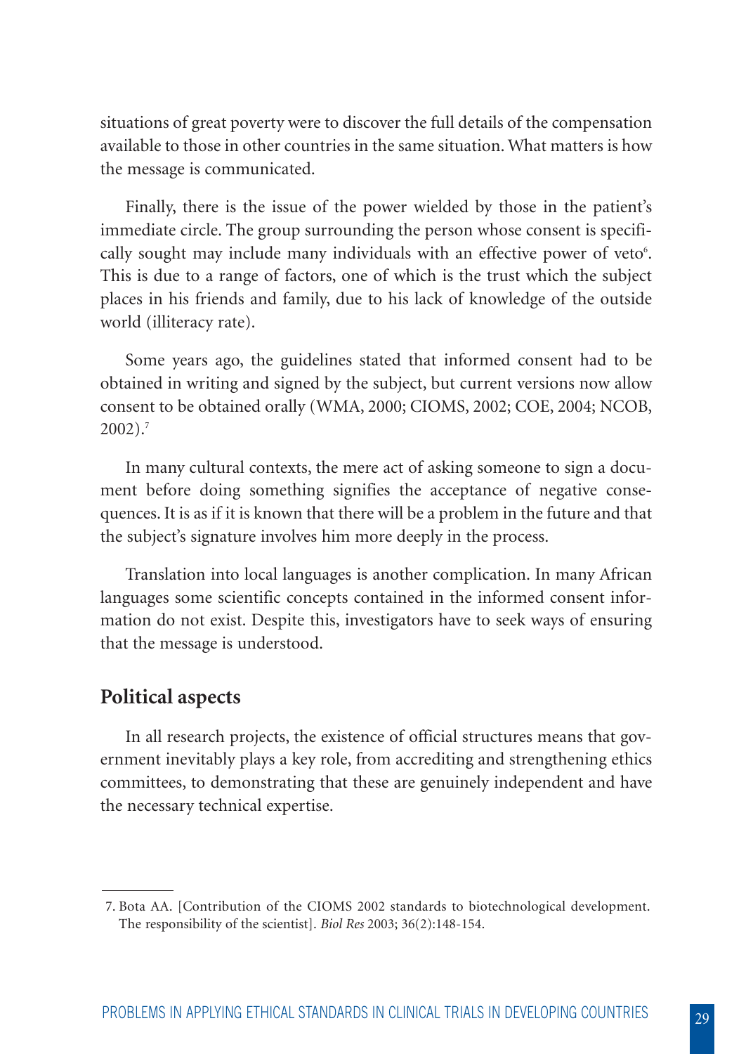situations of great poverty were to discover the full details of the compensation available to those in other countries in the same situation. What matters is how the message is communicated.

Finally, there is the issue of the power wielded by those in the patient's immediate circle. The group surrounding the person whose consent is specifically sought may include many individuals with an effective power of veto[6]. This is due to a range of factors, one of which is the trust which the subject places in his friends and family, due to his lack of knowledge of the outside world (illiteracy rate).

Some years ago, the guidelines stated that informed consent had to be obtained in writing and signed by the subject, but current versions now allow consent to be obtained orally (WMA, 2000; CIOMS, 2002; COE, 2004; NCOB, 2002).[7]

In many cultural contexts, the mere act of asking someone to sign a document before doing something signifies the acceptance of negative consequences. It is as if it is known that there will be a problem in the future and that the subject's signature involves him more deeply in the process.

Translation into local languages is another complication. In many African languages some scientific concepts contained in the informed consent information do not exist. Despite this, investigators have to seek ways of ensuring that the message is understood.

## Political aspects

In all research projects, the existence of official structures means that government inevitably plays a key role, from accrediting and strengthening ethics committees, to demonstrating that these are genuinely independent and have the necessary technical expertise.

---

7. Bota AA. [Contribution of the CIOMS 2002 standards to biotechnological development. The responsibility of the scientist]. *Biol Res* 2003; 36(2):148-154.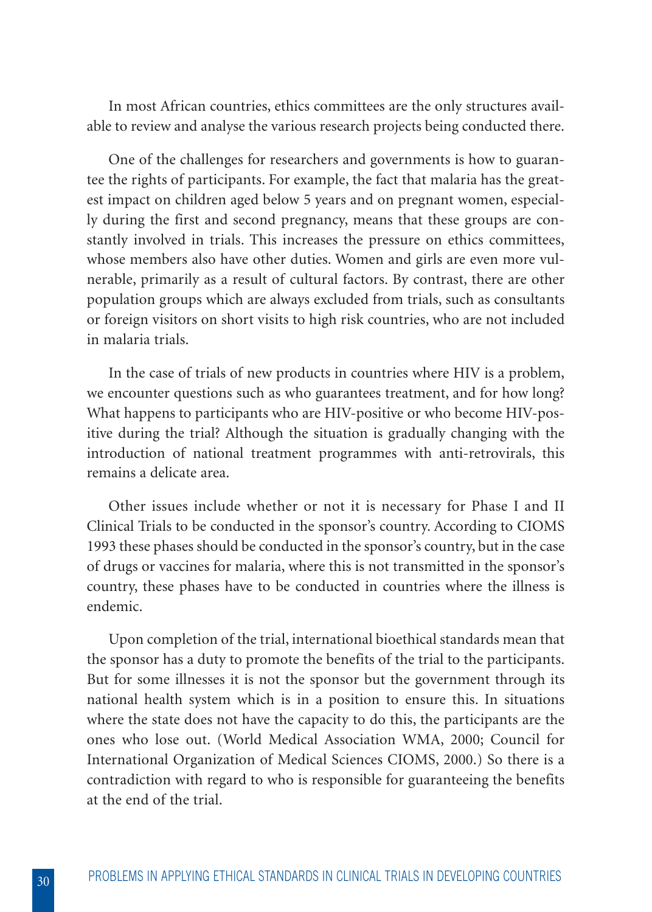In most African countries, ethics committees are the only structures available to review and analyse the various research projects being conducted there.

One of the challenges for researchers and governments is how to guarantee the rights of participants. For example, the fact that malaria has the greatest impact on children aged below 5 years and on pregnant women, especially during the first and second pregnancy, means that these groups are constantly involved in trials. This increases the pressure on ethics committees, whose members also have other duties. Women and girls are even more vulnerable, primarily as a result of cultural factors. By contrast, there are other population groups which are always excluded from trials, such as consultants or foreign visitors on short visits to high risk countries, who are not included in malaria trials.

In the case of trials of new products in countries where HIV is a problem, we encounter questions such as who guarantees treatment, and for how long? What happens to participants who are HIV-positive or who become HIV-positive during the trial? Although the situation is gradually changing with the introduction of national treatment programmes with anti-retrovirals, this remains a delicate area.

Other issues include whether or not it is necessary for Phase I and II Clinical Trials to be conducted in the sponsor's country. According to CIOMS 1993 these phases should be conducted in the sponsor's country, but in the case of drugs or vaccines for malaria, where this is not transmitted in the sponsor's country, these phases have to be conducted in countries where the illness is endemic.

Upon completion of the trial, international bioethical standards mean that the sponsor has a duty to promote the benefits of the trial to the participants. But for some illnesses it is not the sponsor but the government through its national health system which is in a position to ensure this. In situations where the state does not have the capacity to do this, the participants are the ones who lose out. (World Medical Association WMA, 2000; Council for International Organization of Medical Sciences CIOMS, 2000.) So there is a contradiction with regard to who is responsible for guaranteeing the benefits at the end of the trial.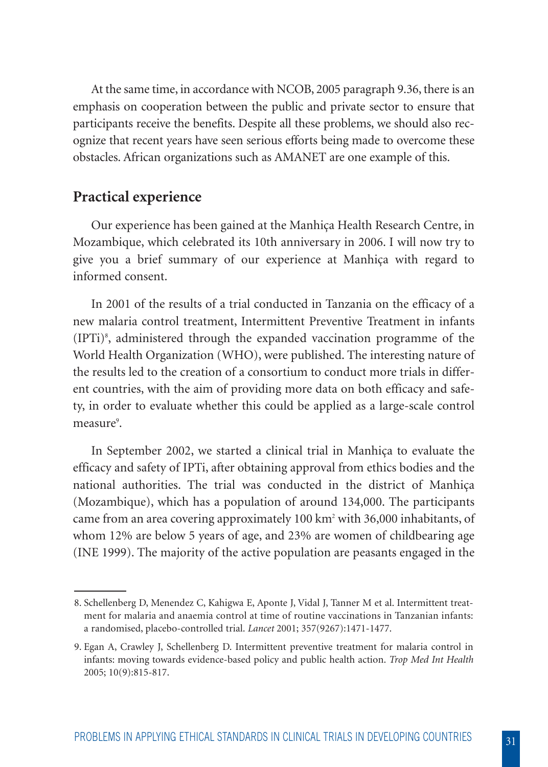At the same time, in accordance with NCOB, 2005 paragraph 9.36, there is an emphasis on cooperation between the public and private sector to ensure that participants receive the benefits. Despite all these problems, we should also recognize that recent years have seen serious efforts being made to overcome these obstacles. African organizations such as AMANET are one example of this.

## Practical experience

Our experience has been gained at the Manhiça Health Research Centre, in Mozambique, which celebrated its 10th anniversary in 2006. I will now try to give you a brief summary of our experience at Manhiça with regard to informed consent.

In 2001 of the results of a trial conducted in Tanzania on the efficacy of a new malaria control treatment, Intermittent Preventive Treatment in infants (IPTi)[8], administered through the expanded vaccination programme of the World Health Organization (WHO), were published. The interesting nature of the results led to the creation of a consortium to conduct more trials in different countries, with the aim of providing more data on both efficacy and safety, in order to evaluate whether this could be applied as a large-scale control measure[9].

In September 2002, we started a clinical trial in Manhiça to evaluate the efficacy and safety of IPTi, after obtaining approval from ethics bodies and the national authorities. The trial was conducted in the district of Manhiça (Mozambique), which has a population of around 134,000. The participants came from an area covering approximately 100 km$^2$ with 36,000 inhabitants, of whom 12% are below 5 years of age, and 23% are women of childbearing age (INE 1999). The majority of the active population are peasants engaged in the

---

8. Schellenberg D, Menendez C, Kahigwa E, Aponte J, Vidal J, Tanner M et al. Intermittent treatment for malaria and anaemia control at time of routine vaccinations in Tanzanian infants: a randomised, placebo-controlled trial. *Lancet* 2001; 357(9267):1471-1477.

9. Egan A, Crawley J, Schellenberg D. Intermittent preventive treatment for malaria control in infants: moving towards evidence-based policy and public health action. *Trop Med Int Health* 2005; 10(9):815-817.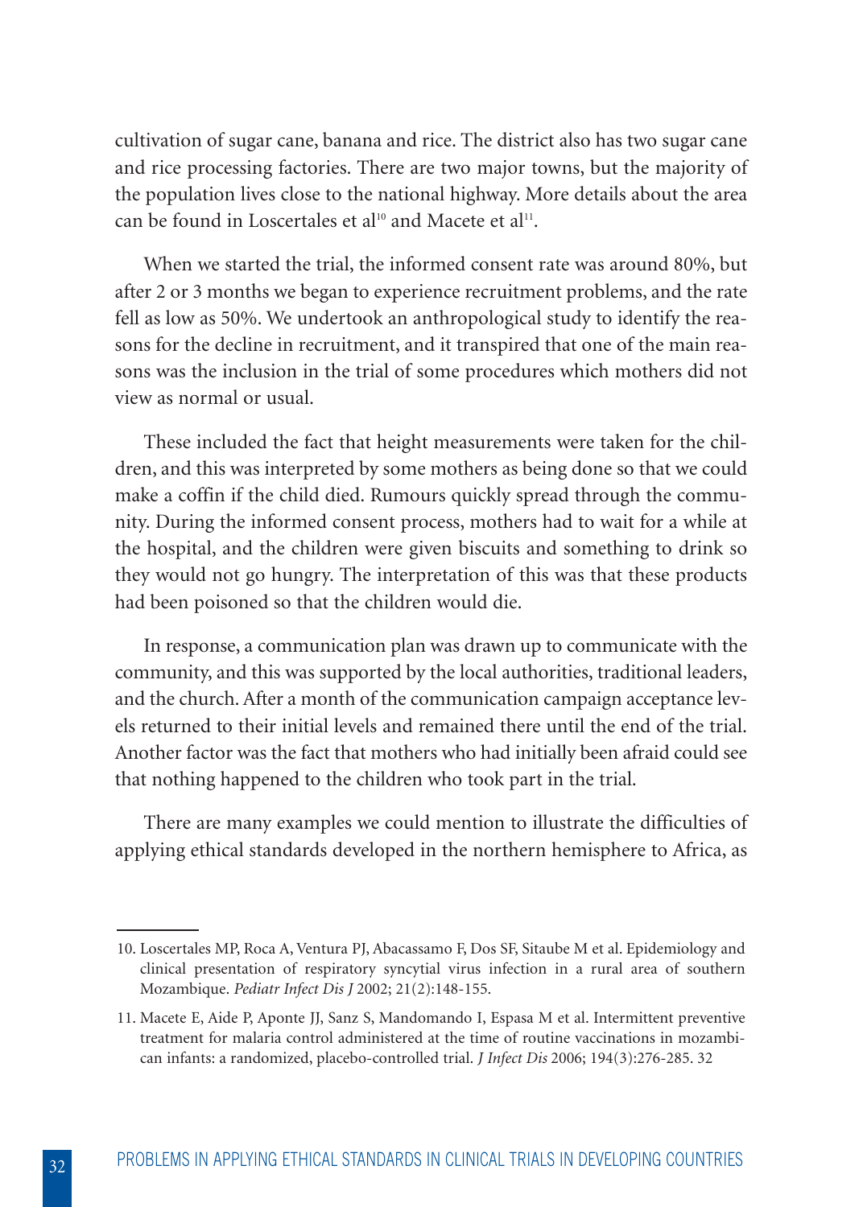cultivation of sugar cane, banana and rice. The district also has two sugar cane and rice processing factories. There are two major towns, but the majority of the population lives close to the national highway. More details about the area can be found in Loscertales et al[10] and Macete et al[11].

When we started the trial, the informed consent rate was around 80%, but after 2 or 3 months we began to experience recruitment problems, and the rate fell as low as 50%. We undertook an anthropological study to identify the reasons for the decline in recruitment, and it transpired that one of the main reasons was the inclusion in the trial of some procedures which mothers did not view as normal or usual.

These included the fact that height measurements were taken for the children, and this was interpreted by some mothers as being done so that we could make a coffin if the child died. Rumours quickly spread through the community. During the informed consent process, mothers had to wait for a while at the hospital, and the children were given biscuits and something to drink so they would not go hungry. The interpretation of this was that these products had been poisoned so that the children would die.

In response, a communication plan was drawn up to communicate with the community, and this was supported by the local authorities, traditional leaders, and the church. After a month of the communication campaign acceptance levels returned to their initial levels and remained there until the end of the trial. Another factor was the fact that mothers who had initially been afraid could see that nothing happened to the children who took part in the trial.

There are many examples we could mention to illustrate the difficulties of applying ethical standards developed in the northern hemisphere to Africa, as

10. Loscertales MP, Roca A, Ventura PJ, Abacassamo F, Dos SF, Sitaube M et al. Epidemiology and clinical presentation of respiratory syncytial virus infection in a rural area of southern Mozambique. *Pediatr Infect Dis J* 2002; 21(2):148-155.

11. Macete E, Aide P, Aponte JJ, Sanz S, Mandomando I, Espasa M et al. Intermittent preventive treatment for malaria control administered at the time of routine vaccinations in mozambican infants: a randomized, placebo-controlled trial. *J Infect Dis* 2006; 194(3):276-285. 32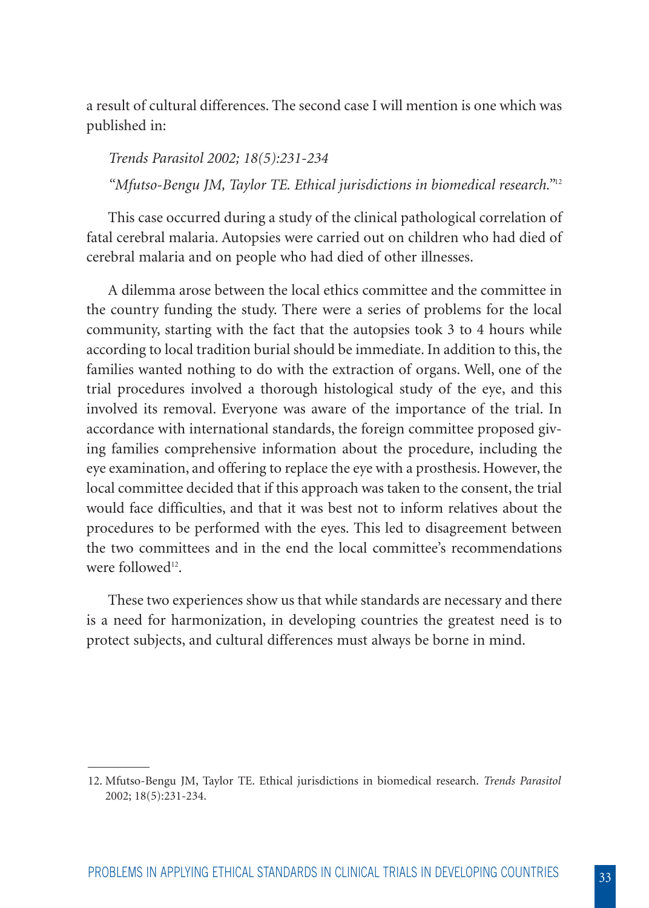a result of cultural differences. The second case I will mention is one which was published in:

*Trends Parasitol 2002; 18(5):231-234*

*"Mfutso-Bengu JM, Taylor TE. Ethical jurisdictions in biomedical research."*[12]

This case occurred during a study of the clinical pathological correlation of fatal cerebral malaria. Autopsies were carried out on children who had died of cerebral malaria and on people who had died of other illnesses.

A dilemma arose between the local ethics committee and the committee in the country funding the study. There were a series of problems for the local community, starting with the fact that the autopsies took 3 to 4 hours while according to local tradition burial should be immediate. In addition to this, the families wanted nothing to do with the extraction of organs. Well, one of the trial procedures involved a thorough histological study of the eye, and this involved its removal. Everyone was aware of the importance of the trial. In accordance with international standards, the foreign committee proposed giving families comprehensive information about the procedure, including the eye examination, and offering to replace the eye with a prosthesis. However, the local committee decided that if this approach was taken to the consent, the trial would face difficulties, and that it was best not to inform relatives about the procedures to be performed with the eyes. This led to disagreement between the two committees and in the end the local committee's recommendations were followed[12].

These two experiences show us that while standards are necessary and there is a need for harmonization, in developing countries the greatest need is to protect subjects, and cultural differences must always be borne in mind.

---

12. Mfutso-Bengu JM, Taylor TE. Ethical jurisdictions in biomedical research. *Trends Parasitol* 2002; 18(5):231-234.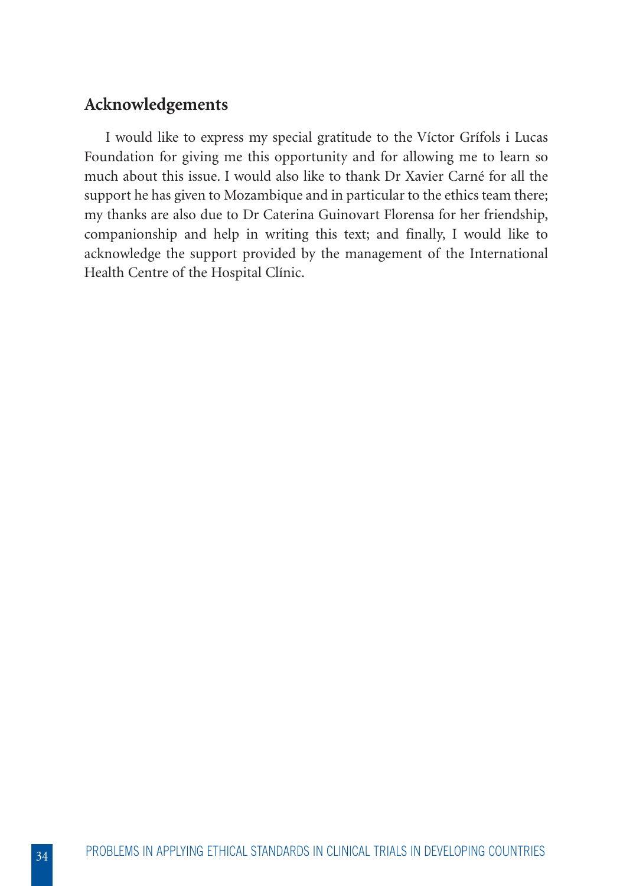## Acknowledgements

I would like to express my special gratitude to the Víctor Grífols i Lucas Foundation for giving me this opportunity and for allowing me to learn so much about this issue. I would also like to thank Dr Xavier Carné for all the support he has given to Mozambique and in particular to the ethics team there; my thanks are also due to Dr Caterina Guinovart Florensa for her friendship, companionship and help in writing this text; and finally, I would like to acknowledge the support provided by the management of the International Health Centre of the Hospital Clínic.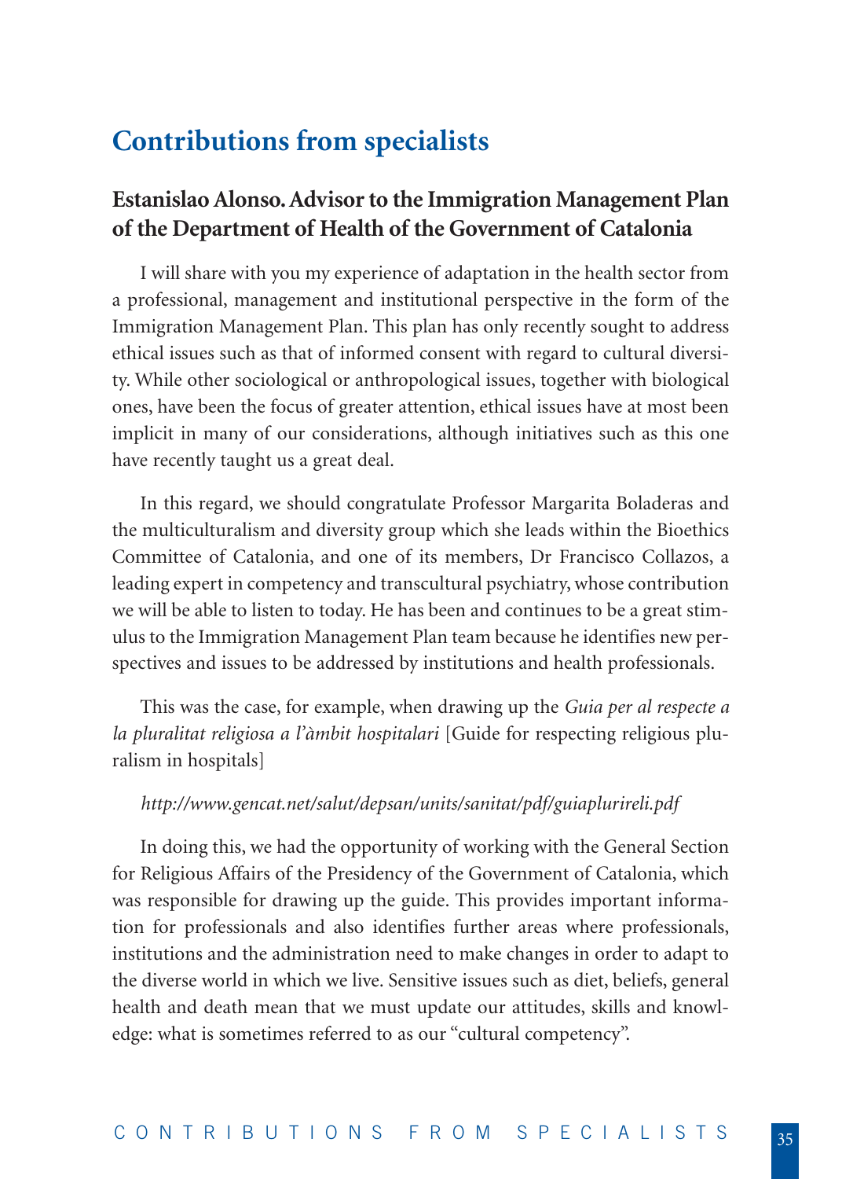# Contributions from specialists

## Estanislao Alonso. Advisor to the Immigration Management Plan of the Department of Health of the Government of Catalonia

I will share with you my experience of adaptation in the health sector from a professional, management and institutional perspective in the form of the Immigration Management Plan. This plan has only recently sought to address ethical issues such as that of informed consent with regard to cultural diversity. While other sociological or anthropological issues, together with biological ones, have been the focus of greater attention, ethical issues have at most been implicit in many of our considerations, although initiatives such as this one have recently taught us a great deal.

In this regard, we should congratulate Professor Margarita Boladeras and the multiculturalism and diversity group which she leads within the Bioethics Committee of Catalonia, and one of its members, Dr Francisco Collazos, a leading expert in competency and transcultural psychiatry, whose contribution we will be able to listen to today. He has been and continues to be a great stimulus to the Immigration Management Plan team because he identifies new perspectives and issues to be addressed by institutions and health professionals.

This was the case, for example, when drawing up the *Guia per al respecte a la pluralitat religiosa a l'àmbit hospitalari* [Guide for respecting religious pluralism in hospitals]

*http://www.gencat.net/salut/depsan/units/sanitat/pdf/guiaplurireli.pdf*

In doing this, we had the opportunity of working with the General Section for Religious Affairs of the Presidency of the Government of Catalonia, which was responsible for drawing up the guide. This provides important information for professionals and also identifies further areas where professionals, institutions and the administration need to make changes in order to adapt to the diverse world in which we live. Sensitive issues such as diet, beliefs, general health and death mean that we must update our attitudes, skills and knowledge: what is sometimes referred to as our "cultural competency".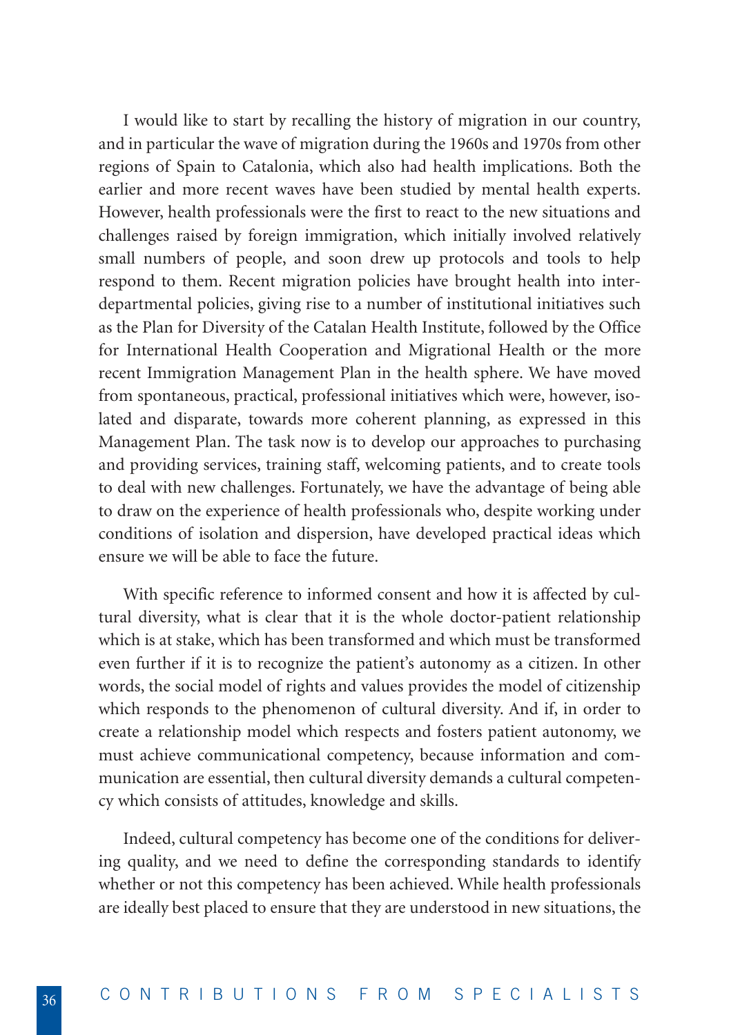I would like to start by recalling the history of migration in our country, and in particular the wave of migration during the 1960s and 1970s from other regions of Spain to Catalonia, which also had health implications. Both the earlier and more recent waves have been studied by mental health experts. However, health professionals were the first to react to the new situations and challenges raised by foreign immigration, which initially involved relatively small numbers of people, and soon drew up protocols and tools to help respond to them. Recent migration policies have brought health into interdepartmental policies, giving rise to a number of institutional initiatives such as the Plan for Diversity of the Catalan Health Institute, followed by the Office for International Health Cooperation and Migrational Health or the more recent Immigration Management Plan in the health sphere. We have moved from spontaneous, practical, professional initiatives which were, however, isolated and disparate, towards more coherent planning, as expressed in this Management Plan. The task now is to develop our approaches to purchasing and providing services, training staff, welcoming patients, and to create tools to deal with new challenges. Fortunately, we have the advantage of being able to draw on the experience of health professionals who, despite working under conditions of isolation and dispersion, have developed practical ideas which ensure we will be able to face the future.

With specific reference to informed consent and how it is affected by cultural diversity, what is clear that it is the whole doctor-patient relationship which is at stake, which has been transformed and which must be transformed even further if it is to recognize the patient's autonomy as a citizen. In other words, the social model of rights and values provides the model of citizenship which responds to the phenomenon of cultural diversity. And if, in order to create a relationship model which respects and fosters patient autonomy, we must achieve communicational competency, because information and communication are essential, then cultural diversity demands a cultural competency which consists of attitudes, knowledge and skills.

Indeed, cultural competency has become one of the conditions for delivering quality, and we need to define the corresponding standards to identify whether or not this competency has been achieved. While health professionals are ideally best placed to ensure that they are understood in new situations, the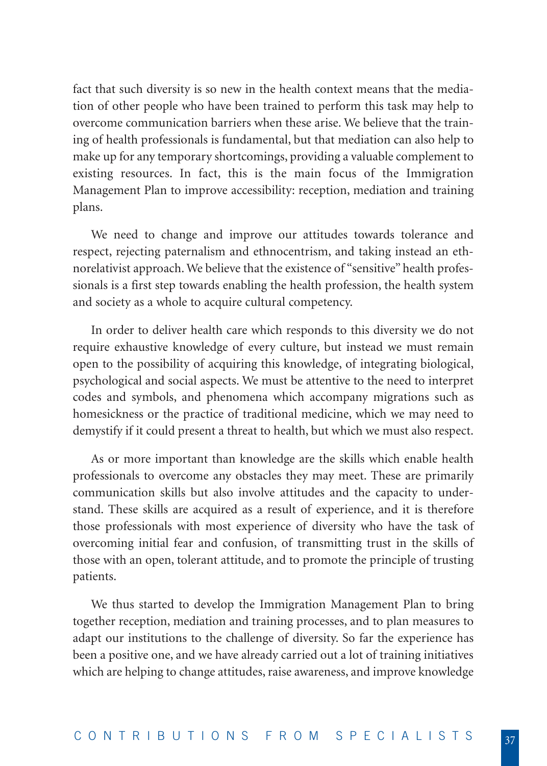fact that such diversity is so new in the health context means that the mediation of other people who have been trained to perform this task may help to overcome communication barriers when these arise. We believe that the training of health professionals is fundamental, but that mediation can also help to make up for any temporary shortcomings, providing a valuable complement to existing resources. In fact, this is the main focus of the Immigration Management Plan to improve accessibility: reception, mediation and training plans.

We need to change and improve our attitudes towards tolerance and respect, rejecting paternalism and ethnocentrism, and taking instead an ethnorelativist approach. We believe that the existence of "sensitive" health professionals is a first step towards enabling the health profession, the health system and society as a whole to acquire cultural competency.

In order to deliver health care which responds to this diversity we do not require exhaustive knowledge of every culture, but instead we must remain open to the possibility of acquiring this knowledge, of integrating biological, psychological and social aspects. We must be attentive to the need to interpret codes and symbols, and phenomena which accompany migrations such as homesickness or the practice of traditional medicine, which we may need to demystify if it could present a threat to health, but which we must also respect.

As or more important than knowledge are the skills which enable health professionals to overcome any obstacles they may meet. These are primarily communication skills but also involve attitudes and the capacity to understand. These skills are acquired as a result of experience, and it is therefore those professionals with most experience of diversity who have the task of overcoming initial fear and confusion, of transmitting trust in the skills of those with an open, tolerant attitude, and to promote the principle of trusting patients.

We thus started to develop the Immigration Management Plan to bring together reception, mediation and training processes, and to plan measures to adapt our institutions to the challenge of diversity. So far the experience has been a positive one, and we have already carried out a lot of training initiatives which are helping to change attitudes, raise awareness, and improve knowledge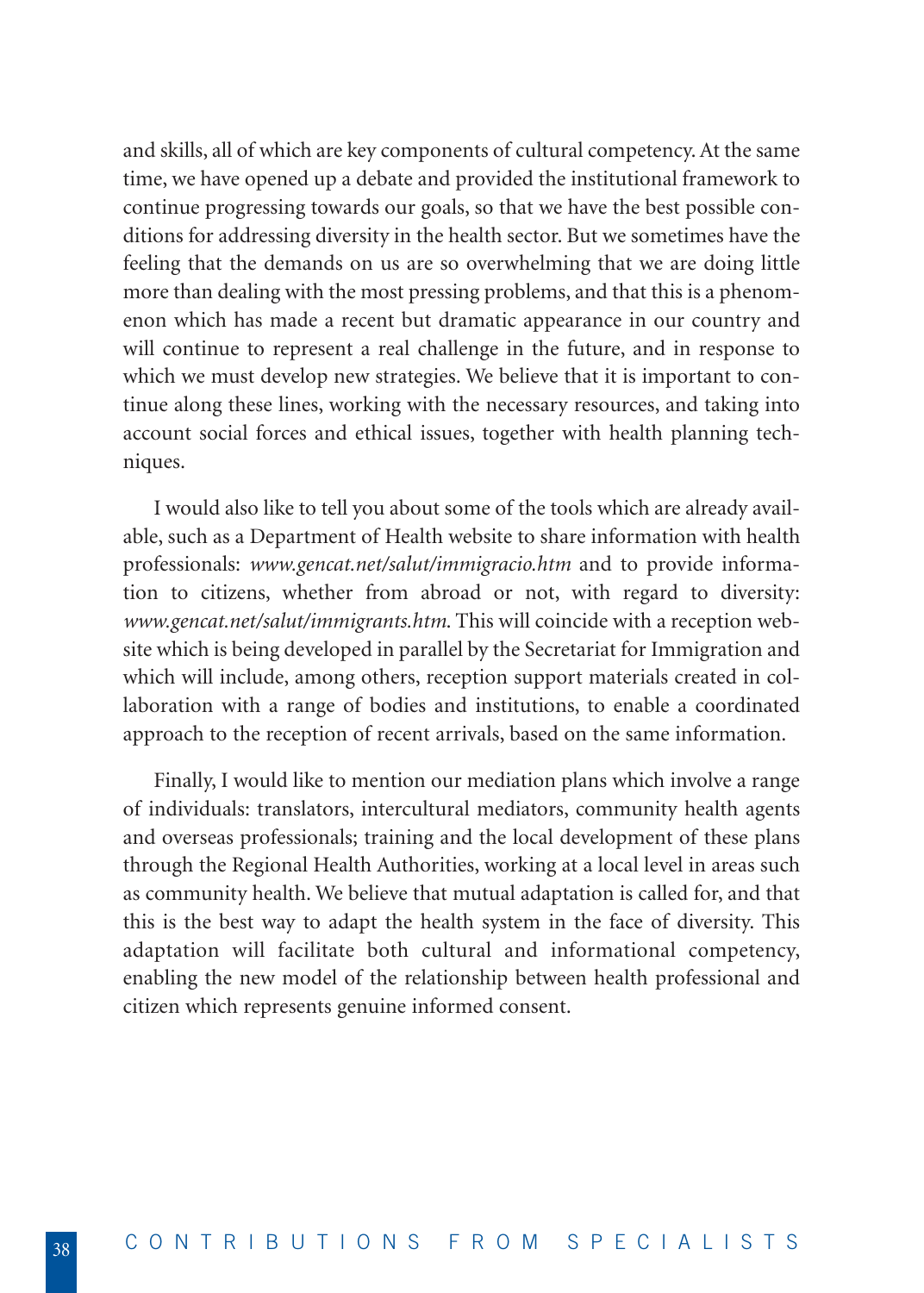and skills, all of which are key components of cultural competency. At the same time, we have opened up a debate and provided the institutional framework to continue progressing towards our goals, so that we have the best possible conditions for addressing diversity in the health sector. But we sometimes have the feeling that the demands on us are so overwhelming that we are doing little more than dealing with the most pressing problems, and that this is a phenomenon which has made a recent but dramatic appearance in our country and will continue to represent a real challenge in the future, and in response to which we must develop new strategies. We believe that it is important to continue along these lines, working with the necessary resources, and taking into account social forces and ethical issues, together with health planning techniques.

I would also like to tell you about some of the tools which are already available, such as a Department of Health website to share information with health professionals: *www.gencat.net/salut/immigracio.htm* and to provide information to citizens, whether from abroad or not, with regard to diversity: *www.gencat.net/salut/immigrants.htm*. This will coincide with a reception website which is being developed in parallel by the Secretariat for Immigration and which will include, among others, reception support materials created in collaboration with a range of bodies and institutions, to enable a coordinated approach to the reception of recent arrivals, based on the same information.

Finally, I would like to mention our mediation plans which involve a range of individuals: translators, intercultural mediators, community health agents and overseas professionals; training and the local development of these plans through the Regional Health Authorities, working at a local level in areas such as community health. We believe that mutual adaptation is called for, and that this is the best way to adapt the health system in the face of diversity. This adaptation will facilitate both cultural and informational competency, enabling the new model of the relationship between health professional and citizen which represents genuine informed consent.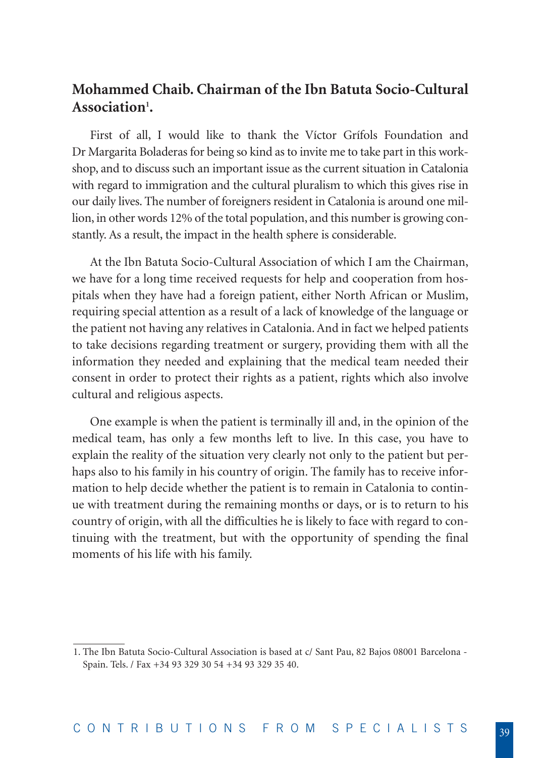## Mohammed Chaib. Chairman of the Ibn Batuta Socio-Cultural Association[1].

First of all, I would like to thank the Víctor Grífols Foundation and Dr Margarita Boladeras for being so kind as to invite me to take part in this workshop, and to discuss such an important issue as the current situation in Catalonia with regard to immigration and the cultural pluralism to which this gives rise in our daily lives. The number of foreigners resident in Catalonia is around one million, in other words 12% of the total population, and this number is growing constantly. As a result, the impact in the health sphere is considerable.

At the Ibn Batuta Socio-Cultural Association of which I am the Chairman, we have for a long time received requests for help and cooperation from hospitals when they have had a foreign patient, either North African or Muslim, requiring special attention as a result of a lack of knowledge of the language or the patient not having any relatives in Catalonia. And in fact we helped patients to take decisions regarding treatment or surgery, providing them with all the information they needed and explaining that the medical team needed their consent in order to protect their rights as a patient, rights which also involve cultural and religious aspects.

One example is when the patient is terminally ill and, in the opinion of the medical team, has only a few months left to live. In this case, you have to explain the reality of the situation very clearly not only to the patient but perhaps also to his family in his country of origin. The family has to receive information to help decide whether the patient is to remain in Catalonia to continue with treatment during the remaining months or days, or is to return to his country of origin, with all the difficulties he is likely to face with regard to continuing with the treatment, but with the opportunity of spending the final moments of his life with his family.

---

1. The Ibn Batuta Socio-Cultural Association is based at c/ Sant Pau, 82 Bajos 08001 Barcelona - Spain. Tels. / Fax +34 93 329 30 54 +34 93 329 35 40.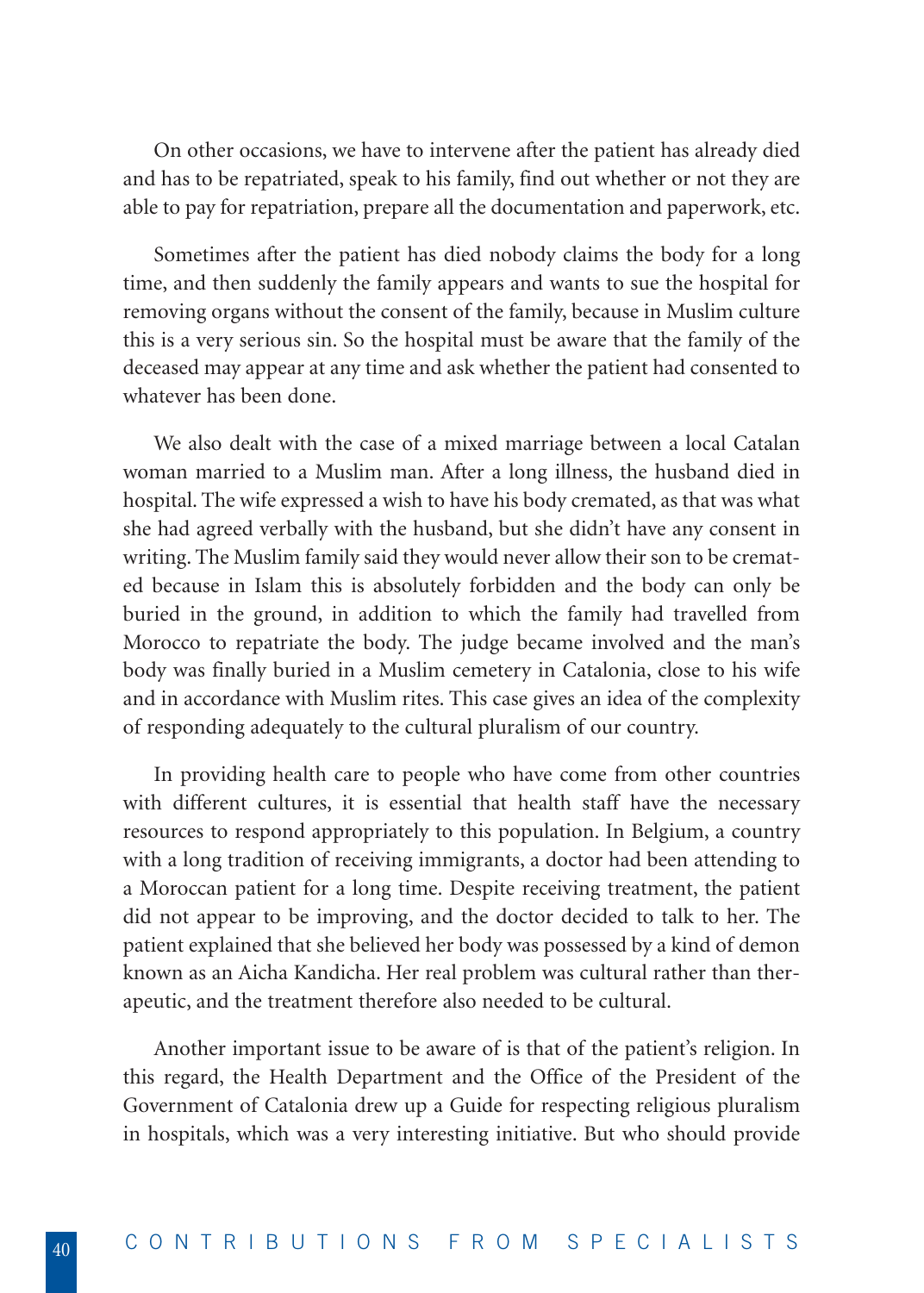On other occasions, we have to intervene after the patient has already died and has to be repatriated, speak to his family, find out whether or not they are able to pay for repatriation, prepare all the documentation and paperwork, etc.

Sometimes after the patient has died nobody claims the body for a long time, and then suddenly the family appears and wants to sue the hospital for removing organs without the consent of the family, because in Muslim culture this is a very serious sin. So the hospital must be aware that the family of the deceased may appear at any time and ask whether the patient had consented to whatever has been done.

We also dealt with the case of a mixed marriage between a local Catalan woman married to a Muslim man. After a long illness, the husband died in hospital. The wife expressed a wish to have his body cremated, as that was what she had agreed verbally with the husband, but she didn't have any consent in writing. The Muslim family said they would never allow their son to be cremated because in Islam this is absolutely forbidden and the body can only be buried in the ground, in addition to which the family had travelled from Morocco to repatriate the body. The judge became involved and the man's body was finally buried in a Muslim cemetery in Catalonia, close to his wife and in accordance with Muslim rites. This case gives an idea of the complexity of responding adequately to the cultural pluralism of our country.

In providing health care to people who have come from other countries with different cultures, it is essential that health staff have the necessary resources to respond appropriately to this population. In Belgium, a country with a long tradition of receiving immigrants, a doctor had been attending to a Moroccan patient for a long time. Despite receiving treatment, the patient did not appear to be improving, and the doctor decided to talk to her. The patient explained that she believed her body was possessed by a kind of demon known as an Aicha Kandicha. Her real problem was cultural rather than therapeutic, and the treatment therefore also needed to be cultural.

Another important issue to be aware of is that of the patient's religion. In this regard, the Health Department and the Office of the President of the Government of Catalonia drew up a Guide for respecting religious pluralism in hospitals, which was a very interesting initiative. But who should provide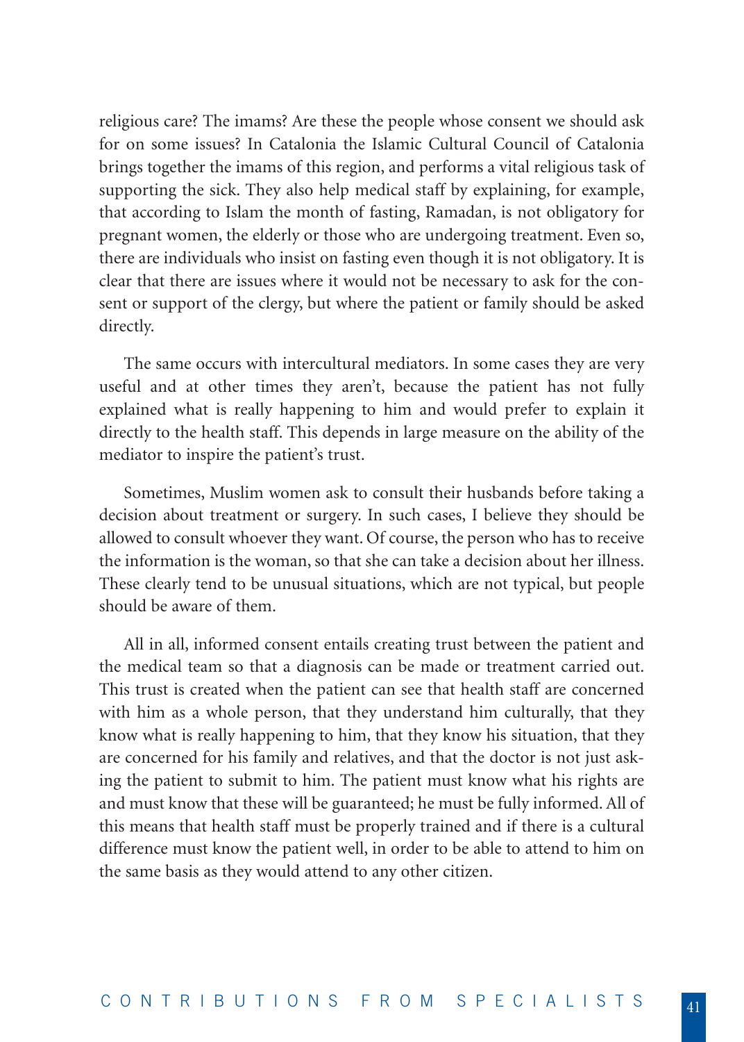religious care? The imams? Are these the people whose consent we should ask for on some issues? In Catalonia the Islamic Cultural Council of Catalonia brings together the imams of this region, and performs a vital religious task of supporting the sick. They also help medical staff by explaining, for example, that according to Islam the month of fasting, Ramadan, is not obligatory for pregnant women, the elderly or those who are undergoing treatment. Even so, there are individuals who insist on fasting even though it is not obligatory. It is clear that there are issues where it would not be necessary to ask for the consent or support of the clergy, but where the patient or family should be asked directly.

The same occurs with intercultural mediators. In some cases they are very useful and at other times they aren't, because the patient has not fully explained what is really happening to him and would prefer to explain it directly to the health staff. This depends in large measure on the ability of the mediator to inspire the patient's trust.

Sometimes, Muslim women ask to consult their husbands before taking a decision about treatment or surgery. In such cases, I believe they should be allowed to consult whoever they want. Of course, the person who has to receive the information is the woman, so that she can take a decision about her illness. These clearly tend to be unusual situations, which are not typical, but people should be aware of them.

All in all, informed consent entails creating trust between the patient and the medical team so that a diagnosis can be made or treatment carried out. This trust is created when the patient can see that health staff are concerned with him as a whole person, that they understand him culturally, that they know what is really happening to him, that they know his situation, that they are concerned for his family and relatives, and that the doctor is not just asking the patient to submit to him. The patient must know what his rights are and must know that these will be guaranteed; he must be fully informed. All of this means that health staff must be properly trained and if there is a cultural difference must know the patient well, in order to be able to attend to him on the same basis as they would attend to any other citizen.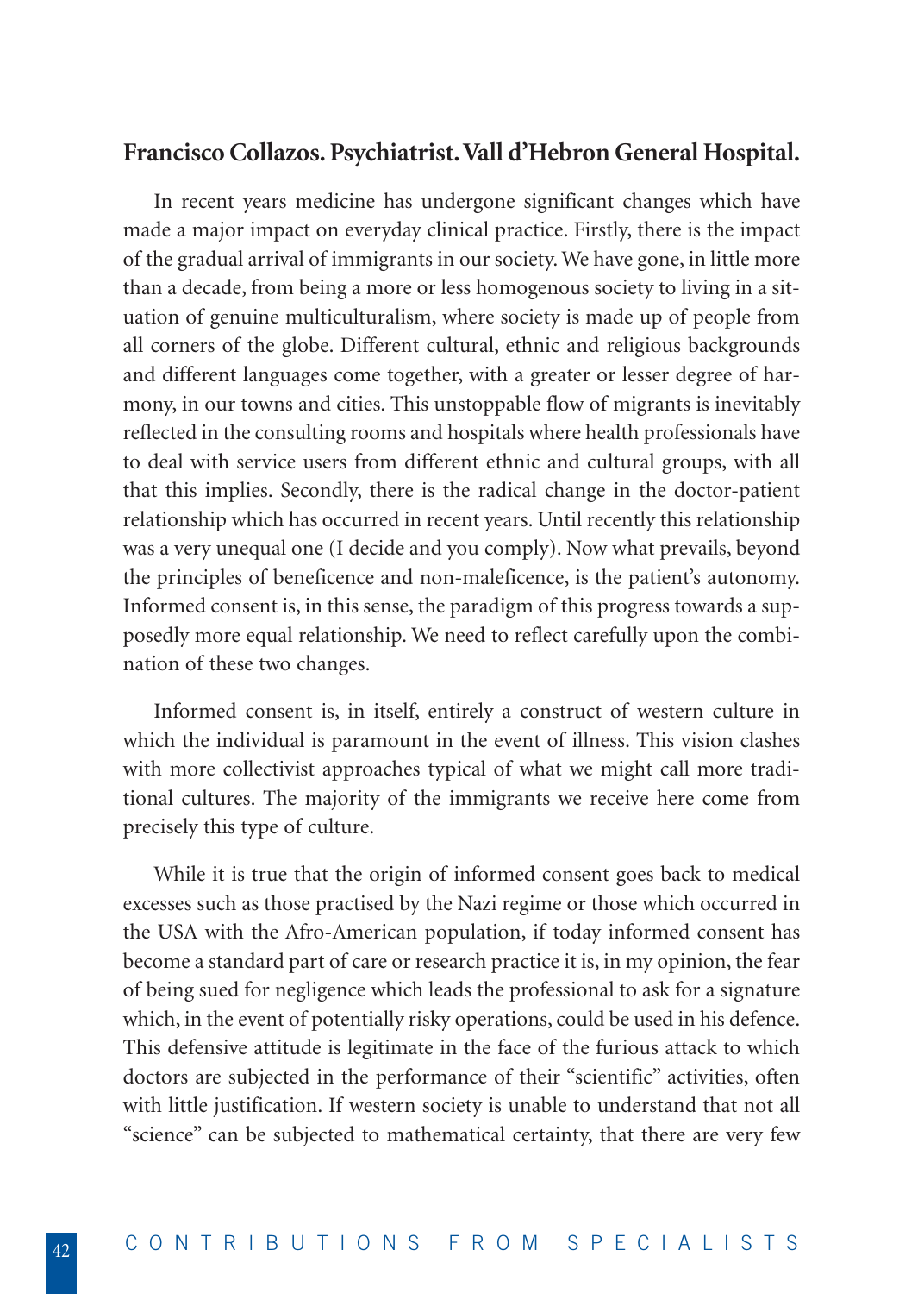**Francisco Collazos. Psychiatrist. Vall d'Hebron General Hospital.**

In recent years medicine has undergone significant changes which have made a major impact on everyday clinical practice. Firstly, there is the impact of the gradual arrival of immigrants in our society. We have gone, in little more than a decade, from being a more or less homogenous society to living in a situation of genuine multiculturalism, where society is made up of people from all corners of the globe. Different cultural, ethnic and religious backgrounds and different languages come together, with a greater or lesser degree of harmony, in our towns and cities. This unstoppable flow of migrants is inevitably reflected in the consulting rooms and hospitals where health professionals have to deal with service users from different ethnic and cultural groups, with all that this implies. Secondly, there is the radical change in the doctor-patient relationship which has occurred in recent years. Until recently this relationship was a very unequal one (I decide and you comply). Now what prevails, beyond the principles of beneficence and non-maleficence, is the patient's autonomy. Informed consent is, in this sense, the paradigm of this progress towards a supposedly more equal relationship. We need to reflect carefully upon the combination of these two changes.

Informed consent is, in itself, entirely a construct of western culture in which the individual is paramount in the event of illness. This vision clashes with more collectivist approaches typical of what we might call more traditional cultures. The majority of the immigrants we receive here come from precisely this type of culture.

While it is true that the origin of informed consent goes back to medical excesses such as those practised by the Nazi regime or those which occurred in the USA with the Afro-American population, if today informed consent has become a standard part of care or research practice it is, in my opinion, the fear of being sued for negligence which leads the professional to ask for a signature which, in the event of potentially risky operations, could be used in his defence. This defensive attitude is legitimate in the face of the furious attack to which doctors are subjected in the performance of their "scientific" activities, often with little justification. If western society is unable to understand that not all "science" can be subjected to mathematical certainty, that there are very few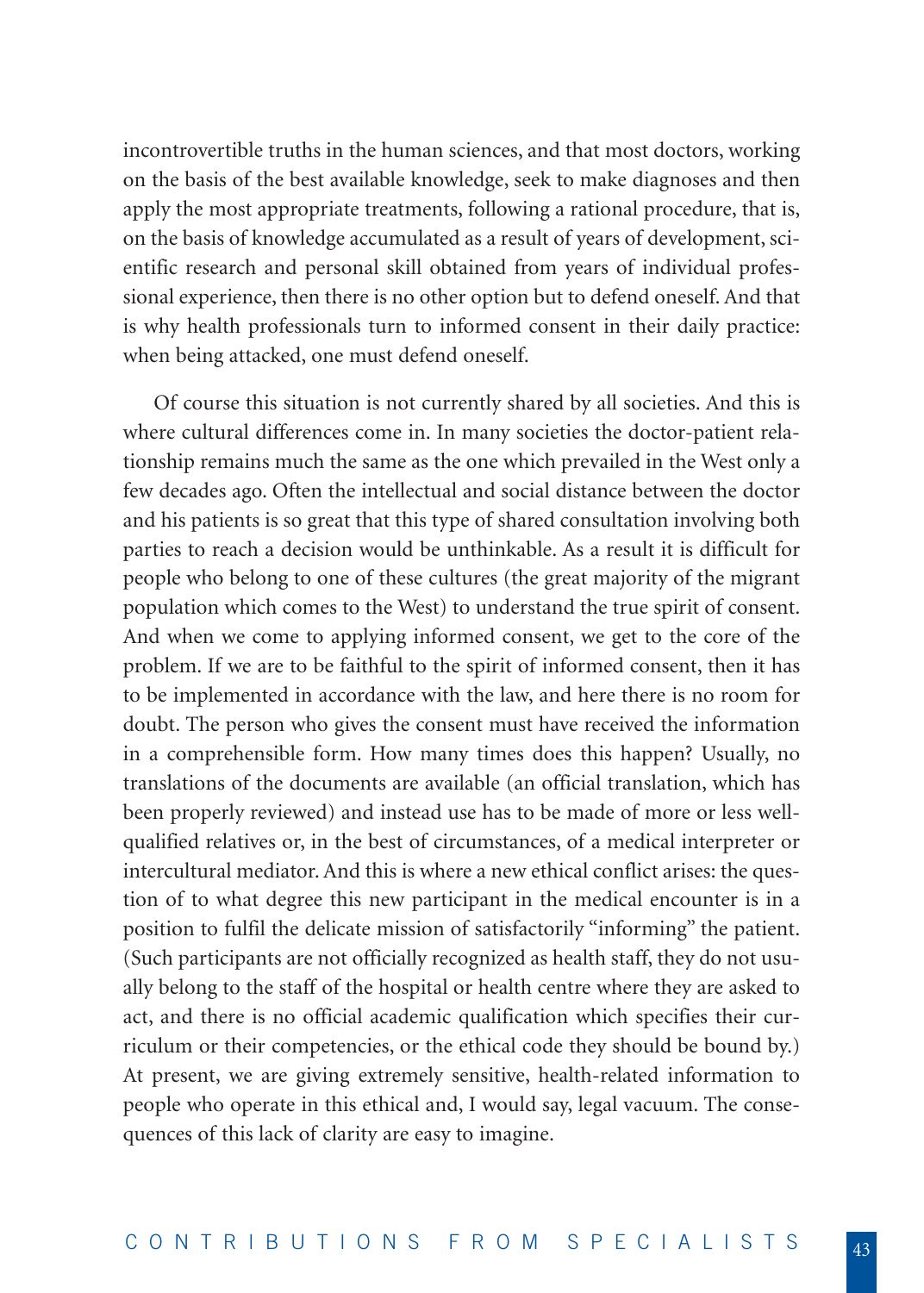incontrovertible truths in the human sciences, and that most doctors, working on the basis of the best available knowledge, seek to make diagnoses and then apply the most appropriate treatments, following a rational procedure, that is, on the basis of knowledge accumulated as a result of years of development, scientific research and personal skill obtained from years of individual professional experience, then there is no other option but to defend oneself. And that is why health professionals turn to informed consent in their daily practice: when being attacked, one must defend oneself.

Of course this situation is not currently shared by all societies. And this is where cultural differences come in. In many societies the doctor-patient relationship remains much the same as the one which prevailed in the West only a few decades ago. Often the intellectual and social distance between the doctor and his patients is so great that this type of shared consultation involving both parties to reach a decision would be unthinkable. As a result it is difficult for people who belong to one of these cultures (the great majority of the migrant population which comes to the West) to understand the true spirit of consent. And when we come to applying informed consent, we get to the core of the problem. If we are to be faithful to the spirit of informed consent, then it has to be implemented in accordance with the law, and here there is no room for doubt. The person who gives the consent must have received the information in a comprehensible form. How many times does this happen? Usually, no translations of the documents are available (an official translation, which has been properly reviewed) and instead use has to be made of more or less well-qualified relatives or, in the best of circumstances, of a medical interpreter or intercultural mediator. And this is where a new ethical conflict arises: the question of to what degree this new participant in the medical encounter is in a position to fulfil the delicate mission of satisfactorily "informing" the patient. (Such participants are not officially recognized as health staff, they do not usually belong to the staff of the hospital or health centre where they are asked to act, and there is no official academic qualification which specifies their curriculum or their competencies, or the ethical code they should be bound by.) At present, we are giving extremely sensitive, health-related information to people who operate in this ethical and, I would say, legal vacuum. The consequences of this lack of clarity are easy to imagine.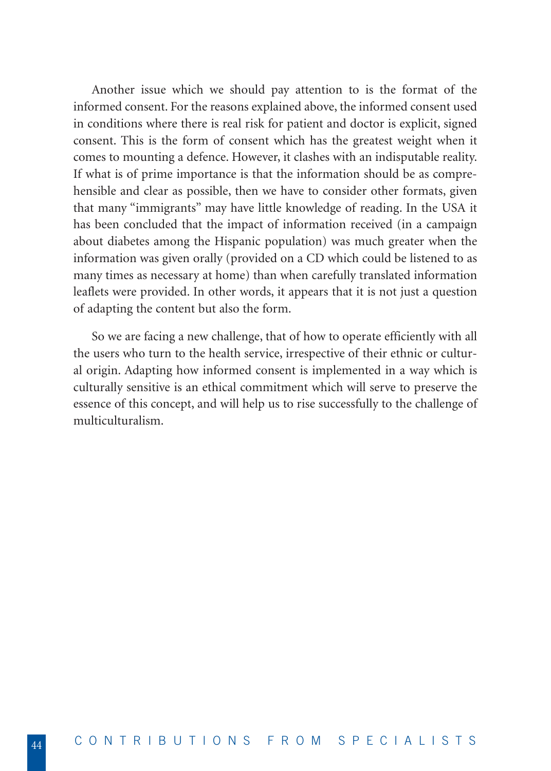Another issue which we should pay attention to is the format of the informed consent. For the reasons explained above, the informed consent used in conditions where there is real risk for patient and doctor is explicit, signed consent. This is the form of consent which has the greatest weight when it comes to mounting a defence. However, it clashes with an indisputable reality. If what is of prime importance is that the information should be as comprehensible and clear as possible, then we have to consider other formats, given that many "immigrants" may have little knowledge of reading. In the USA it has been concluded that the impact of information received (in a campaign about diabetes among the Hispanic population) was much greater when the information was given orally (provided on a CD which could be listened to as many times as necessary at home) than when carefully translated information leaflets were provided. In other words, it appears that it is not just a question of adapting the content but also the form.

So we are facing a new challenge, that of how to operate efficiently with all the users who turn to the health service, irrespective of their ethnic or cultural origin. Adapting how informed consent is implemented in a way which is culturally sensitive is an ethical commitment which will serve to preserve the essence of this concept, and will help us to rise successfully to the challenge of multiculturalism.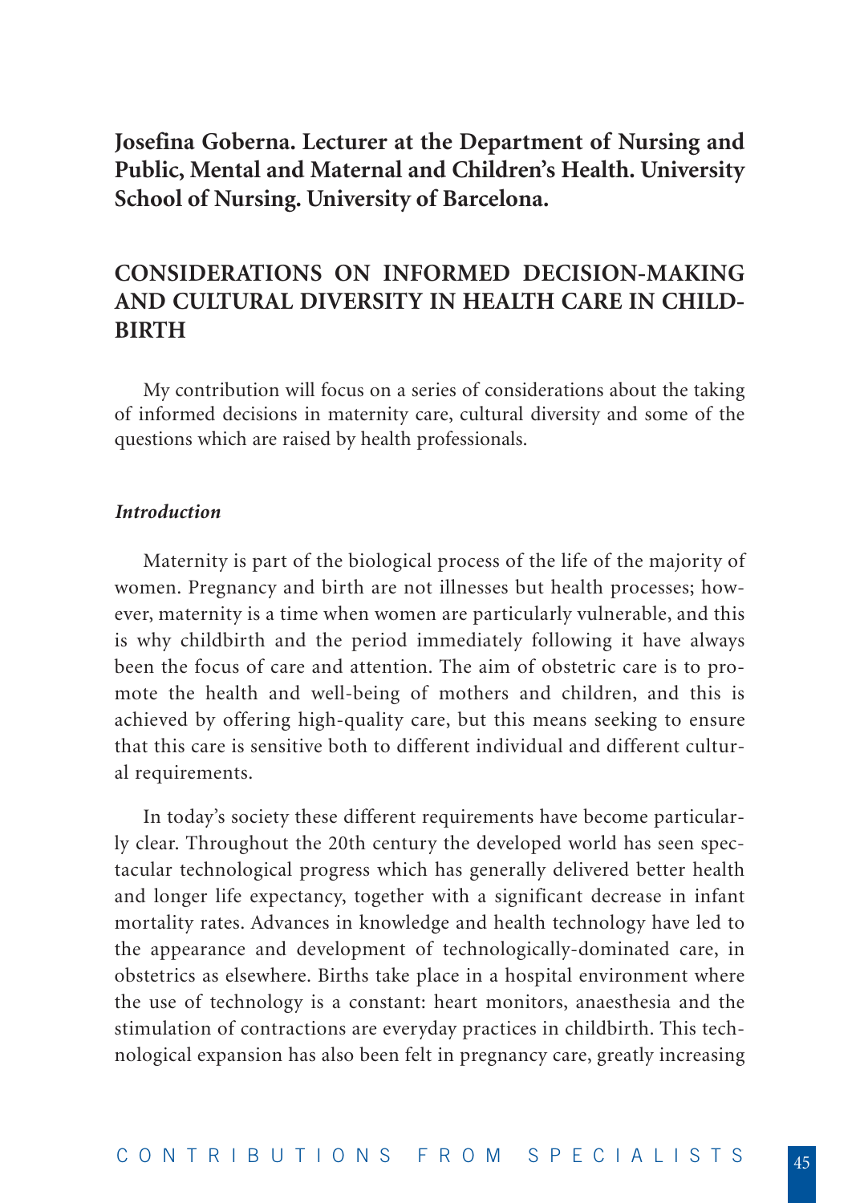**Josefina Goberna. Lecturer at the Department of Nursing and Public, Mental and Maternal and Children's Health. University School of Nursing. University of Barcelona.**

## CONSIDERATIONS ON INFORMED DECISION-MAKING AND CULTURAL DIVERSITY IN HEALTH CARE IN CHILDBIRTH

My contribution will focus on a series of considerations about the taking of informed decisions in maternity care, cultural diversity and some of the questions which are raised by health professionals.

### *Introduction*

Maternity is part of the biological process of the life of the majority of women. Pregnancy and birth are not illnesses but health processes; however, maternity is a time when women are particularly vulnerable, and this is why childbirth and the period immediately following it have always been the focus of care and attention. The aim of obstetric care is to promote the health and well-being of mothers and children, and this is achieved by offering high-quality care, but this means seeking to ensure that this care is sensitive both to different individual and different cultural requirements.

In today's society these different requirements have become particularly clear. Throughout the 20th century the developed world has seen spectacular technological progress which has generally delivered better health and longer life expectancy, together with a significant decrease in infant mortality rates. Advances in knowledge and health technology have led to the appearance and development of technologically-dominated care, in obstetrics as elsewhere. Births take place in a hospital environment where the use of technology is a constant: heart monitors, anaesthesia and the stimulation of contractions are everyday practices in childbirth. This technological expansion has also been felt in pregnancy care, greatly increasing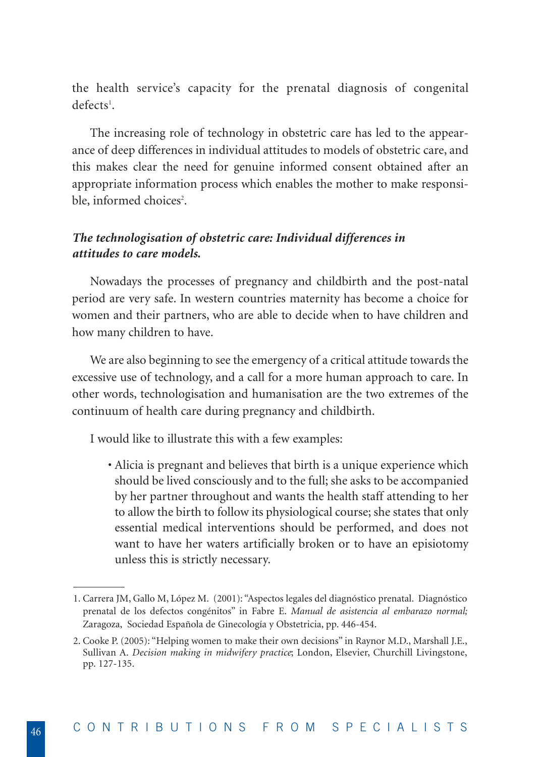the health service's capacity for the prenatal diagnosis of congenital defects[1].

The increasing role of technology in obstetric care has led to the appearance of deep differences in individual attitudes to models of obstetric care, and this makes clear the need for genuine informed consent obtained after an appropriate information process which enables the mother to make responsible, informed choices[2].

### *The technologisation of obstetric care: Individual differences in attitudes to care models.*

Nowadays the processes of pregnancy and childbirth and the post-natal period are very safe. In western countries maternity has become a choice for women and their partners, who are able to decide when to have children and how many children to have.

We are also beginning to see the emergency of a critical attitude towards the excessive use of technology, and a call for a more human approach to care. In other words, technologisation and humanisation are the two extremes of the continuum of health care during pregnancy and childbirth.

I would like to illustrate this with a few examples:

- Alicia is pregnant and believes that birth is a unique experience which should be lived consciously and to the full; she asks to be accompanied by her partner throughout and wants the health staff attending to her to allow the birth to follow its physiological course; she states that only essential medical interventions should be performed, and does not want to have her waters artificially broken or to have an episiotomy unless this is strictly necessary.

---

1. Carrera JM, Gallo M, López M. (2001): "Aspectos legales del diagnóstico prenatal. Diagnóstico prenatal de los defectos congénitos" in Fabre E. *Manual de asistencia al embarazo normal;* Zaragoza, Sociedad Española de Ginecología y Obstetricia, pp. 446-454.

2. Cooke P. (2005): "Helping women to make their own decisions" in Raynor M.D., Marshall J.E., Sullivan A. *Decision making in midwifery practice*; London, Elsevier, Churchill Livingstone, pp. 127-135.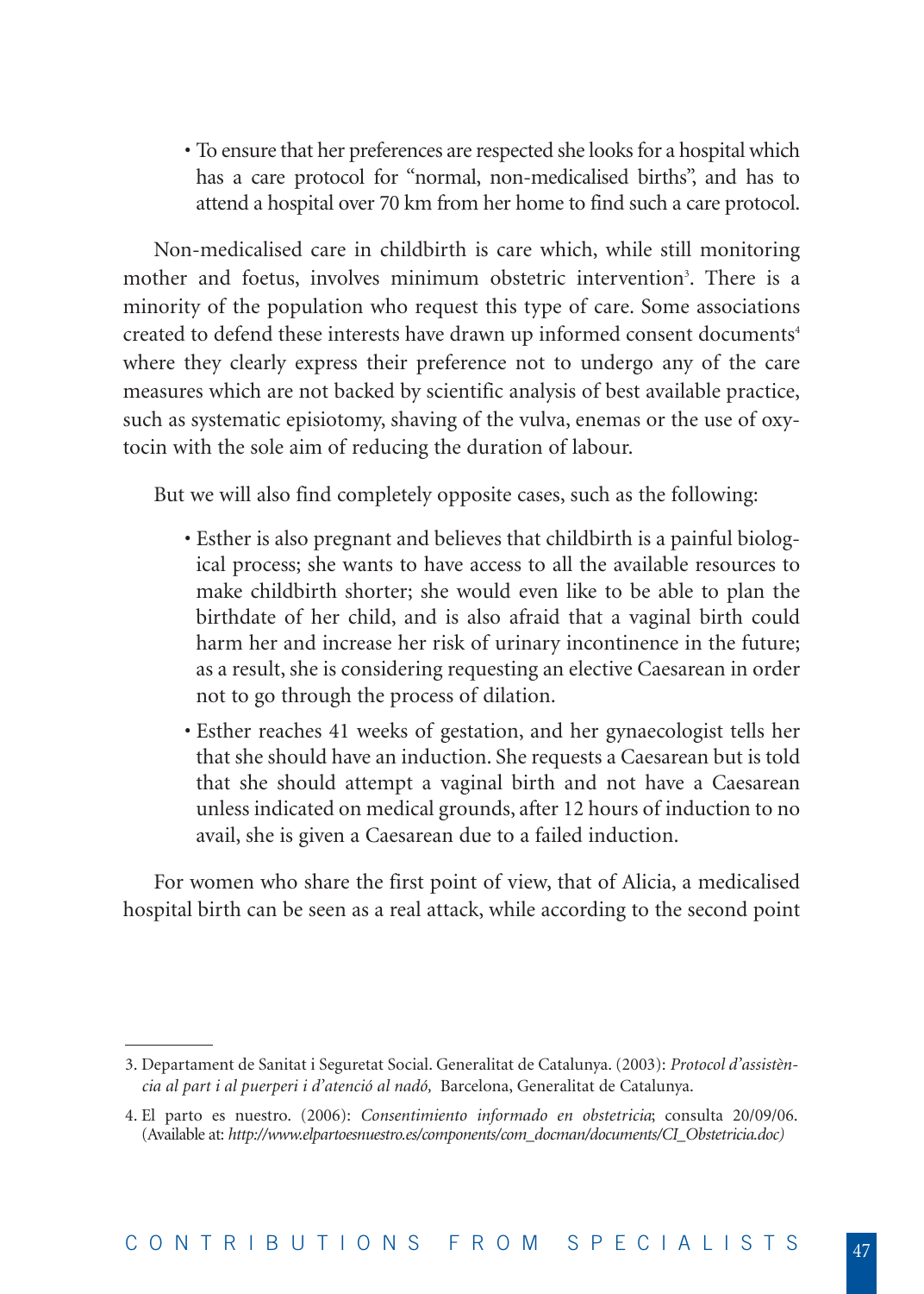- To ensure that her preferences are respected she looks for a hospital which has a care protocol for "normal, non-medicalised births", and has to attend a hospital over 70 km from her home to find such a care protocol.

Non-medicalised care in childbirth is care which, while still monitoring mother and foetus, involves minimum obstetric intervention[3]. There is a minority of the population who request this type of care. Some associations created to defend these interests have drawn up informed consent documents[4] where they clearly express their preference not to undergo any of the care measures which are not backed by scientific analysis of best available practice, such as systematic episiotomy, shaving of the vulva, enemas or the use of oxytocin with the sole aim of reducing the duration of labour.

But we will also find completely opposite cases, such as the following:

- Esther is also pregnant and believes that childbirth is a painful biological process; she wants to have access to all the available resources to make childbirth shorter; she would even like to be able to plan the birthdate of her child, and is also afraid that a vaginal birth could harm her and increase her risk of urinary incontinence in the future; as a result, she is considering requesting an elective Caesarean in order not to go through the process of dilation.
- Esther reaches 41 weeks of gestation, and her gynaecologist tells her that she should have an induction. She requests a Caesarean but is told that she should attempt a vaginal birth and not have a Caesarean unless indicated on medical grounds, after 12 hours of induction to no avail, she is given a Caesarean due to a failed induction.

For women who share the first point of view, that of Alicia, a medicalised hospital birth can be seen as a real attack, while according to the second point

---

3. Departament de Sanitat i Seguretat Social. Generalitat de Catalunya. (2003): *Protocol d'assistència al part i al puerperi i d'atenció al nadó,* Barcelona, Generalitat de Catalunya.

4. El parto es nuestro. (2006): *Consentimiento informado en obstetricia*; consulta 20/09/06. (Available at: *http://www.elpartoesnuestro.es/components/com_docman/documents/CI_Obstetricia.doc)*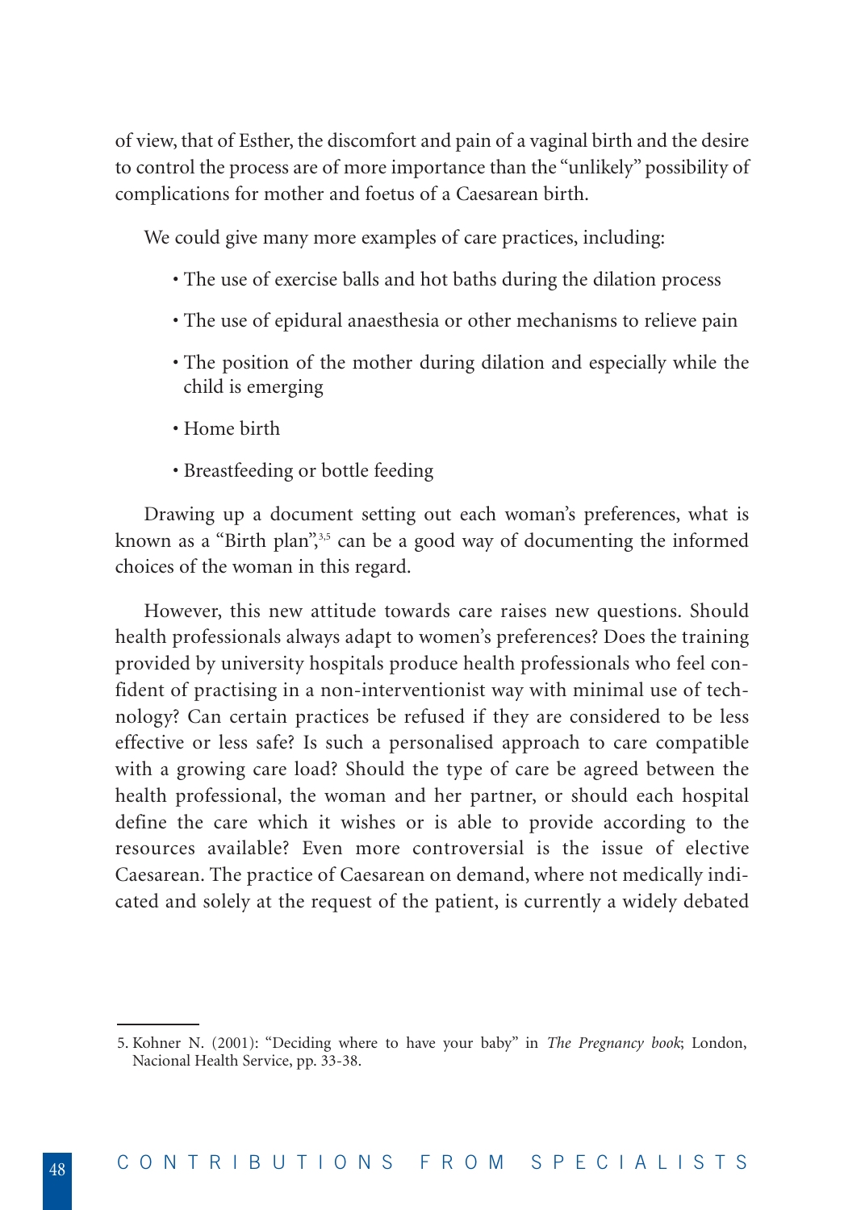of view, that of Esther, the discomfort and pain of a vaginal birth and the desire to control the process are of more importance than the "unlikely" possibility of complications for mother and foetus of a Caesarean birth.

We could give many more examples of care practices, including:

- The use of exercise balls and hot baths during the dilation process
- The use of epidural anaesthesia or other mechanisms to relieve pain
- The position of the mother during dilation and especially while the child is emerging
- Home birth
- Breastfeeding or bottle feeding

Drawing up a document setting out each woman's preferences, what is known as a "Birth plan",[3,5] can be a good way of documenting the informed choices of the woman in this regard.

However, this new attitude towards care raises new questions. Should health professionals always adapt to women's preferences? Does the training provided by university hospitals produce health professionals who feel confident of practising in a non-interventionist way with minimal use of technology? Can certain practices be refused if they are considered to be less effective or less safe? Is such a personalised approach to care compatible with a growing care load? Should the type of care be agreed between the health professional, the woman and her partner, or should each hospital define the care which it wishes or is able to provide according to the resources available? Even more controversial is the issue of elective Caesarean. The practice of Caesarean on demand, where not medically indicated and solely at the request of the patient, is currently a widely debated

---

5. Kohner N. (2001): "Deciding where to have your baby" in *The Pregnancy book*; London, Nacional Health Service, pp. 33-38.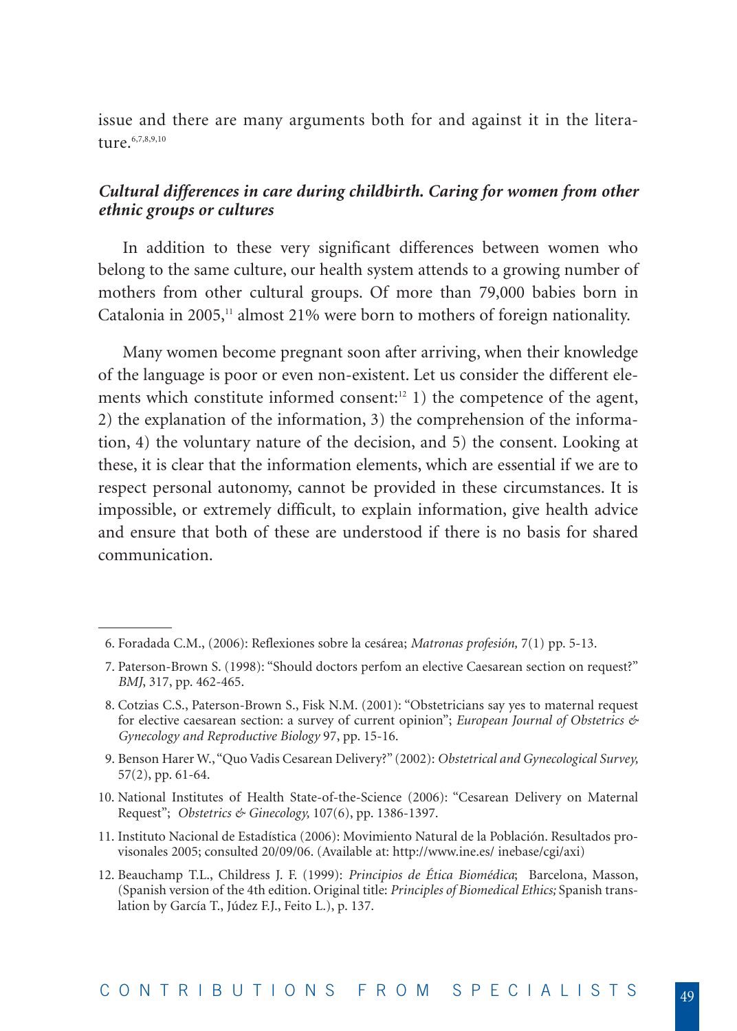issue and there are many arguments both for and against it in the literature.[6,7,8,9,10]

### *Cultural differences in care during childbirth. Caring for women from other ethnic groups or cultures*

In addition to these very significant differences between women who belong to the same culture, our health system attends to a growing number of mothers from other cultural groups. Of more than 79,000 babies born in Catalonia in 2005,[11] almost 21% were born to mothers of foreign nationality.

Many women become pregnant soon after arriving, when their knowledge of the language is poor or even non-existent. Let us consider the different elements which constitute informed consent:[12] 1) the competence of the agent, 2) the explanation of the information, 3) the comprehension of the information, 4) the voluntary nature of the decision, and 5) the consent. Looking at these, it is clear that the information elements, which are essential if we are to respect personal autonomy, cannot be provided in these circumstances. It is impossible, or extremely difficult, to explain information, give health advice and ensure that both of these are understood if there is no basis for shared communication.

---

6. Foradada C.M., (2006): Reflexiones sobre la cesárea; *Matronas profesión,* 7(1) pp. 5-13.
7. Paterson-Brown S. (1998): "Should doctors perfom an elective Caesarean section on request?" *BMJ*, 317, pp. 462-465.
8. Cotzias C.S., Paterson-Brown S., Fisk N.M. (2001): "Obstetricians say yes to maternal request for elective caesarean section: a survey of current opinion"; *European Journal of Obstetrics & Gynecology and Reproductive Biology* 97, pp. 15-16.
9. Benson Harer W., "Quo Vadis Cesarean Delivery?" (2002): *Obstetrical and Gynecological Survey,* 57(2), pp. 61-64.
10. National Institutes of Health State-of-the-Science (2006): "Cesarean Delivery on Maternal Request"; *Obstetrics & Ginecology,* 107(6), pp. 1386-1397.
11. Instituto Nacional de Estadística (2006): Movimiento Natural de la Población. Resultados provisonales 2005; consulted 20/09/06. (Available at: http://www.ine.es/ inebase/cgi/axi)
12. Beauchamp T.L., Childress J. F. (1999): *Principios de Ética Biomédica*; Barcelona, Masson, (Spanish version of the 4th edition. Original title: *Principles of Biomedical Ethics;* Spanish translation by García T., Júdez F.J., Feito L.), p. 137.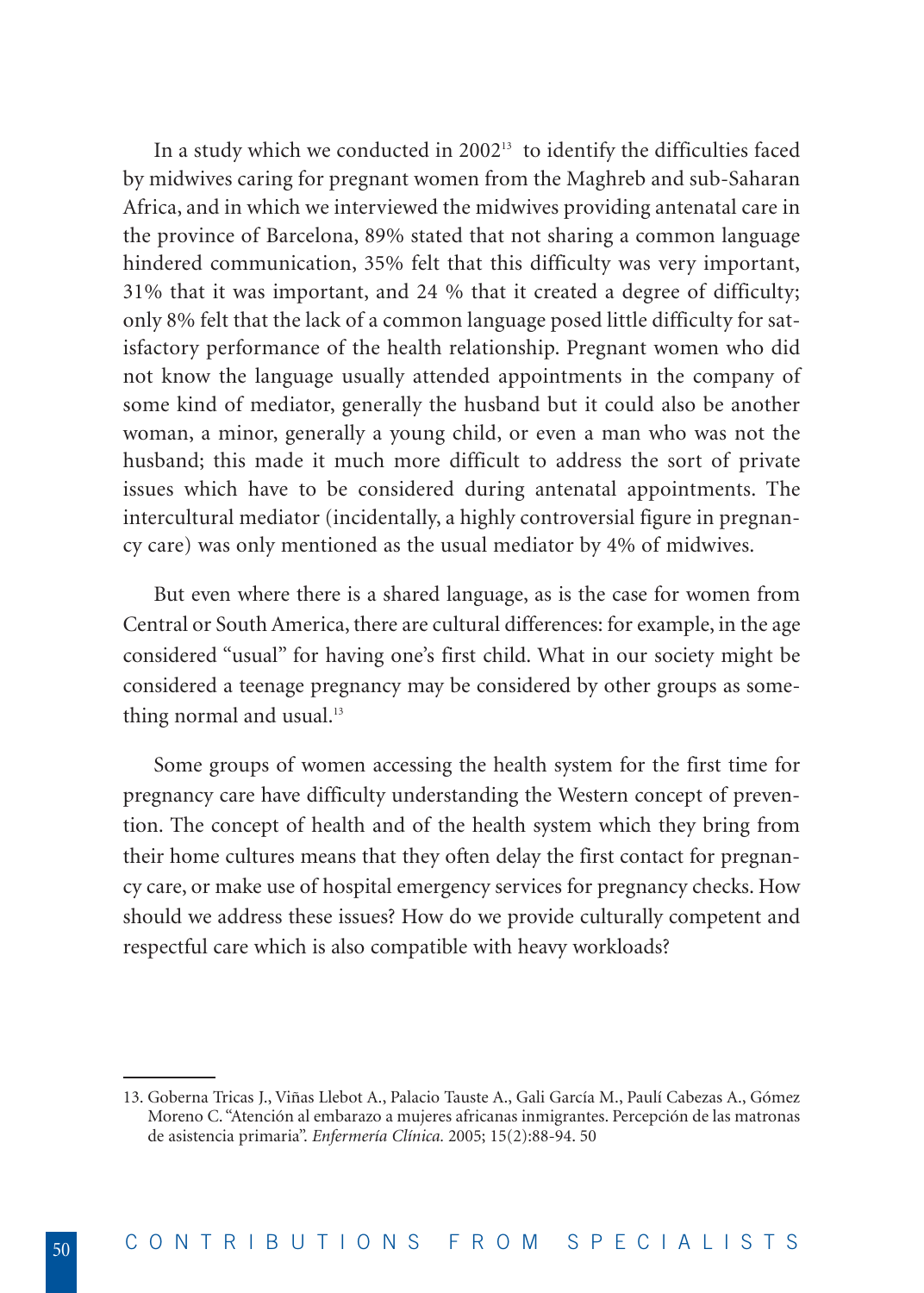In a study which we conducted in 2002[13] to identify the difficulties faced by midwives caring for pregnant women from the Maghreb and sub-Saharan Africa, and in which we interviewed the midwives providing antenatal care in the province of Barcelona, 89% stated that not sharing a common language hindered communication, 35% felt that this difficulty was very important, 31% that it was important, and 24 % that it created a degree of difficulty; only 8% felt that the lack of a common language posed little difficulty for satisfactory performance of the health relationship. Pregnant women who did not know the language usually attended appointments in the company of some kind of mediator, generally the husband but it could also be another woman, a minor, generally a young child, or even a man who was not the husband; this made it much more difficult to address the sort of private issues which have to be considered during antenatal appointments. The intercultural mediator (incidentally, a highly controversial figure in pregnancy care) was only mentioned as the usual mediator by 4% of midwives.

But even where there is a shared language, as is the case for women from Central or South America, there are cultural differences: for example, in the age considered "usual" for having one's first child. What in our society might be considered a teenage pregnancy may be considered by other groups as something normal and usual.[13]

Some groups of women accessing the health system for the first time for pregnancy care have difficulty understanding the Western concept of prevention. The concept of health and of the health system which they bring from their home cultures means that they often delay the first contact for pregnancy care, or make use of hospital emergency services for pregnancy checks. How should we address these issues? How do we provide culturally competent and respectful care which is also compatible with heavy workloads?

---

13. Goberna Tricas J., Viñas Llebot A., Palacio Tauste A., Gali García M., Paulí Cabezas A., Gómez Moreno C. "Atención al embarazo a mujeres africanas inmigrantes. Percepción de las matronas de asistencia primaria". *Enfermería Clínica.* 2005; 15(2):88-94. 50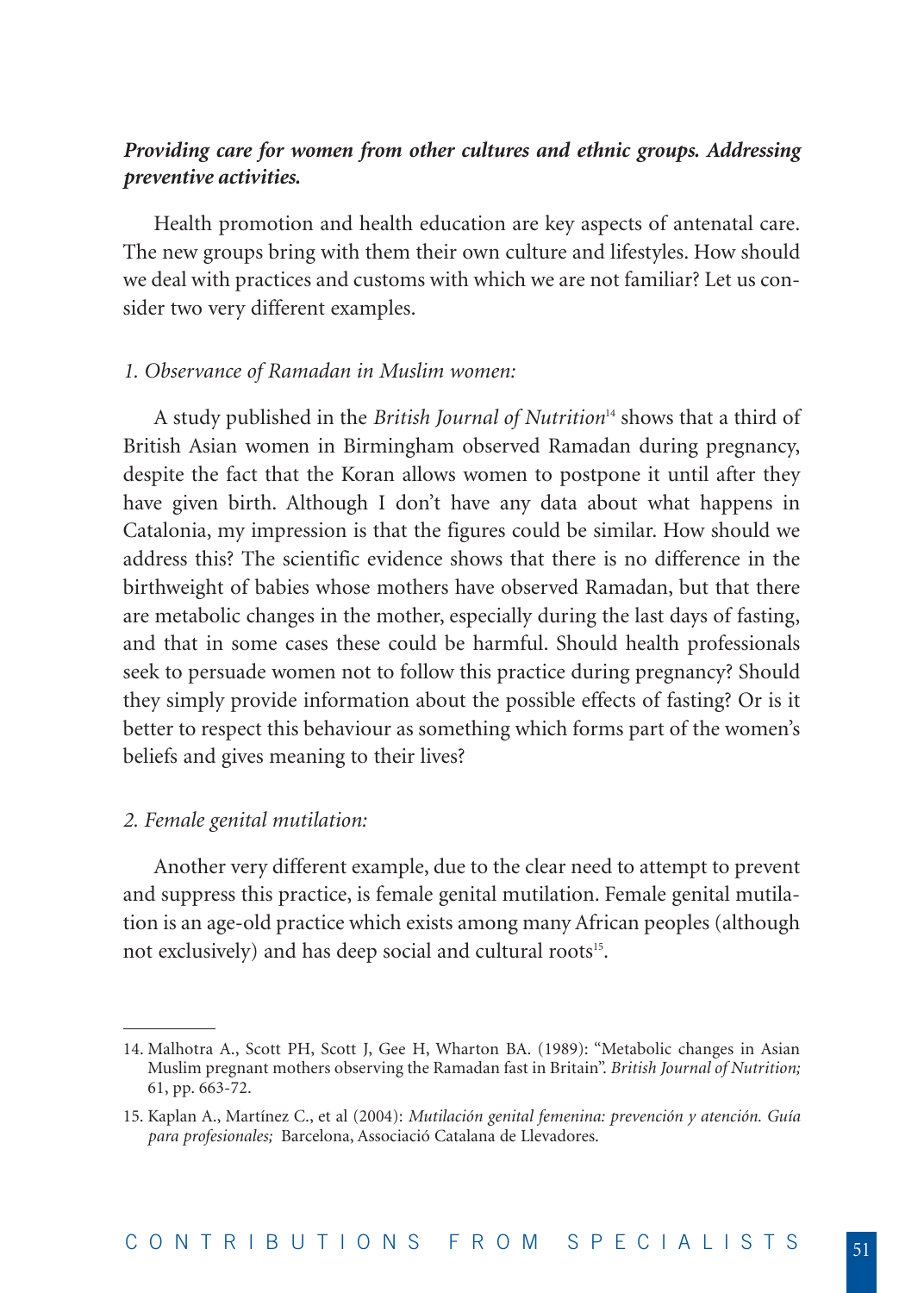***Providing care for women from other cultures and ethnic groups. Addressing preventive activities.***

Health promotion and health education are key aspects of antenatal care. The new groups bring with them their own culture and lifestyles. How should we deal with practices and customs with which we are not familiar? Let us consider two very different examples.

*1. Observance of Ramadan in Muslim women:*

A study published in the *British Journal of Nutrition*[14] shows that a third of British Asian women in Birmingham observed Ramadan during pregnancy, despite the fact that the Koran allows women to postpone it until after they have given birth. Although I don't have any data about what happens in Catalonia, my impression is that the figures could be similar. How should we address this? The scientific evidence shows that there is no difference in the birthweight of babies whose mothers have observed Ramadan, but that there are metabolic changes in the mother, especially during the last days of fasting, and that in some cases these could be harmful. Should health professionals seek to persuade women not to follow this practice during pregnancy? Should they simply provide information about the possible effects of fasting? Or is it better to respect this behaviour as something which forms part of the women's beliefs and gives meaning to their lives?

*2. Female genital mutilation:*

Another very different example, due to the clear need to attempt to prevent and suppress this practice, is female genital mutilation. Female genital mutilation is an age-old practice which exists among many African peoples (although not exclusively) and has deep social and cultural roots[15].

---

14. Malhotra A., Scott PH, Scott J, Gee H, Wharton BA. (1989): "Metabolic changes in Asian Muslim pregnant mothers observing the Ramadan fast in Britain". *British Journal of Nutrition;* 61, pp. 663-72.

15. Kaplan A., Martínez C., et al (2004): *Mutilación genital femenina: prevención y atención. Guía para profesionales;* Barcelona, Associació Catalana de Llevadores.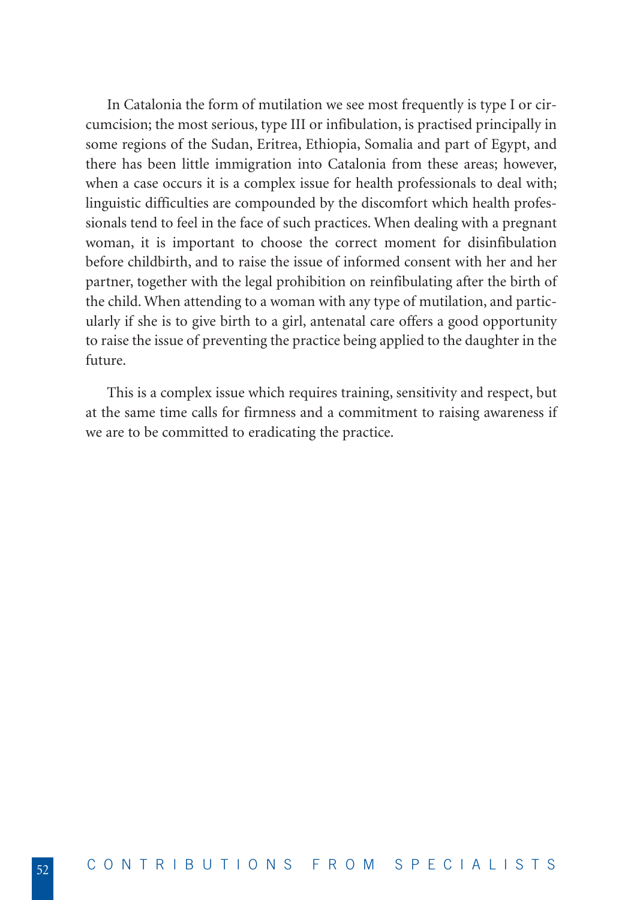In Catalonia the form of mutilation we see most frequently is type I or circumcision; the most serious, type III or infibulation, is practised principally in some regions of the Sudan, Eritrea, Ethiopia, Somalia and part of Egypt, and there has been little immigration into Catalonia from these areas; however, when a case occurs it is a complex issue for health professionals to deal with; linguistic difficulties are compounded by the discomfort which health professionals tend to feel in the face of such practices. When dealing with a pregnant woman, it is important to choose the correct moment for disinfibulation before childbirth, and to raise the issue of informed consent with her and her partner, together with the legal prohibition on reinfibulating after the birth of the child. When attending to a woman with any type of mutilation, and particularly if she is to give birth to a girl, antenatal care offers a good opportunity to raise the issue of preventing the practice being applied to the daughter in the future.

This is a complex issue which requires training, sensitivity and respect, but at the same time calls for firmness and a commitment to raising awareness if we are to be committed to eradicating the practice.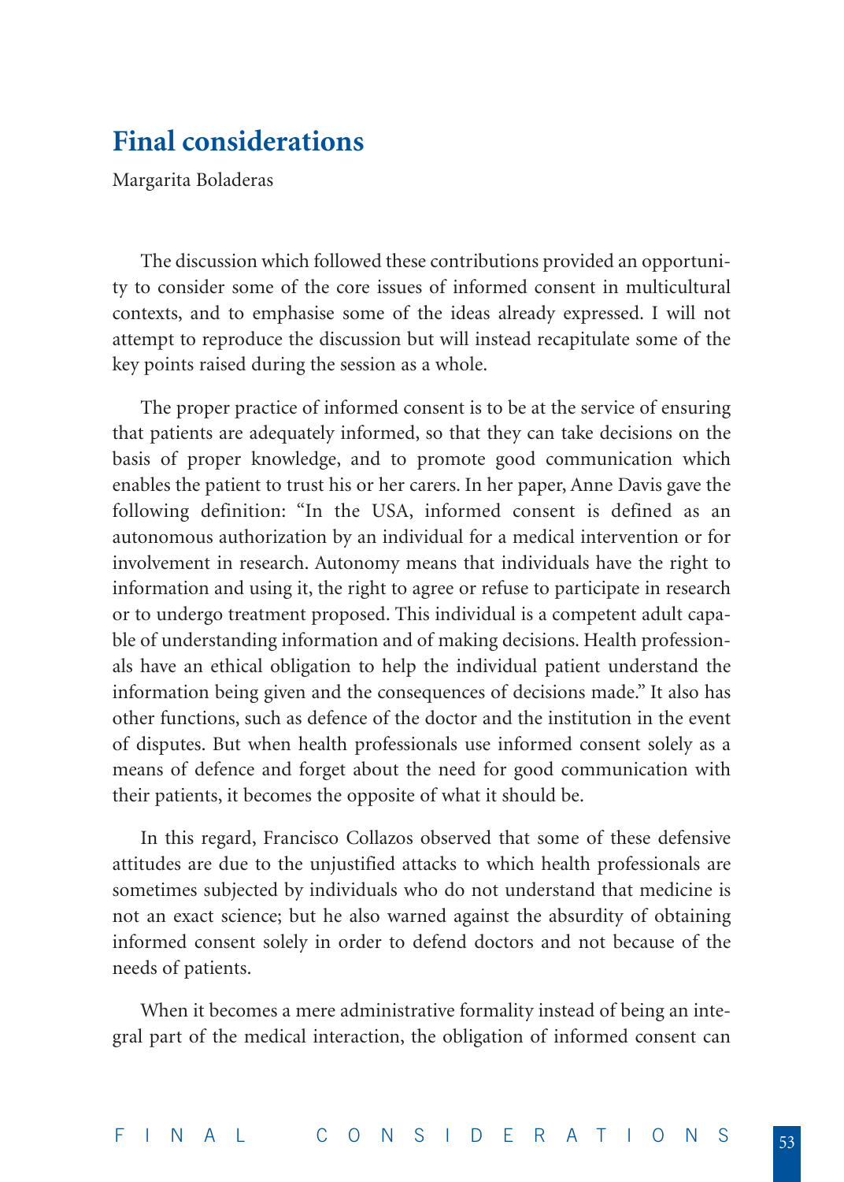# Final considerations

Margarita Boladeras

The discussion which followed these contributions provided an opportunity to consider some of the core issues of informed consent in multicultural contexts, and to emphasise some of the ideas already expressed. I will not attempt to reproduce the discussion but will instead recapitulate some of the key points raised during the session as a whole.

The proper practice of informed consent is to be at the service of ensuring that patients are adequately informed, so that they can take decisions on the basis of proper knowledge, and to promote good communication which enables the patient to trust his or her carers. In her paper, Anne Davis gave the following definition: "In the USA, informed consent is defined as an autonomous authorization by an individual for a medical intervention or for involvement in research. Autonomy means that individuals have the right to information and using it, the right to agree or refuse to participate in research or to undergo treatment proposed. This individual is a competent adult capable of understanding information and of making decisions. Health professionals have an ethical obligation to help the individual patient understand the information being given and the consequences of decisions made." It also has other functions, such as defence of the doctor and the institution in the event of disputes. But when health professionals use informed consent solely as a means of defence and forget about the need for good communication with their patients, it becomes the opposite of what it should be.

In this regard, Francisco Collazos observed that some of these defensive attitudes are due to the unjustified attacks to which health professionals are sometimes subjected by individuals who do not understand that medicine is not an exact science; but he also warned against the absurdity of obtaining informed consent solely in order to defend doctors and not because of the needs of patients.

When it becomes a mere administrative formality instead of being an integral part of the medical interaction, the obligation of informed consent can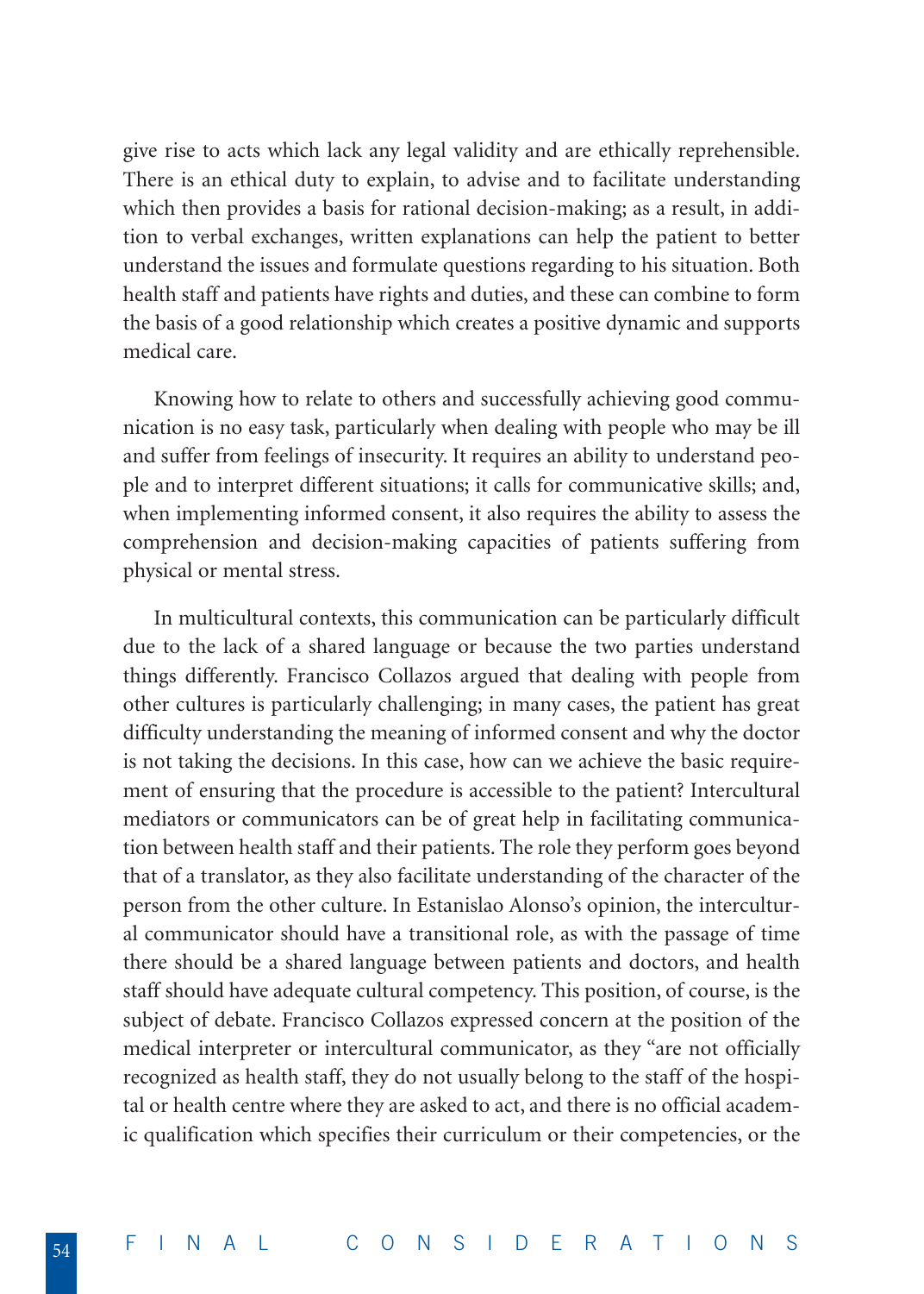give rise to acts which lack any legal validity and are ethically reprehensible. There is an ethical duty to explain, to advise and to facilitate understanding which then provides a basis for rational decision-making; as a result, in addition to verbal exchanges, written explanations can help the patient to better understand the issues and formulate questions regarding to his situation. Both health staff and patients have rights and duties, and these can combine to form the basis of a good relationship which creates a positive dynamic and supports medical care.

Knowing how to relate to others and successfully achieving good communication is no easy task, particularly when dealing with people who may be ill and suffer from feelings of insecurity. It requires an ability to understand people and to interpret different situations; it calls for communicative skills; and, when implementing informed consent, it also requires the ability to assess the comprehension and decision-making capacities of patients suffering from physical or mental stress.

In multicultural contexts, this communication can be particularly difficult due to the lack of a shared language or because the two parties understand things differently. Francisco Collazos argued that dealing with people from other cultures is particularly challenging; in many cases, the patient has great difficulty understanding the meaning of informed consent and why the doctor is not taking the decisions. In this case, how can we achieve the basic requirement of ensuring that the procedure is accessible to the patient? Intercultural mediators or communicators can be of great help in facilitating communication between health staff and their patients. The role they perform goes beyond that of a translator, as they also facilitate understanding of the character of the person from the other culture. In Estanislao Alonso's opinion, the intercultural communicator should have a transitional role, as with the passage of time there should be a shared language between patients and doctors, and health staff should have adequate cultural competency. This position, of course, is the subject of debate. Francisco Collazos expressed concern at the position of the medical interpreter or intercultural communicator, as they "are not officially recognized as health staff, they do not usually belong to the staff of the hospital or health centre where they are asked to act, and there is no official academic qualification which specifies their curriculum or their competencies, or the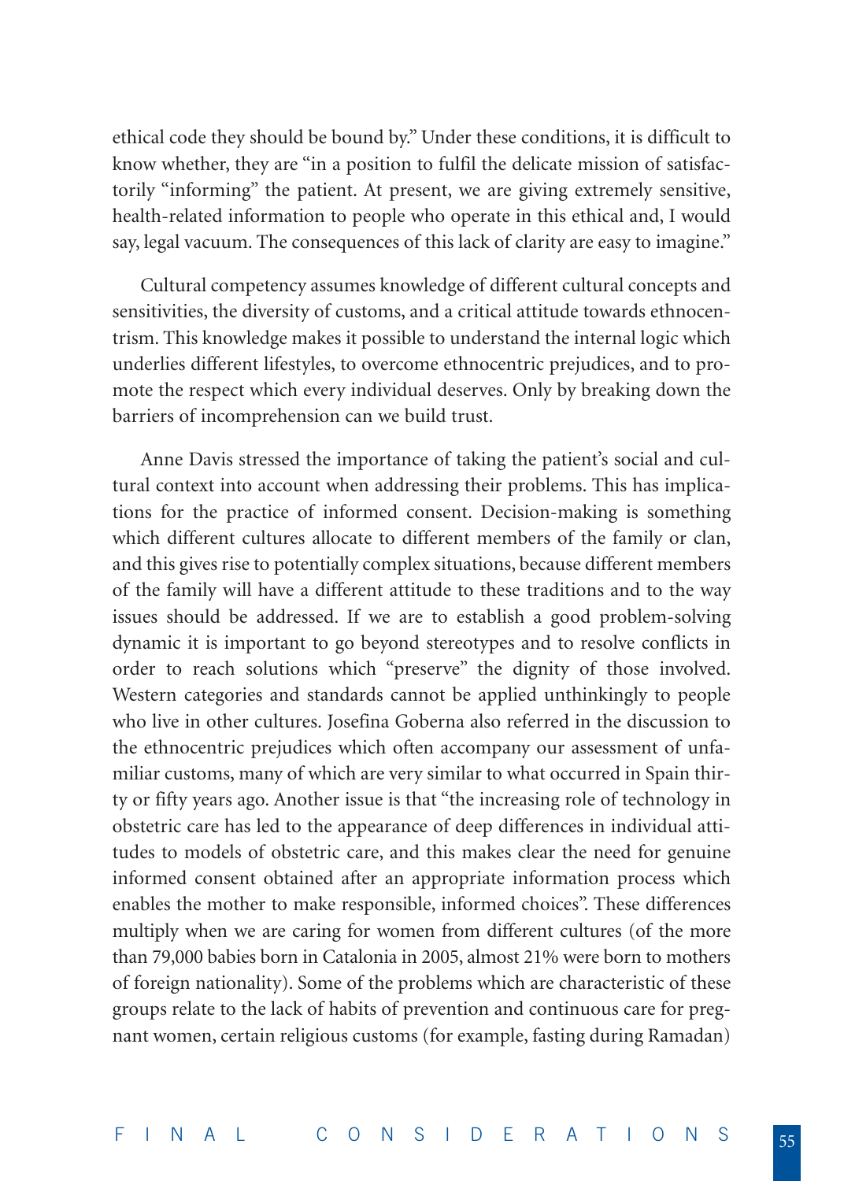ethical code they should be bound by." Under these conditions, it is difficult to know whether, they are "in a position to fulfil the delicate mission of satisfactorily "informing" the patient. At present, we are giving extremely sensitive, health-related information to people who operate in this ethical and, I would say, legal vacuum. The consequences of this lack of clarity are easy to imagine."

Cultural competency assumes knowledge of different cultural concepts and sensitivities, the diversity of customs, and a critical attitude towards ethnocentrism. This knowledge makes it possible to understand the internal logic which underlies different lifestyles, to overcome ethnocentric prejudices, and to promote the respect which every individual deserves. Only by breaking down the barriers of incomprehension can we build trust.

Anne Davis stressed the importance of taking the patient's social and cultural context into account when addressing their problems. This has implications for the practice of informed consent. Decision-making is something which different cultures allocate to different members of the family or clan, and this gives rise to potentially complex situations, because different members of the family will have a different attitude to these traditions and to the way issues should be addressed. If we are to establish a good problem-solving dynamic it is important to go beyond stereotypes and to resolve conflicts in order to reach solutions which "preserve" the dignity of those involved. Western categories and standards cannot be applied unthinkingly to people who live in other cultures. Josefina Goberna also referred in the discussion to the ethnocentric prejudices which often accompany our assessment of unfamiliar customs, many of which are very similar to what occurred in Spain thirty or fifty years ago. Another issue is that "the increasing role of technology in obstetric care has led to the appearance of deep differences in individual attitudes to models of obstetric care, and this makes clear the need for genuine informed consent obtained after an appropriate information process which enables the mother to make responsible, informed choices". These differences multiply when we are caring for women from different cultures (of the more than 79,000 babies born in Catalonia in 2005, almost 21% were born to mothers of foreign nationality). Some of the problems which are characteristic of these groups relate to the lack of habits of prevention and continuous care for pregnant women, certain religious customs (for example, fasting during Ramadan)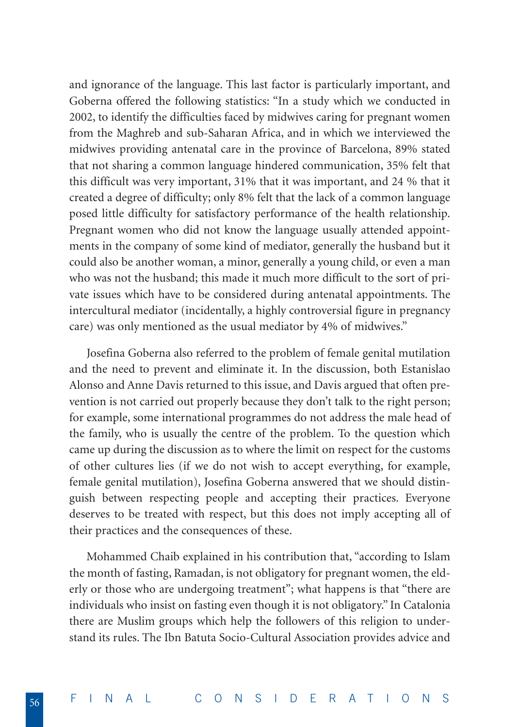and ignorance of the language. This last factor is particularly important, and Goberna offered the following statistics: "In a study which we conducted in 2002, to identify the difficulties faced by midwives caring for pregnant women from the Maghreb and sub-Saharan Africa, and in which we interviewed the midwives providing antenatal care in the province of Barcelona, 89% stated that not sharing a common language hindered communication, 35% felt that this difficult was very important, 31% that it was important, and 24 % that it created a degree of difficulty; only 8% felt that the lack of a common language posed little difficulty for satisfactory performance of the health relationship. Pregnant women who did not know the language usually attended appointments in the company of some kind of mediator, generally the husband but it could also be another woman, a minor, generally a young child, or even a man who was not the husband; this made it much more difficult to the sort of private issues which have to be considered during antenatal appointments. The intercultural mediator (incidentally, a highly controversial figure in pregnancy care) was only mentioned as the usual mediator by 4% of midwives."

Josefina Goberna also referred to the problem of female genital mutilation and the need to prevent and eliminate it. In the discussion, both Estanislao Alonso and Anne Davis returned to this issue, and Davis argued that often prevention is not carried out properly because they don't talk to the right person; for example, some international programmes do not address the male head of the family, who is usually the centre of the problem. To the question which came up during the discussion as to where the limit on respect for the customs of other cultures lies (if we do not wish to accept everything, for example, female genital mutilation), Josefina Goberna answered that we should distinguish between respecting people and accepting their practices. Everyone deserves to be treated with respect, but this does not imply accepting all of their practices and the consequences of these.

Mohammed Chaib explained in his contribution that, "according to Islam the month of fasting, Ramadan, is not obligatory for pregnant women, the elderly or those who are undergoing treatment"; what happens is that "there are individuals who insist on fasting even though it is not obligatory." In Catalonia there are Muslim groups which help the followers of this religion to understand its rules. The Ibn Batuta Socio-Cultural Association provides advice and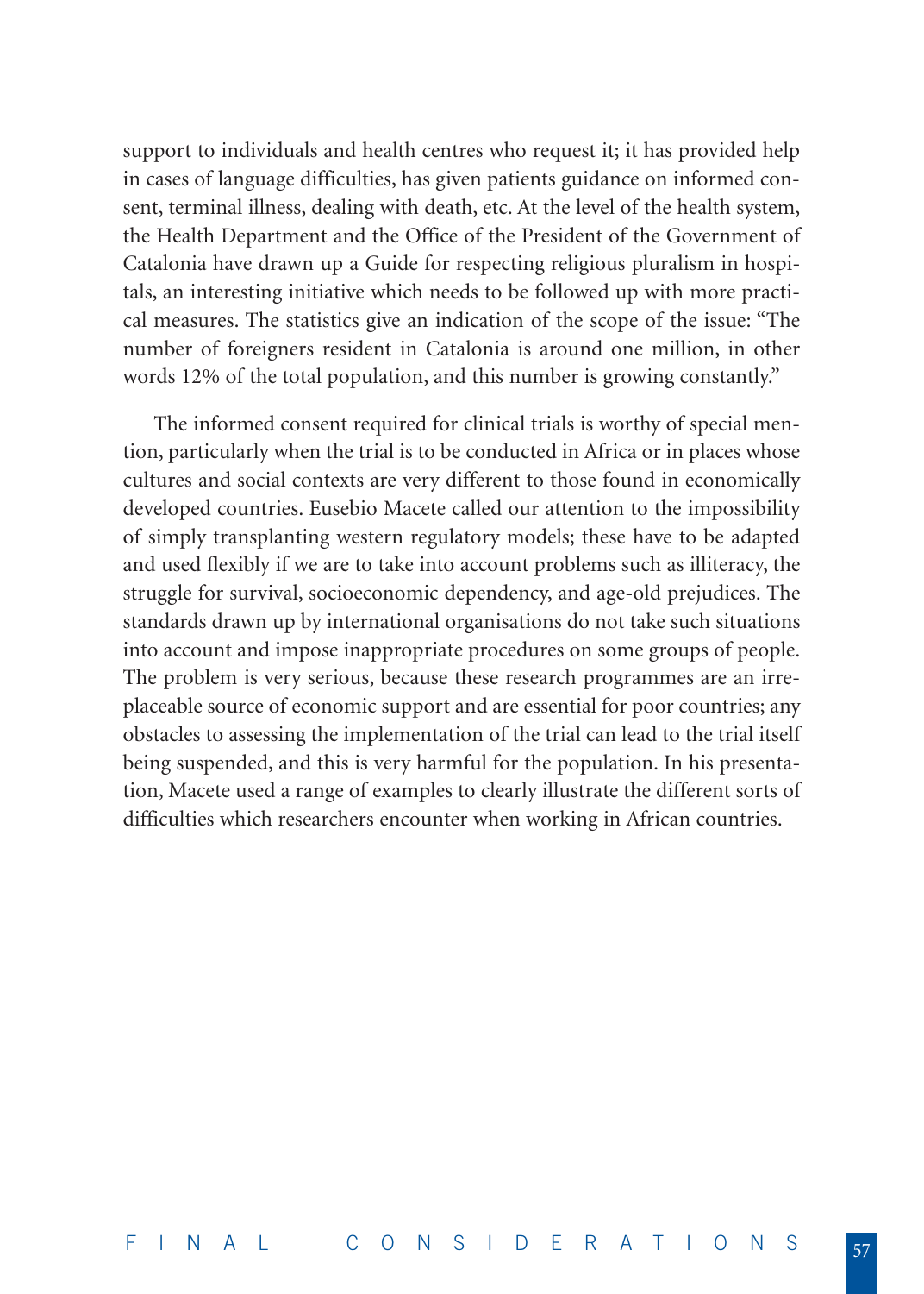support to individuals and health centres who request it; it has provided help in cases of language difficulties, has given patients guidance on informed consent, terminal illness, dealing with death, etc. At the level of the health system, the Health Department and the Office of the President of the Government of Catalonia have drawn up a Guide for respecting religious pluralism in hospitals, an interesting initiative which needs to be followed up with more practical measures. The statistics give an indication of the scope of the issue: "The number of foreigners resident in Catalonia is around one million, in other words 12% of the total population, and this number is growing constantly."

The informed consent required for clinical trials is worthy of special mention, particularly when the trial is to be conducted in Africa or in places whose cultures and social contexts are very different to those found in economically developed countries. Eusebio Macete called our attention to the impossibility of simply transplanting western regulatory models; these have to be adapted and used flexibly if we are to take into account problems such as illiteracy, the struggle for survival, socioeconomic dependency, and age-old prejudices. The standards drawn up by international organisations do not take such situations into account and impose inappropriate procedures on some groups of people. The problem is very serious, because these research programmes are an irreplaceable source of economic support and are essential for poor countries; any obstacles to assessing the implementation of the trial can lead to the trial itself being suspended, and this is very harmful for the population. In his presentation, Macete used a range of examples to clearly illustrate the different sorts of difficulties which researchers encounter when working in African countries.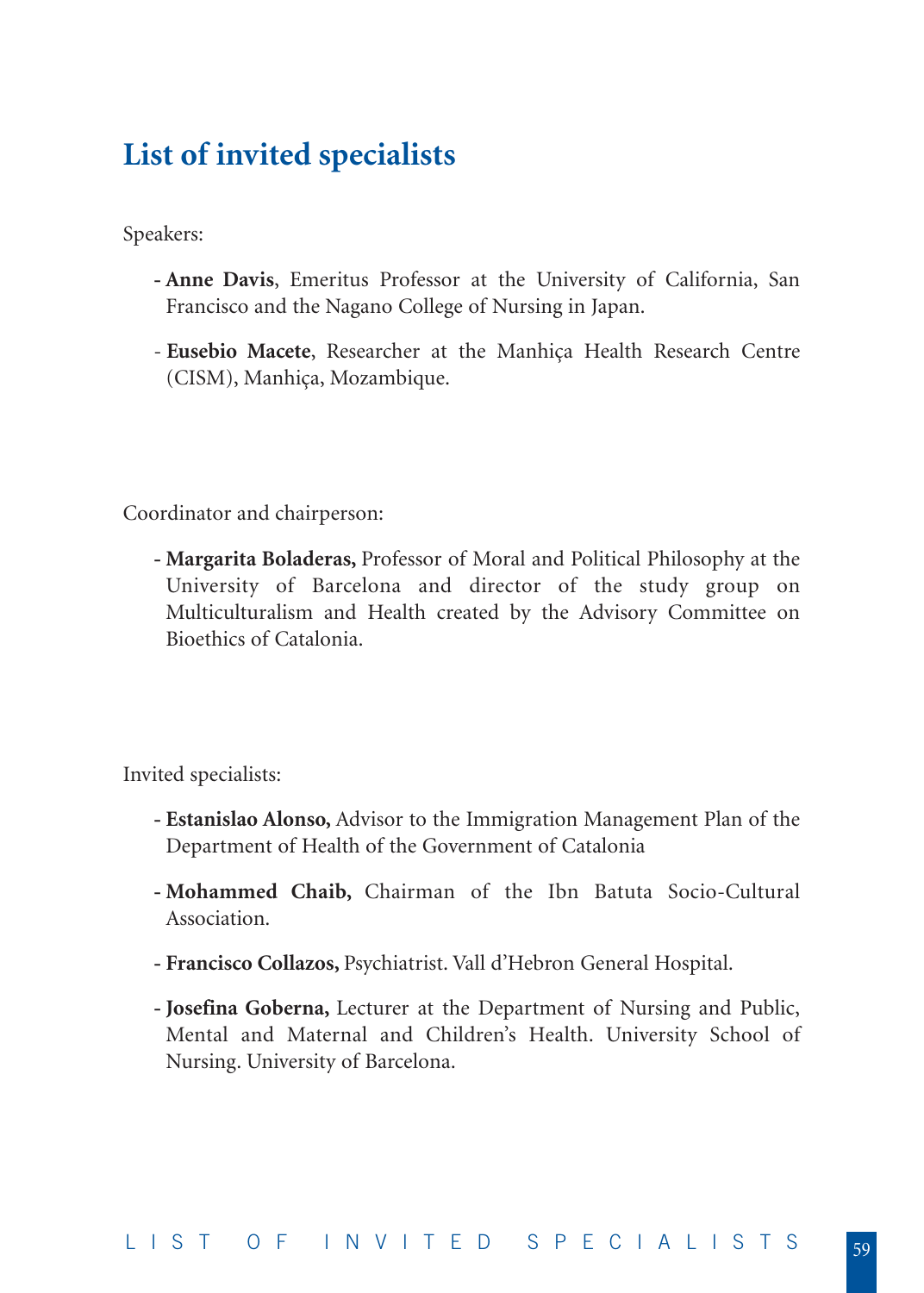# List of invited specialists

Speakers:

- **Anne Davis**, Emeritus Professor at the University of California, San Francisco and the Nagano College of Nursing in Japan.
- **Eusebio Macete**, Researcher at the Manhiça Health Research Centre (CISM), Manhiça, Mozambique.

Coordinator and chairperson:

- **Margarita Boladeras,** Professor of Moral and Political Philosophy at the University of Barcelona and director of the study group on Multiculturalism and Health created by the Advisory Committee on Bioethics of Catalonia.

Invited specialists:

- **Estanislao Alonso,** Advisor to the Immigration Management Plan of the Department of Health of the Government of Catalonia
- **Mohammed Chaib,** Chairman of the Ibn Batuta Socio-Cultural Association.
- **Francisco Collazos,** Psychiatrist. Vall d'Hebron General Hospital.
- **Josefina Goberna,** Lecturer at the Department of Nursing and Public, Mental and Maternal and Children's Health. University School of Nursing. University of Barcelona.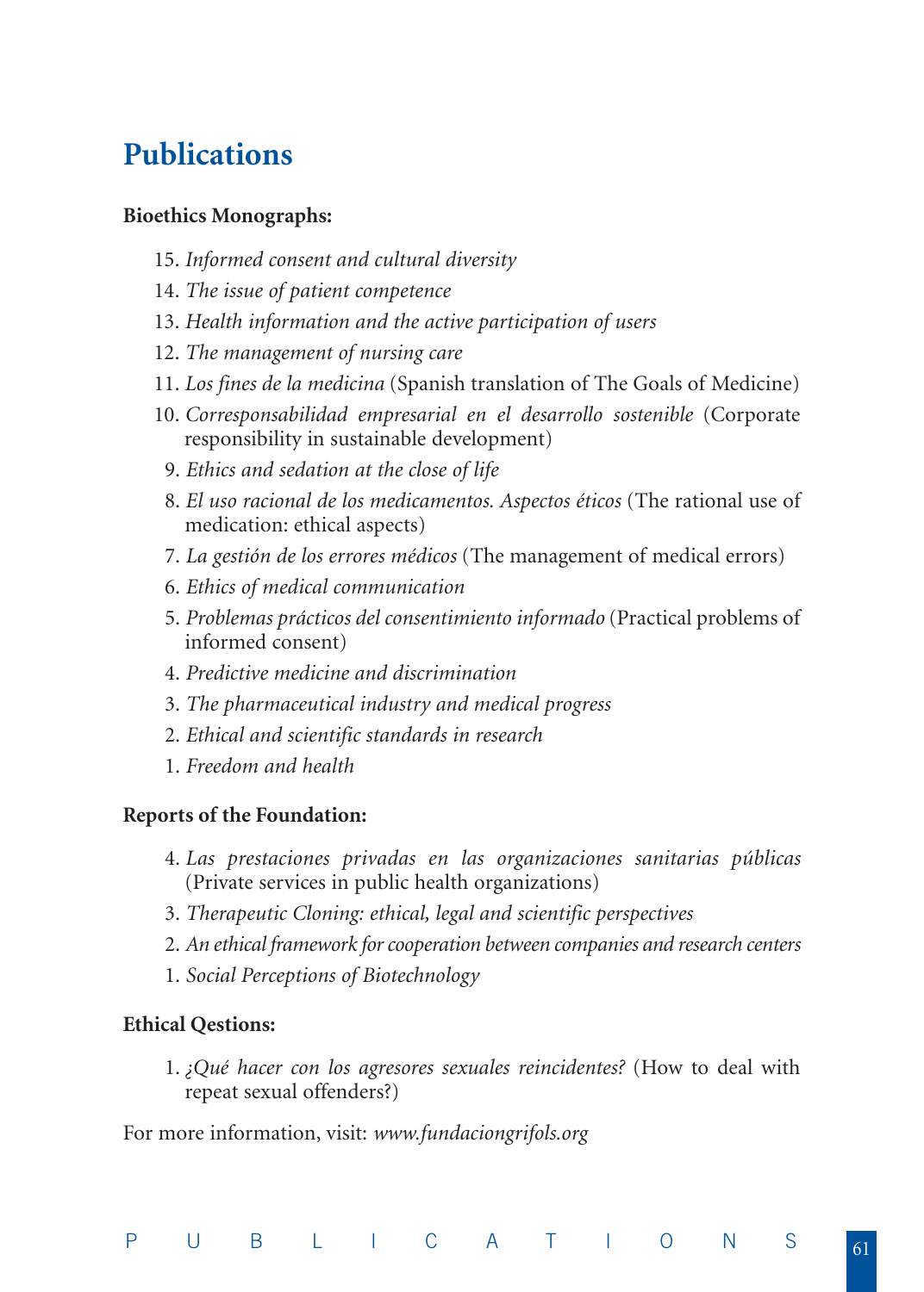# Publications

**Bioethics Monographs:**

15. *Informed consent and cultural diversity*
14. *The issue of patient competence*
13. *Health information and the active participation of users*
12. *The management of nursing care*
11. *Los fines de la medicina* (Spanish translation of The Goals of Medicine)
10. *Corresponsabilidad empresarial en el desarrollo sostenible* (Corporate responsibility in sustainable development)
9. *Ethics and sedation at the close of life*
8. *El uso racional de los medicamentos. Aspectos éticos* (The rational use of medication: ethical aspects)
7. *La gestión de los errores médicos* (The management of medical errors)
6. *Ethics of medical communication*
5. *Problemas prácticos del consentimiento informado* (Practical problems of informed consent)
4. *Predictive medicine and discrimination*
3. *The pharmaceutical industry and medical progress*
2. *Ethical and scientific standards in research*
1. *Freedom and health*

**Reports of the Foundation:**

4. *Las prestaciones privadas en las organizaciones sanitarias públicas* (Private services in public health organizations)
3. *Therapeutic Cloning: ethical, legal and scientific perspectives*
2. *An ethical framework for cooperation between companies and research centers*
1. *Social Perceptions of Biotechnology*

**Ethical Qestions:**

1. *¿Qué hacer con los agresores sexuales reincidentes?* (How to deal with repeat sexual offenders?)

For more information, visit: *www.fundaciongrifols.org*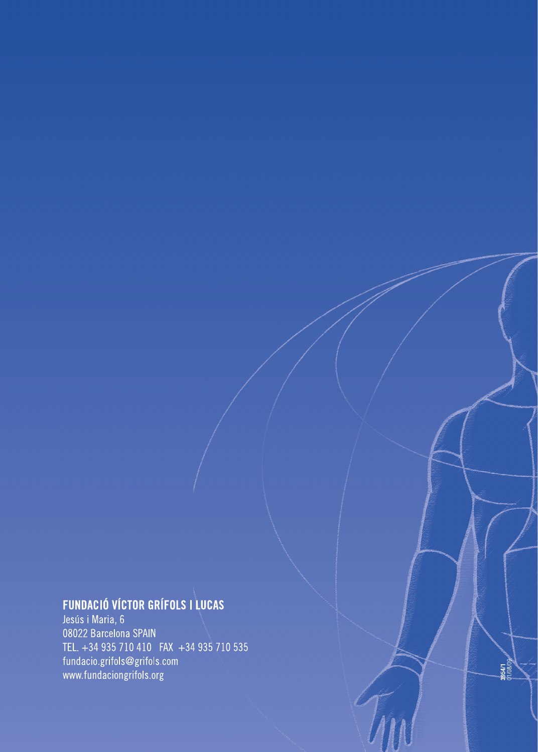**FUNDACIÓ VÍCTOR GRÍFOLS I LUCAS**

Jesús i Maria, 6
08022 Barcelona SPAIN
TEL. +34 935 710 410   FAX +34 935 710 535
fundacio.grifols@grifols.com
www.fundaciongrifols.org

3954/1
01/08/09